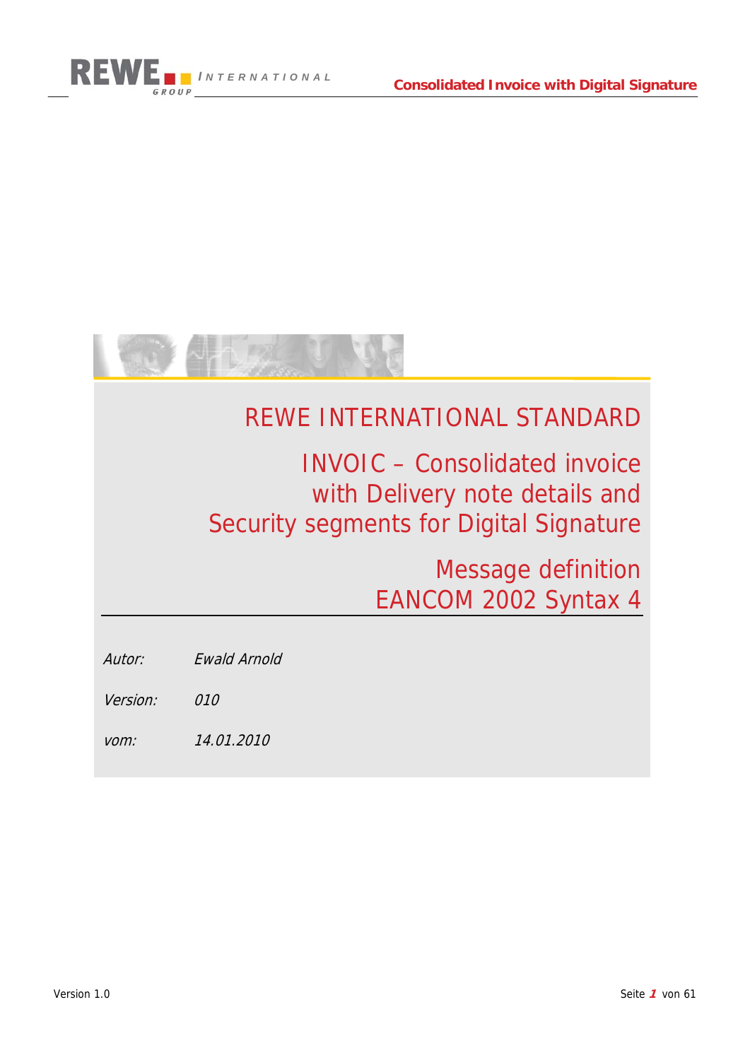# REWE INTERNATIONAL STANDARD

## INVOIC – Consolidated invoice with Delivery note details and Security segments for Digital Signature

## Message definition EANCOM 2002 Syntax 4

*Autor:* *Ewald Arnold*

*Version:* *010*

*vom:* *14.01.2010*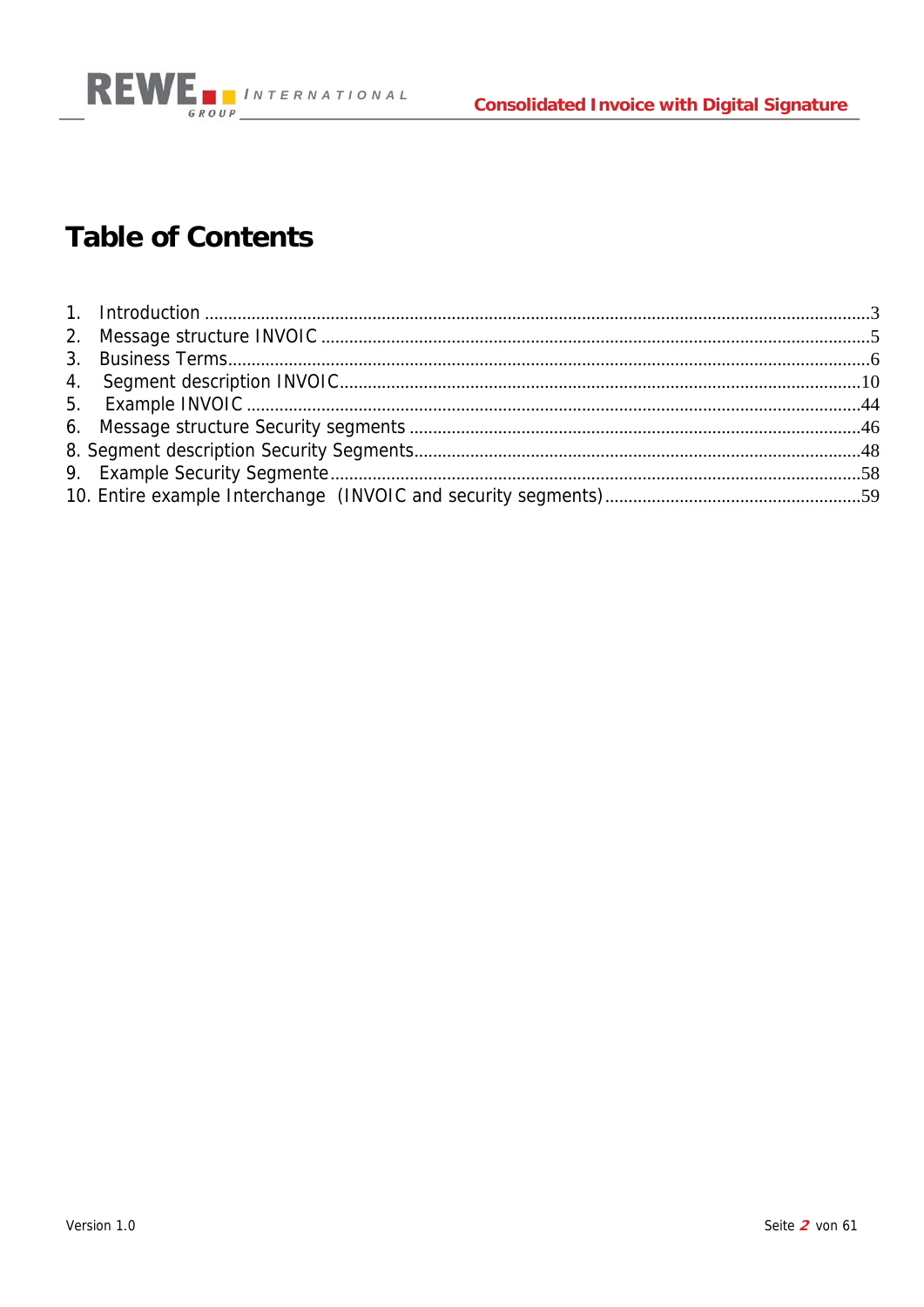# Table of Contents

1. Introduction ....................................................................................................3
2. Message structure INVOIC ..............................................................................5
3. Business Terms...............................................................................................6
4. Segment description INVOIC...........................................................................10
5. Example INVOIC ..............................................................................................44
6. Message structure Security segments ..............................................................46

8. Segment description Security Segments.............................................................48

9. Example Security Segmente ..............................................................................58

10. Entire example Interchange (INVOIC and security segments)..........................59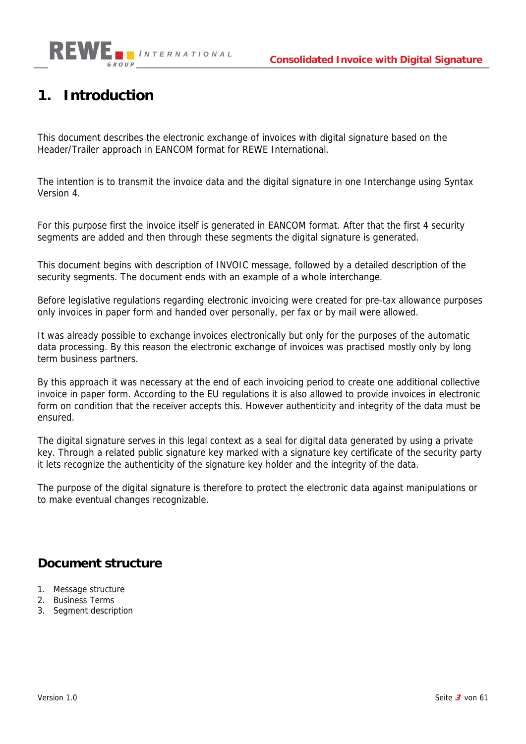# 1. Introduction

This document describes the electronic exchange of invoices with digital signature based on the Header/Trailer approach in EANCOM format for REWE International.

The intention is to transmit the invoice data and the digital signature in one Interchange using Syntax Version 4.

For this purpose first the invoice itself is generated in EANCOM format. After that the first 4 security segments are added and then through these segments the digital signature is generated.

This document begins with description of INVOIC message, followed by a detailed description of the security segments. The document ends with an example of a whole interchange.

Before legislative regulations regarding electronic invoicing were created for pre-tax allowance purposes only invoices in paper form and handed over personally, per fax or by mail were allowed.

It was already possible to exchange invoices electronically but only for the purposes of the automatic data processing. By this reason the electronic exchange of invoices was practised mostly only by long term business partners.

By this approach it was necessary at the end of each invoicing period to create one additional collective invoice in paper form. According to the EU regulations it is also allowed to provide invoices in electronic form on condition that the receiver accepts this. However authenticity and integrity of the data must be ensured.

The digital signature serves in this legal context as a seal for digital data generated by using a private key. Through a related public signature key marked with a signature key certificate of the security party it lets recognize the authenticity of the signature key holder and the integrity of the data.

The purpose of the digital signature is therefore to protect the electronic data against manipulations or to make eventual changes recognizable.

## Document structure

1. Message structure
2. Business Terms
3. Segment description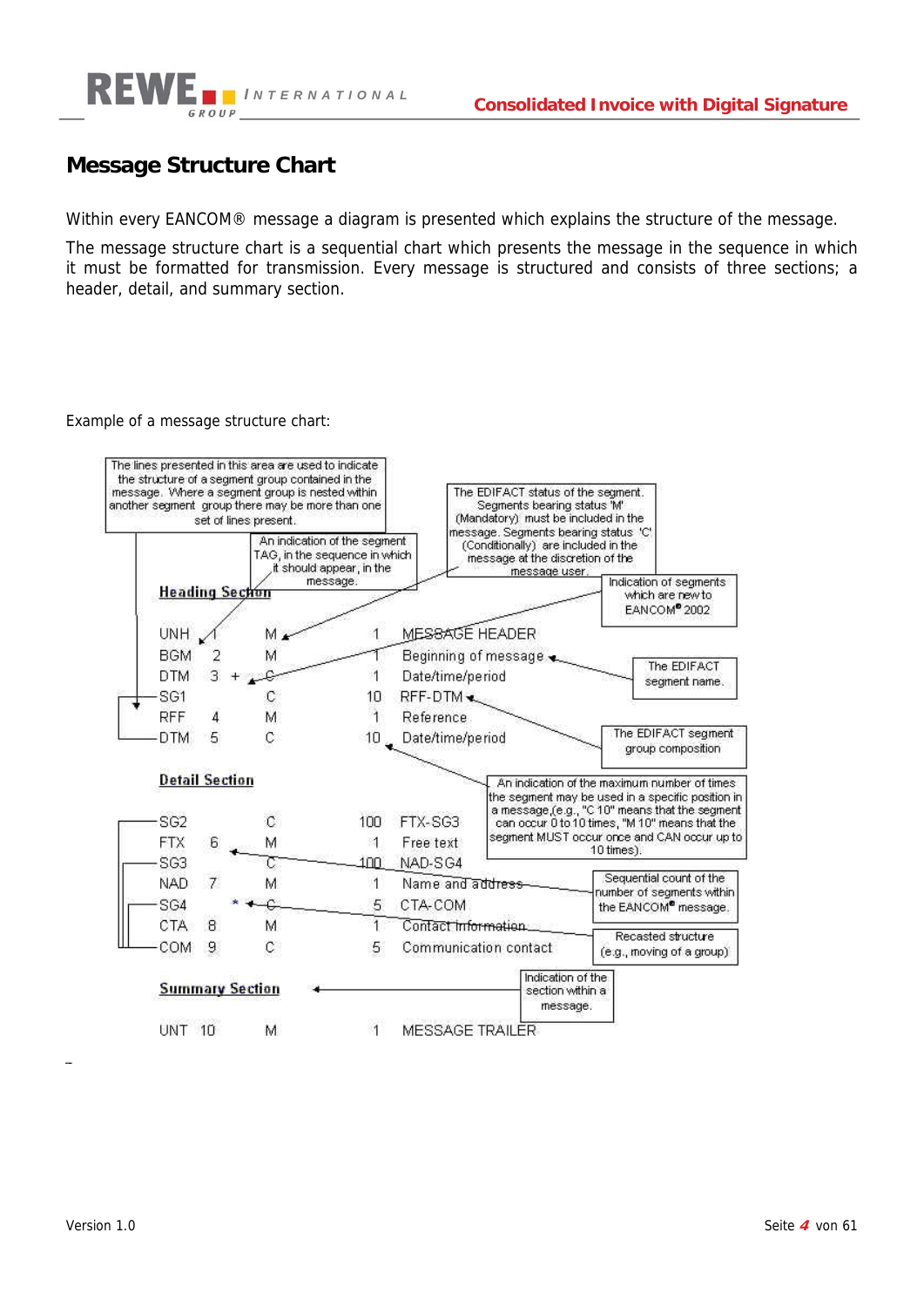## Message Structure Chart

Within every EANCOM® message a diagram is presented which explains the structure of the message.

The message structure chart is a sequential chart which presents the message in the sequence in which it must be formatted for transmission. Every message is structured and consists of three sections; a header, detail, and summary section.

Example of a message structure chart:

The lines presented in this area are used to indicate the structure of a segment group contained in the message. Where a segment group is nested within another segment group there may be more than one set of lines present.

An indication of the segment TAG, in the sequence in which it should appear, in the message.

The EDIFACT status of the segment. Segments bearing status 'M' (Mandatory) must be included in the message. Segments bearing status 'C' (Conditionally) are included in the message at the discretion of the message user.

Indication of segments which are new to EANCOM® 2002

**Heading Section**

```
UNH    1      M      1     MESSAGE HEADER
BGM    2      M      1     Beginning of message
DTM    3  +   C      1     Date/time/period
SG1           C      10    RFF-DTM
RFF    4      M      1     Reference
DTM    5      C      10    Date/time/period
```

The EDIFACT segment name.

The EDIFACT segment group composition

An indication of the maximum number of times the segment may be used in a specific position in a message,(e.g., "C 10" means that the segment can occur 0 to 10 times, "M 10" means that the segment MUST occur once and CAN occur up to 10 times).

**Detail Section**

```
SG2           C      100   FTX-SG3
FTX    6      M      1     Free text
SG3           C      100   NAD-SG4
NAD    7      M      1     Name and address
SG4       *   C      5     CTA-COM
CTA    8      M      1     Contact information
COM    9      C      5     Communication contact
```

Sequential count of the number of segments within the EANCOM® message.

Recasted structure (e.g., moving of a group)

Indication of the section within a message.

**Summary Section**

```
UNT    10     M      1     MESSAGE TRAILER
```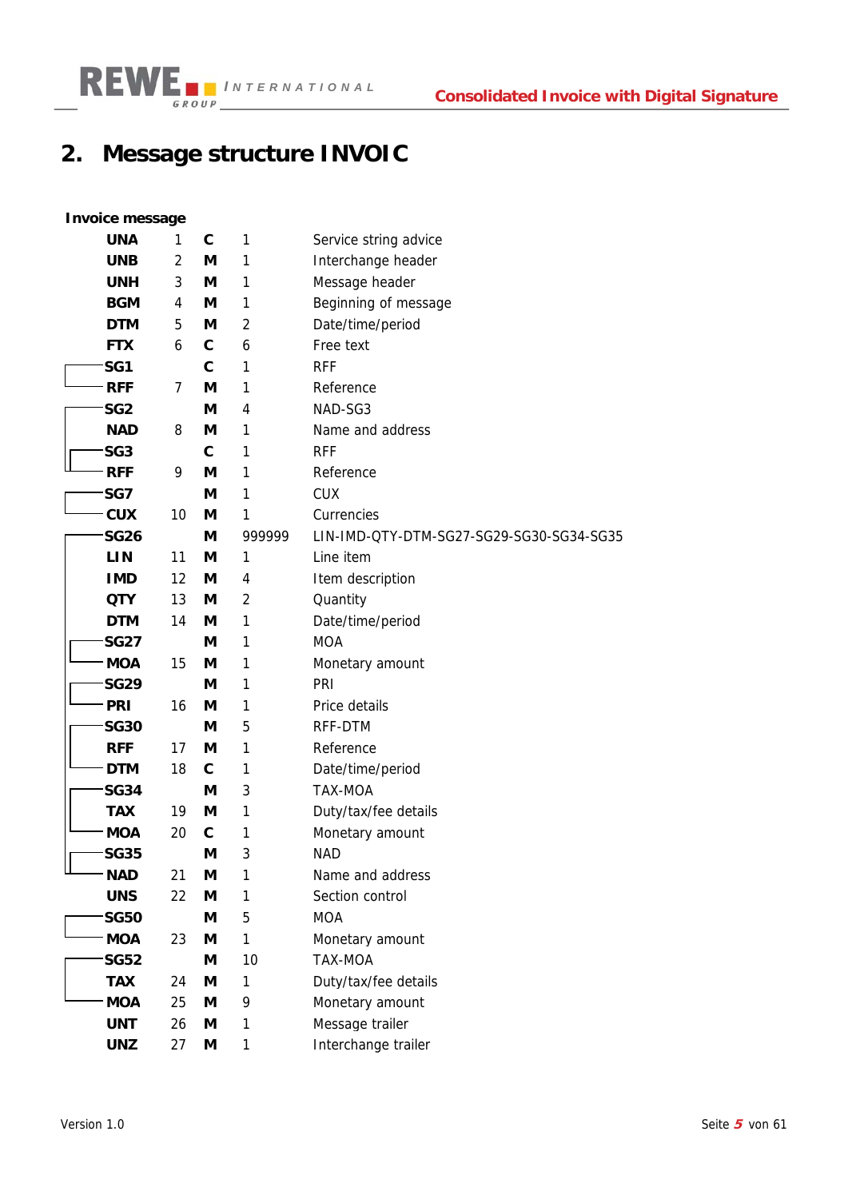# 2. Message structure INVOIC

**Invoice message**

| Segment | Pos | Status | Repeat | Description |
|---|---|---|---|---|
| **UNA** | 1 | **C** | 1 | Service string advice |
| **UNB** | 2 | **M** | 1 | Interchange header |
| **UNH** | 3 | **M** | 1 | Message header |
| **BGM** | 4 | **M** | 1 | Beginning of message |
| **DTM** | 5 | **M** | 2 | Date/time/period |
| **FTX** | 6 | **C** | 6 | Free text |
| **SG1** | | **C** | 1 | RFF |
| **RFF** | 7 | **M** | 1 | Reference |
| **SG2** | | **M** | 4 | NAD-SG3 |
| **NAD** | 8 | **M** | 1 | Name and address |
| **SG3** | | **C** | 1 | RFF |
| **RFF** | 9 | **M** | 1 | Reference |
| **SG7** | | **M** | 1 | CUX |
| **CUX** | 10 | **M** | 1 | Currencies |
| **SG26** | | **M** | 999999 | LIN-IMD-QTY-DTM-SG27-SG29-SG30-SG34-SG35 |
| **LIN** | 11 | **M** | 1 | Line item |
| **IMD** | 12 | **M** | 4 | Item description |
| **QTY** | 13 | **M** | 2 | Quantity |
| **DTM** | 14 | **M** | 1 | Date/time/period |
| **SG27** | | **M** | 1 | MOA |
| **MOA** | 15 | **M** | 1 | Monetary amount |
| **SG29** | | **M** | 1 | PRI |
| **PRI** | 16 | **M** | 1 | Price details |
| **SG30** | | **M** | 5 | RFF-DTM |
| **RFF** | 17 | **M** | 1 | Reference |
| **DTM** | 18 | **C** | 1 | Date/time/period |
| **SG34** | | **M** | 3 | TAX-MOA |
| **TAX** | 19 | **M** | 1 | Duty/tax/fee details |
| **MOA** | 20 | **C** | 1 | Monetary amount |
| **SG35** | | **M** | 3 | NAD |
| **NAD** | 21 | **M** | 1 | Name and address |
| **UNS** | 22 | **M** | 1 | Section control |
| **SG50** | | **M** | 5 | MOA |
| **MOA** | 23 | **M** | 1 | Monetary amount |
| **SG52** | | **M** | 10 | TAX-MOA |
| **TAX** | 24 | **M** | 1 | Duty/tax/fee details |
| **MOA** | 25 | **M** | 9 | Monetary amount |
| **UNT** | 26 | **M** | 1 | Message trailer |
| **UNZ** | 27 | **M** | 1 | Interchange trailer |

Version 1.0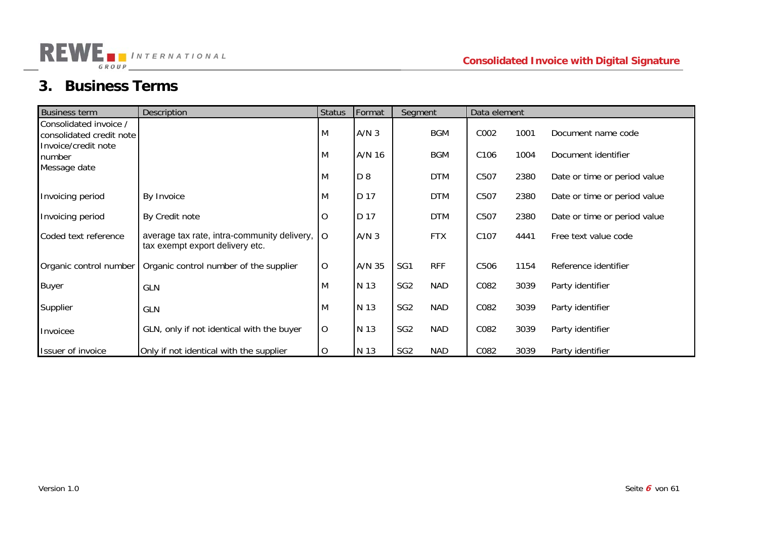# 3. Business Terms

| Business term | Description | Status | Format | Segment | | Data element | | |
|---|---|---|---|---|---|---|---|---|
| Consolidated invoice / consolidated credit note | | M | A/N 3 | | BGM | C002 | 1001 | Document name code |
| Invoice/credit note number | | M | A/N 16 | | BGM | C106 | 1004 | Document identifier |
| Message date | | M | D 8 | | DTM | C507 | 2380 | Date or time or period value |
| Invoicing period | By Invoice | M | D 17 | | DTM | C507 | 2380 | Date or time or period value |
| Invoicing period | By Credit note | O | D 17 | | DTM | C507 | 2380 | Date or time or period value |
| Coded text reference | average tax rate, intra-community delivery, tax exempt export delivery etc. | O | A/N 3 | | FTX | C107 | 4441 | Free text value code |
| Organic control number | Organic control number of the supplier | O | A/N 35 | SG1 | RFF | C506 | 1154 | Reference identifier |
| Buyer | GLN | M | N 13 | SG2 | NAD | C082 | 3039 | Party identifier |
| Supplier | GLN | M | N 13 | SG2 | NAD | C082 | 3039 | Party identifier |
| Invoicee | GLN, only if not identical with the buyer | O | N 13 | SG2 | NAD | C082 | 3039 | Party identifier |
| Issuer of invoice | Only if not identical with the supplier | O | N 13 | SG2 | NAD | C082 | 3039 | Party identifier |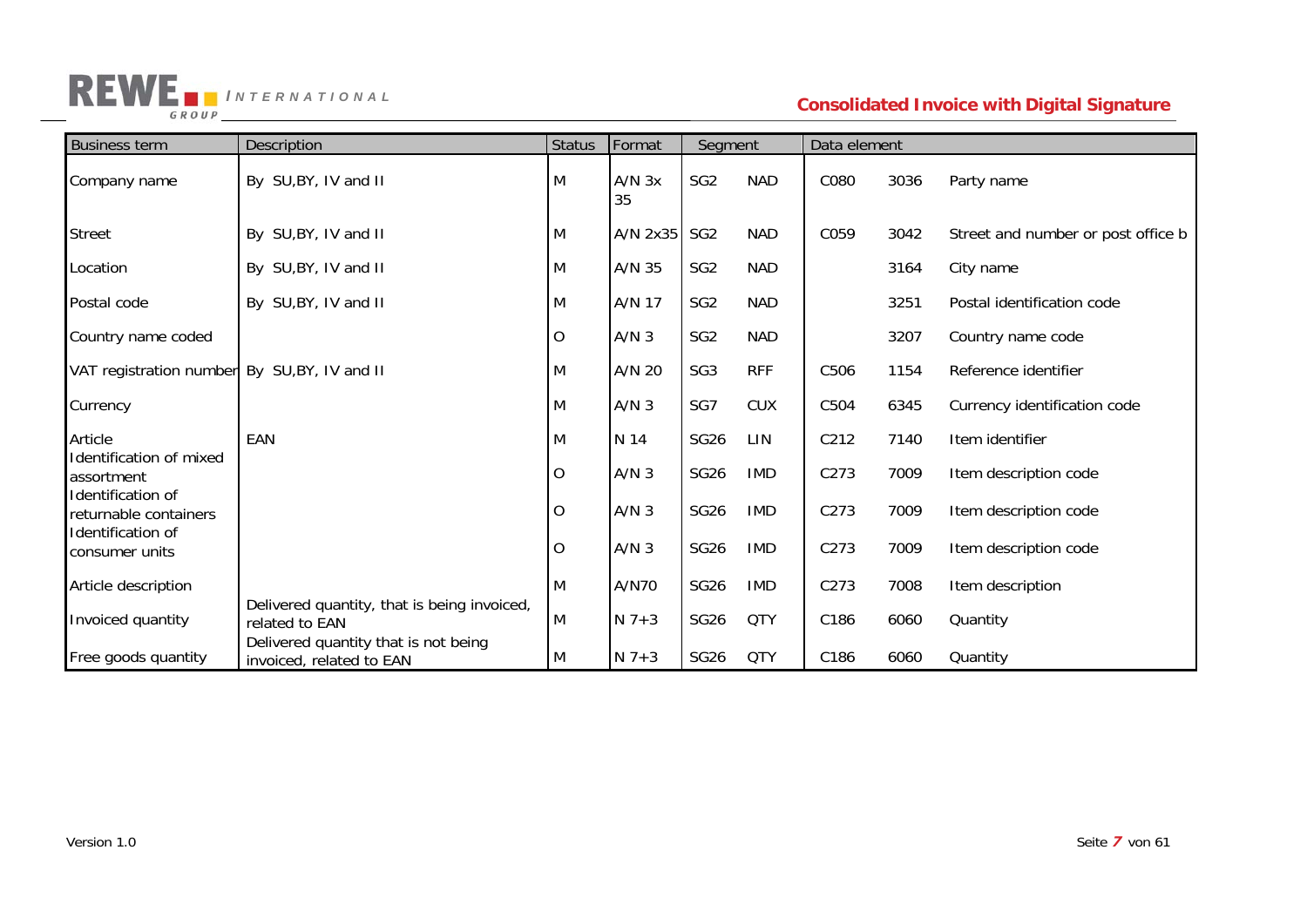| Business term | Description | Status | Format | Segment | | Data element | | |
|---|---|---|---|---|---|---|---|---|
| Company name | By SU,BY, IV and II | M | A/N 3x 35 | SG2 | NAD | C080 | 3036 | Party name |
| Street | By SU,BY, IV and II | M | A/N 2x35 | SG2 | NAD | C059 | 3042 | Street and number or post office b |
| Location | By SU,BY, IV and II | M | A/N 35 | SG2 | NAD | | 3164 | City name |
| Postal code | By SU,BY, IV and II | M | A/N 17 | SG2 | NAD | | 3251 | Postal identification code |
| Country name coded | | O | A/N 3 | SG2 | NAD | | 3207 | Country name code |
| VAT registration number | By SU,BY, IV and II | M | A/N 20 | SG3 | RFF | C506 | 1154 | Reference identifier |
| Currency | | M | A/N 3 | SG7 | CUX | C504 | 6345 | Currency identification code |
| Article | EAN | M | N 14 | SG26 | LIN | C212 | 7140 | Item identifier |
| Identification of mixed assortment | | O | A/N 3 | SG26 | IMD | C273 | 7009 | Item description code |
| Identification of returnable containers | | O | A/N 3 | SG26 | IMD | C273 | 7009 | Item description code |
| Identification of consumer units | | O | A/N 3 | SG26 | IMD | C273 | 7009 | Item description code |
| Article description | | M | A/N70 | SG26 | IMD | C273 | 7008 | Item description |
| Invoiced quantity | Delivered quantity, that is being invoiced, related to EAN | M | N 7+3 | SG26 | QTY | C186 | 6060 | Quantity |
| Free goods quantity | Delivered quantity that is not being invoiced, related to EAN | M | N 7+3 | SG26 | QTY | C186 | 6060 | Quantity |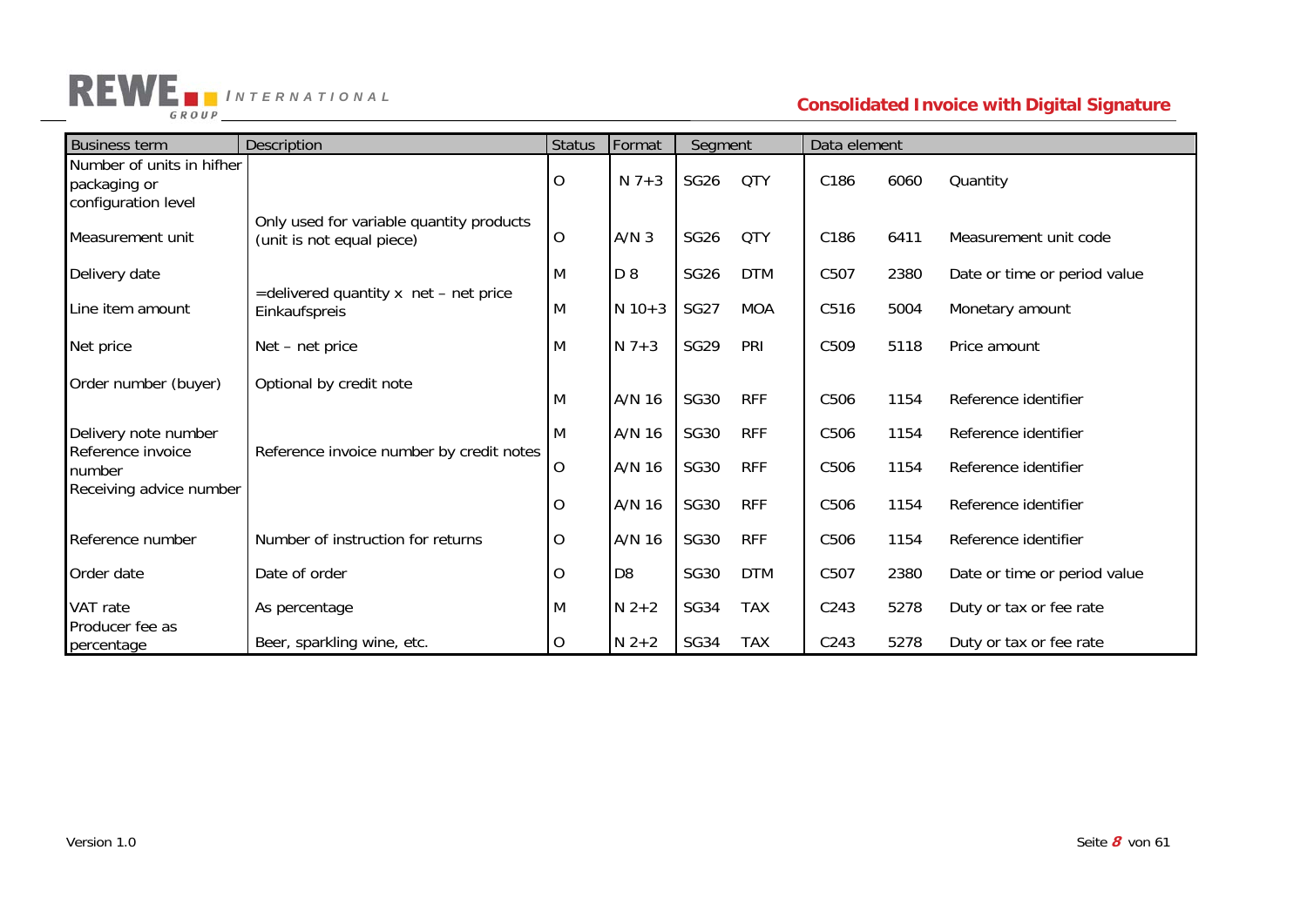| Business term | Description | Status | Format | Segment | | Data element | | |
|---|---|---|---|---|---|---|---|---|
| Number of units in hifher packaging or configuration level | | O | N 7+3 | SG26 | QTY | C186 | 6060 | Quantity |
| Measurement unit | Only used for variable quantity products (unit is not equal piece) | O | A/N 3 | SG26 | QTY | C186 | 6411 | Measurement unit code |
| Delivery date | | M | D 8 | SG26 | DTM | C507 | 2380 | Date or time or period value |
| Line item amount | =delivered quantity x net – net price Einkaufspreis | M | N 10+3 | SG27 | MOA | C516 | 5004 | Monetary amount |
| Net price | Net – net price | M | N 7+3 | SG29 | PRI | C509 | 5118 | Price amount |
| Order number (buyer) | Optional by credit note | M | A/N 16 | SG30 | RFF | C506 | 1154 | Reference identifier |
| Delivery note number | | M | A/N 16 | SG30 | RFF | C506 | 1154 | Reference identifier |
| Reference invoice number | Reference invoice number by credit notes | O | A/N 16 | SG30 | RFF | C506 | 1154 | Reference identifier |
| Receiving advice number | | O | A/N 16 | SG30 | RFF | C506 | 1154 | Reference identifier |
| Reference number | Number of instruction for returns | O | A/N 16 | SG30 | RFF | C506 | 1154 | Reference identifier |
| Order date | Date of order | O | D8 | SG30 | DTM | C507 | 2380 | Date or time or period value |
| VAT rate | As percentage | M | N 2+2 | SG34 | TAX | C243 | 5278 | Duty or tax or fee rate |
| Producer fee as percentage | Beer, sparkling wine, etc. | O | N 2+2 | SG34 | TAX | C243 | 5278 | Duty or tax or fee rate |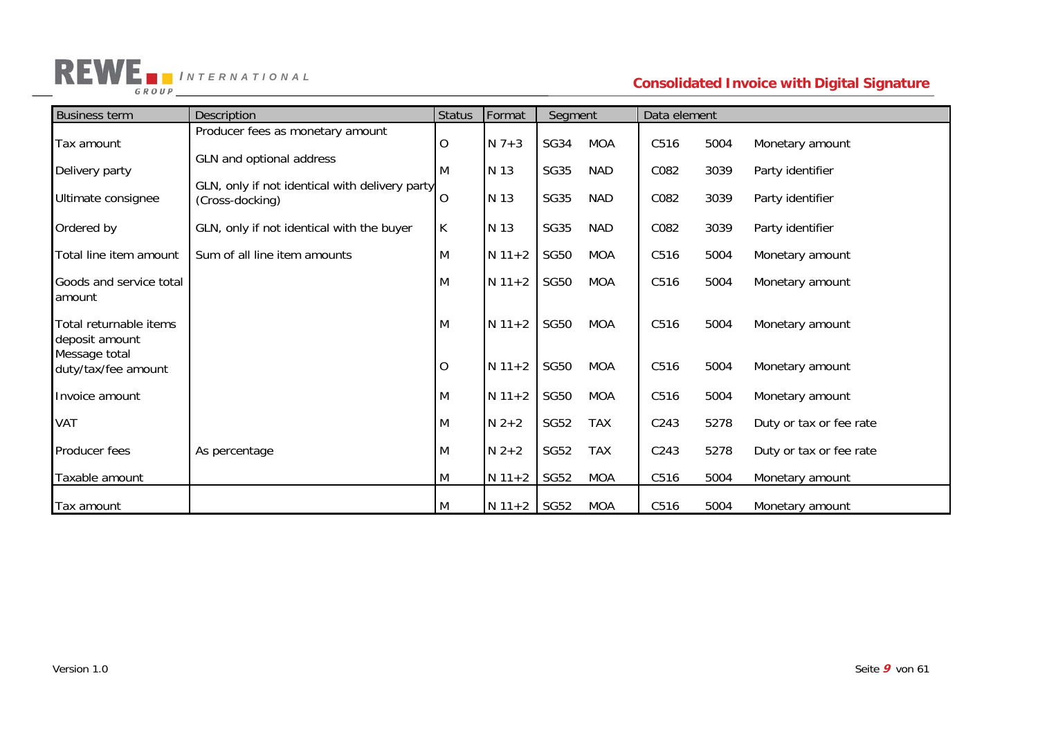| Business term | Description | Status | Format | Segment | | Data element | | |
|---|---|---|---|---|---|---|---|---|
| Tax amount | Producer fees as monetary amount | O | N 7+3 | SG34 | MOA | C516 | 5004 | Monetary amount |
| Delivery party | GLN and optional address | M | N 13 | SG35 | NAD | C082 | 3039 | Party identifier |
| Ultimate consignee | GLN, only if not identical with delivery party (Cross-docking) | O | N 13 | SG35 | NAD | C082 | 3039 | Party identifier |
| Ordered by | GLN, only if not identical with the buyer | K | N 13 | SG35 | NAD | C082 | 3039 | Party identifier |
| Total line item amount | Sum of all line item amounts | M | N 11+2 | SG50 | MOA | C516 | 5004 | Monetary amount |
| Goods and service total amount | | M | N 11+2 | SG50 | MOA | C516 | 5004 | Monetary amount |
| Total returnable items deposit amount | | M | N 11+2 | SG50 | MOA | C516 | 5004 | Monetary amount |
| Message total duty/tax/fee amount | | O | N 11+2 | SG50 | MOA | C516 | 5004 | Monetary amount |
| Invoice amount | | M | N 11+2 | SG50 | MOA | C516 | 5004 | Monetary amount |
| VAT | | M | N 2+2 | SG52 | TAX | C243 | 5278 | Duty or tax or fee rate |
| Producer fees | As percentage | M | N 2+2 | SG52 | TAX | C243 | 5278 | Duty or tax or fee rate |
| Taxable amount | | M | N 11+2 | SG52 | MOA | C516 | 5004 | Monetary amount |
| Tax amount | | M | N 11+2 | SG52 | MOA | C516 | 5004 | Monetary amount |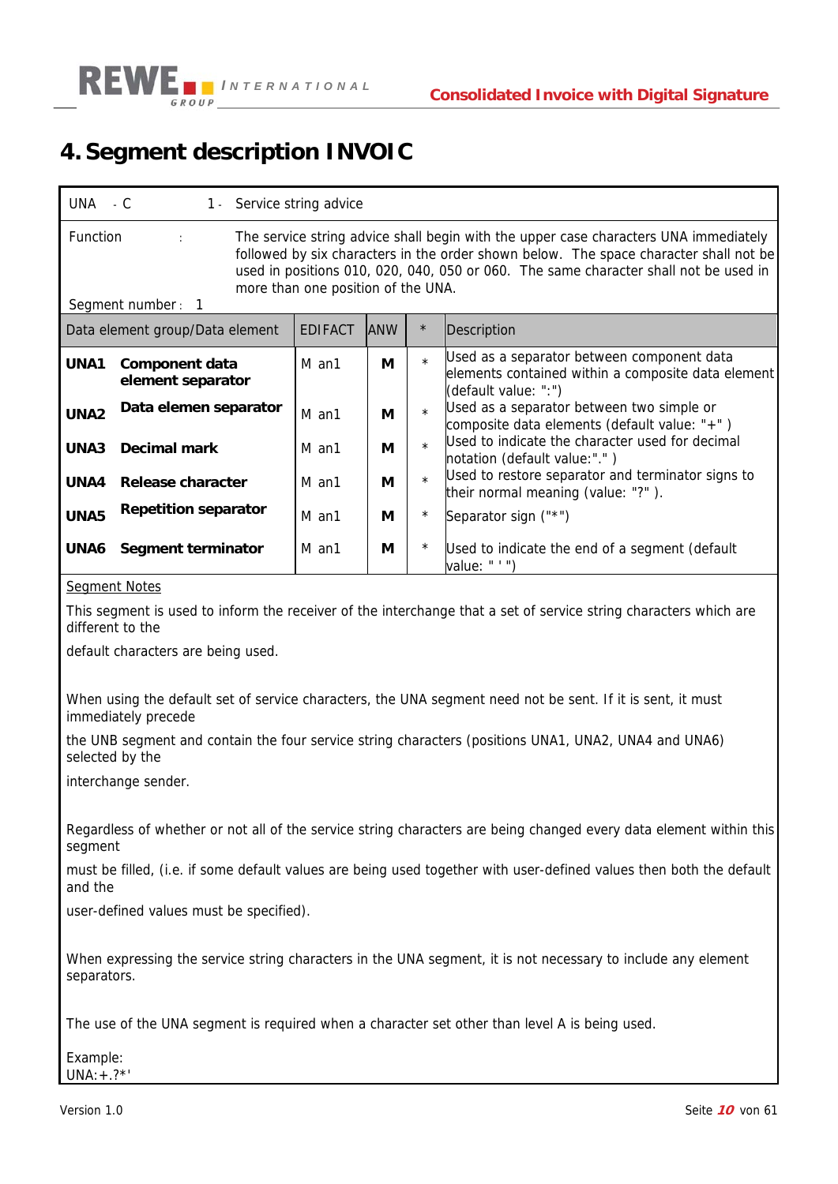# 4. Segment description INVOIC

| UNA - C | 1 - Service string advice | | | |
|---|---|---|---|---|
| Function : Segment number : 1 | The service string advice shall begin with the upper case characters UNA immediately followed by six characters in the order shown below. The space character shall not be used in positions 010, 020, 040, 050 or 060. The same character shall not be used in more than one position of the UNA. | | | |
| Data element group/Data element | EDIFACT | ANW | * | Description |
| **UNA1 Component data element separator** | M an1 | **M** | * | Used as a separator between component data elements contained within a composite data element (default value: ":") |
| **UNA2 Data elemen separator** | M an1 | **M** | * | Used as a separator between two simple or composite data elements (default value: "+" ) |
| **UNA3 Decimal mark** | M an1 | **M** | * | Used to indicate the character used for decimal notation (default value:"." ) |
| **UNA4 Release character** | M an1 | **M** | * | Used to restore separator and terminator signs to their normal meaning (value: "?" ). |
| **UNA5 Repetition separator** | M an1 | **M** | * | Separator sign ("*") |
| **UNA6 Segment terminator** | M an1 | **M** | * | Used to indicate the end of a segment (default value: " ' ") |

Segment Notes

This segment is used to inform the receiver of the interchange that a set of service string characters which are different to the

default characters are being used.

When using the default set of service characters, the UNA segment need not be sent. If it is sent, it must immediately precede

the UNB segment and contain the four service string characters (positions UNA1, UNA2, UNA4 and UNA6) selected by the

interchange sender.

Regardless of whether or not all of the service string characters are being changed every data element within this segment

must be filled, (i.e. if some default values are being used together with user-defined values then both the default and the

user-defined values must be specified).

When expressing the service string characters in the UNA segment, it is not necessary to include any element separators.

The use of the UNA segment is required when a character set other than level A is being used.

Example:
UNA:+.?*'

Version 1.0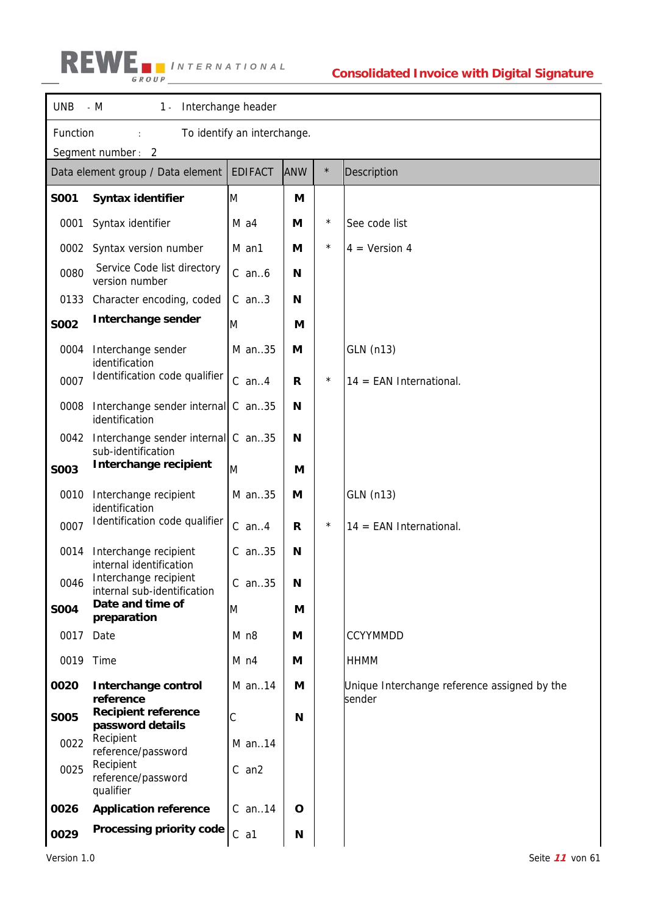| UNB - M | 1 - Interchange header | | | |
|---|---|---|---|---|
| Function : | To identify an interchange. | | | |
| Segment number : 2 | | | | |
| **Data element group / Data element** | **EDIFACT** | **ANW** | ***** | **Description** |
| **S001 Syntax identifier** | M | **M** | | |
| 0001 Syntax identifier | M a4 | **M** | * | See code list |
| 0002 Syntax version number | M an1 | **M** | * | 4 = Version 4 |
| 0080 Service Code list directory version number | C an..6 | **N** | | |
| 0133 Character encoding, coded | C an..3 | **N** | | |
| **S002 Interchange sender** | M | **M** | | |
| 0004 Interchange sender identification | M an..35 | **M** | | GLN (n13) |
| 0007 Identification code qualifier | C an..4 | **R** | * | 14 = EAN International. |
| 0008 Interchange sender internal identification | C an..35 | **N** | | |
| 0042 Interchange sender internal sub-identification | C an..35 | **N** | | |
| **S003 Interchange recipient** | M | **M** | | |
| 0010 Interchange recipient identification | M an..35 | **M** | | GLN (n13) |
| 0007 Identification code qualifier | C an..4 | **R** | * | 14 = EAN International. |
| 0014 Interchange recipient internal identification | C an..35 | **N** | | |
| 0046 Interchange recipient internal sub-identification | C an..35 | **N** | | |
| **S004 Date and time of preparation** | M | **M** | | |
| 0017 Date | M n8 | **M** | | CCYYMMDD |
| 0019 Time | M n4 | **M** | | HHMM |
| **0020 Interchange control reference** | M an..14 | **M** | | Unique Interchange reference assigned by the sender |
| **S005 Recipient reference password details** | C | **N** | | |
| 0022 Recipient reference/password | M an..14 | | | |
| 0025 Recipient reference/password qualifier | C an2 | | | |
| **0026 Application reference** | C an..14 | **O** | | |
| **0029 Processing priority code** | C a1 | **N** | | |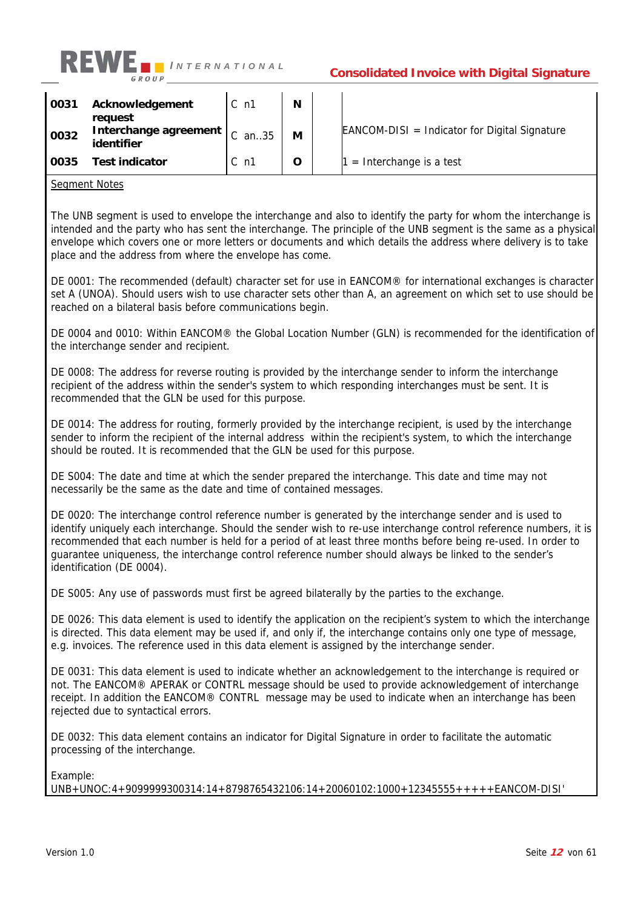| | | | | | |
|---|---|---|---|---|---|
| 0031 | **Acknowledgement request** | C n1 | N | | |
| 0032 | **Interchange agreement identifier** | C an..35 | M | | EANCOM-DISI = Indicator for Digital Signature |
| 0035 | **Test indicator** | C n1 | O | | 1 = Interchange is a test |

Segment Notes

The UNB segment is used to envelope the interchange and also to identify the party for whom the interchange is intended and the party who has sent the interchange. The principle of the UNB segment is the same as a physical envelope which covers one or more letters or documents and which details the address where delivery is to take place and the address from where the envelope has come.

DE 0001: The recommended (default) character set for use in EANCOM® for international exchanges is character set A (UNOA). Should users wish to use character sets other than A, an agreement on which set to use should be reached on a bilateral basis before communications begin.

DE 0004 and 0010: Within EANCOM® the Global Location Number (GLN) is recommended for the identification of the interchange sender and recipient.

DE 0008: The address for reverse routing is provided by the interchange sender to inform the interchange recipient of the address within the sender's system to which responding interchanges must be sent. It is recommended that the GLN be used for this purpose.

DE 0014: The address for routing, formerly provided by the interchange recipient, is used by the interchange sender to inform the recipient of the internal address within the recipient's system, to which the interchange should be routed. It is recommended that the GLN be used for this purpose.

DE S004: The date and time at which the sender prepared the interchange. This date and time may not necessarily be the same as the date and time of contained messages.

DE 0020: The interchange control reference number is generated by the interchange sender and is used to identify uniquely each interchange. Should the sender wish to re-use interchange control reference numbers, it is recommended that each number is held for a period of at least three months before being re-used. In order to guarantee uniqueness, the interchange control reference number should always be linked to the sender's identification (DE 0004).

DE S005: Any use of passwords must first be agreed bilaterally by the parties to the exchange.

DE 0026: This data element is used to identify the application on the recipient's system to which the interchange is directed. This data element may be used if, and only if, the interchange contains only one type of message, e.g. invoices. The reference used in this data element is assigned by the interchange sender.

DE 0031: This data element is used to indicate whether an acknowledgement to the interchange is required or not. The EANCOM® APERAK or CONTRL message should be used to provide acknowledgement of interchange receipt. In addition the EANCOM® CONTRL message may be used to indicate when an interchange has been rejected due to syntactical errors.

DE 0032: This data element contains an indicator for Digital Signature in order to facilitate the automatic processing of the interchange.

Example:
UNB+UNOC:4+9099999300314:14+8798765432106:14+20060102:1000+12345555+++++EANCOM-DISI'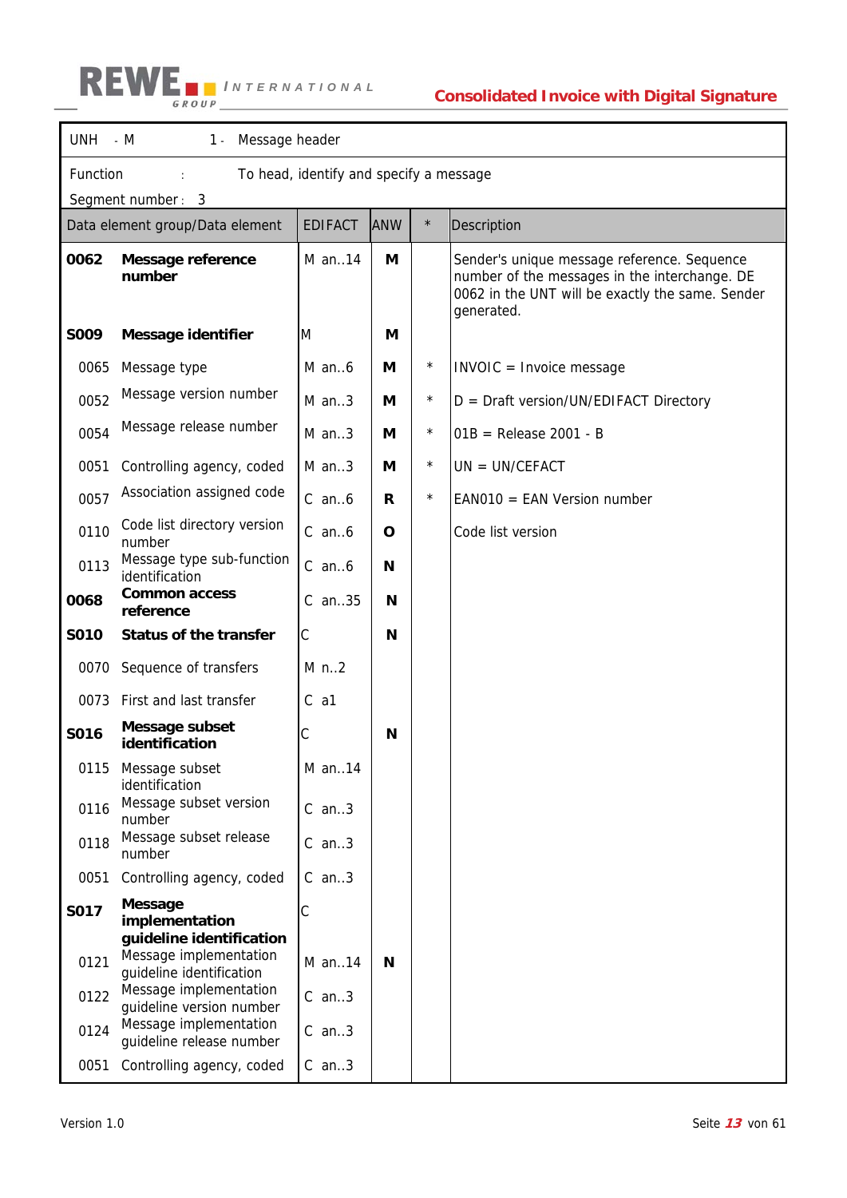| UNH - M | 1 - Message header | | | | |
|---|---|---|---|---|---|
| Function : | To head, identify and specify a message | | | | |
| Segment number : 3 | | | | | |
| **Data element group/Data element** | | **EDIFACT** | **ANW** | * | **Description** |
| **0062** | **Message reference number** | M an..14 | **M** | | Sender's unique message reference. Sequence number of the messages in the interchange. DE 0062 in the UNT will be exactly the same. Sender generated. |
| **S009** | **Message identifier** | M | **M** | | |
| 0065 | Message type | M an..6 | **M** | * | INVOIC = Invoice message |
| 0052 | Message version number | M an..3 | **M** | * | D = Draft version/UN/EDIFACT Directory |
| 0054 | Message release number | M an..3 | **M** | * | 01B = Release 2001 - B |
| 0051 | Controlling agency, coded | M an..3 | **M** | * | UN = UN/CEFACT |
| 0057 | Association assigned code | C an..6 | **R** | * | EAN010 = EAN Version number |
| 0110 | Code list directory version number | C an..6 | **O** | | Code list version |
| 0113 | Message type sub-function identification | C an..6 | **N** | | |
| **0068** | **Common access reference** | C an..35 | **N** | | |
| **S010** | **Status of the transfer** | C | **N** | | |
| 0070 | Sequence of transfers | M n..2 | | | |
| 0073 | First and last transfer | C a1 | | | |
| **S016** | **Message subset identification** | C | **N** | | |
| 0115 | Message subset identification | M an..14 | | | |
| 0116 | Message subset version number | C an..3 | | | |
| 0118 | Message subset release number | C an..3 | | | |
| 0051 | Controlling agency, coded | C an..3 | | | |
| **S017** | **Message implementation guideline identification** | C | | | |
| 0121 | Message implementation guideline identification | M an..14 | **N** | | |
| 0122 | Message implementation guideline version number | C an..3 | | | |
| 0124 | Message implementation guideline release number | C an..3 | | | |
| 0051 | Controlling agency, coded | C an..3 | | | |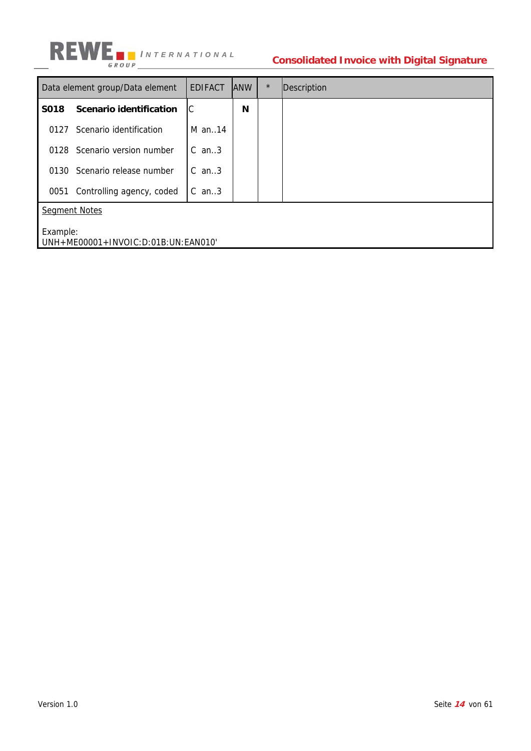| Data element group/Data element | EDIFACT | ANW | * | Description |
|---|---|---|---|---|
| **S018 Scenario identification** | C | **N** | | |
| 0127 Scenario identification | M an..14 | | | |
| 0128 Scenario version number | C an..3 | | | |
| 0130 Scenario release number | C an..3 | | | |
| 0051 Controlling agency, coded | C an..3 | | | |

Segment Notes

Example:
UNH+ME00001+INVOIC:D:01B:UN:EAN010'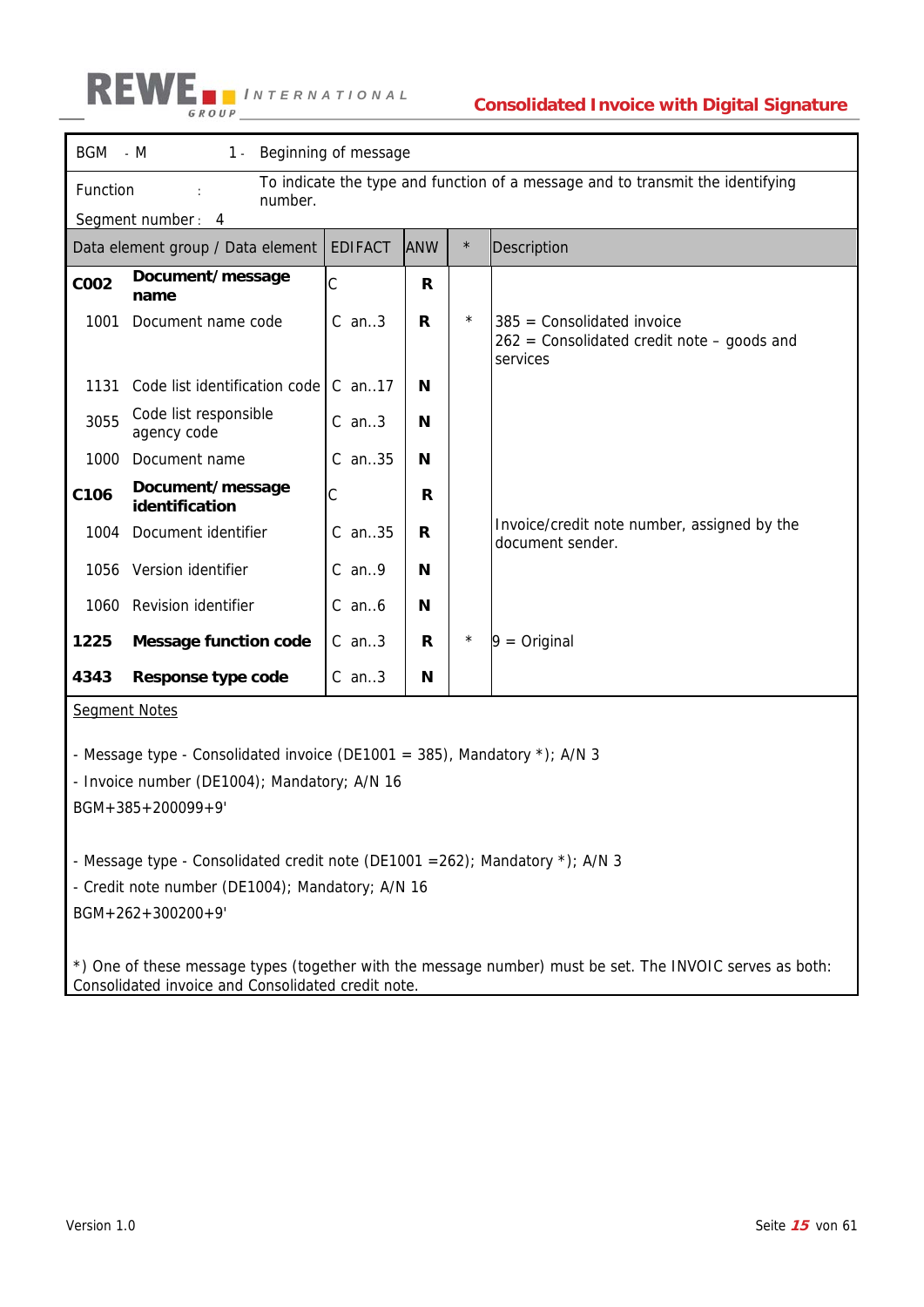| BGM - M | 1 - Beginning of message | | | |
|---|---|---|---|---|
| Function : | To indicate the type and function of a message and to transmit the identifying number. | | | |
| Segment number : 4 | | | | |

| Data element group / Data element | | EDIFACT | ANW | * | Description |
|---|---|---|---|---|---|
| **C002** | **Document/message name** | C | **R** | | |
| 1001 | Document name code | C an..3 | **R** | * | 385 = Consolidated invoice<br>262 = Consolidated credit note – goods and services |
| 1131 | Code list identification code | C an..17 | **N** | | |
| 3055 | Code list responsible agency code | C an..3 | **N** | | |
| 1000 | Document name | C an..35 | **N** | | |
| **C106** | **Document/message identification** | C | **R** | | |
| 1004 | Document identifier | C an..35 | **R** | | Invoice/credit note number, assigned by the document sender. |
| 1056 | Version identifier | C an..9 | **N** | | |
| 1060 | Revision identifier | C an..6 | **N** | | |
| **1225** | **Message function code** | C an..3 | **R** | * | 9 = Original |
| **4343** | **Response type code** | C an..3 | **N** | | |

Segment Notes

- Message type - Consolidated invoice (DE1001 = 385), Mandatory *); A/N 3
- Invoice number (DE1004); Mandatory; A/N 16

BGM+385+200099+9'

- Message type - Consolidated credit note (DE1001 =262); Mandatory *); A/N 3
- Credit note number (DE1004); Mandatory; A/N 16

BGM+262+300200+9'

*) One of these message types (together with the message number) must be set. The INVOIC serves as both: Consolidated invoice and Consolidated credit note.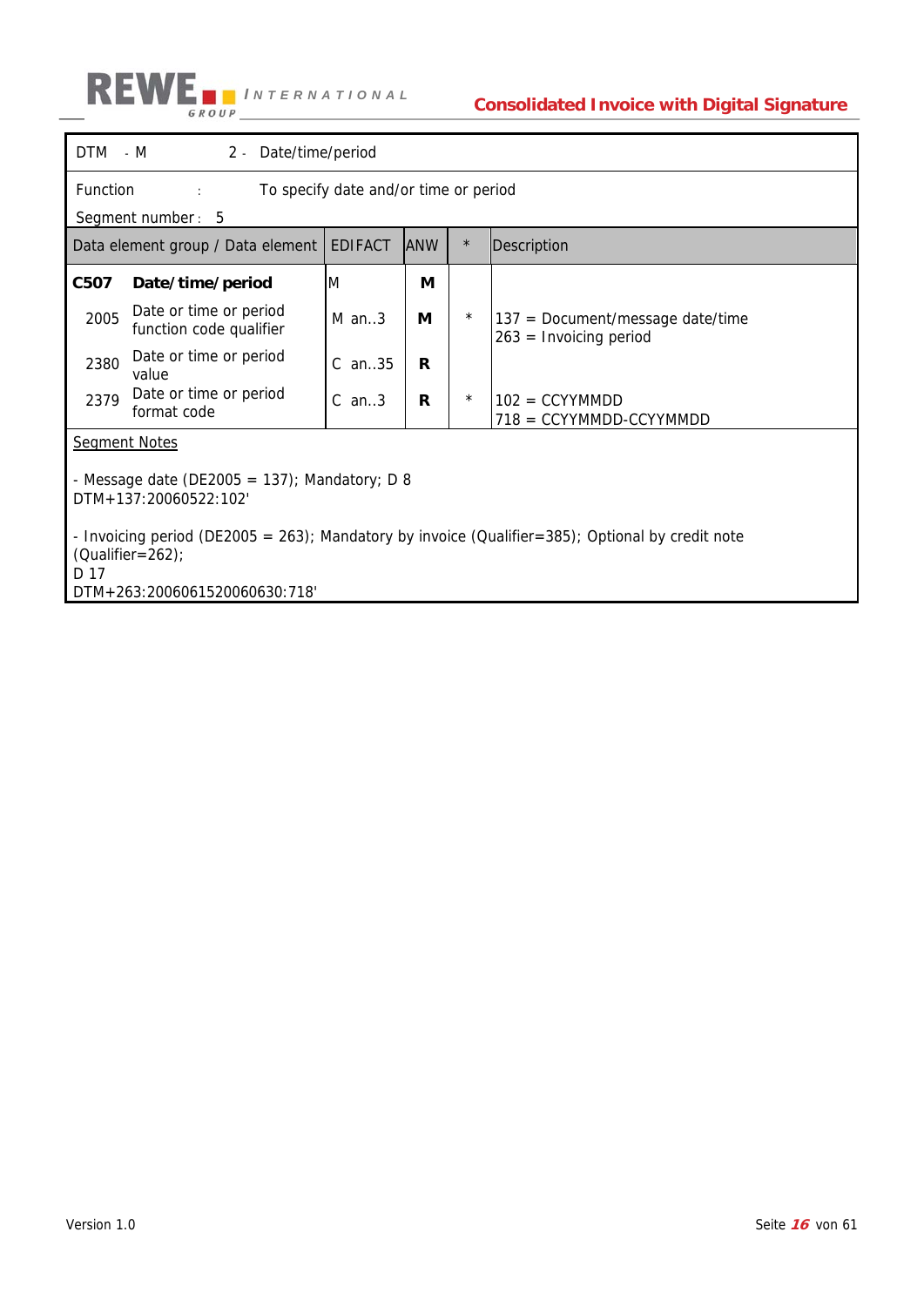| DTM - M | 2 - Date/time/period | | | |
|---|---|---|---|---|
| Function : | To specify date and/or time or period | | | |
| Segment number : 5 | | | | |

| Data element group / Data element | EDIFACT | ANW | * | Description |
|---|---|---|---|---|
| **C507 Date/time/period** | M | **M** | | |
| 2005 Date or time or period function code qualifier | M an..3 | **M** | * | 137 = Document/message date/time<br>263 = Invoicing period |
| 2380 Date or time or period value | C an..35 | **R** | | |
| 2379 Date or time or period format code | C an..3 | **R** | * | 102 = CCYYMMDD<br>718 = CCYYMMDD-CCYYMMDD |

<u>Segment Notes</u>

- Message date (DE2005 = 137); Mandatory; D 8
DTM+137:20060522:102'

- Invoicing period (DE2005 = 263); Mandatory by invoice (Qualifier=385); Optional by credit note (Qualifier=262);
D 17
DTM+263:2006061520060630:718'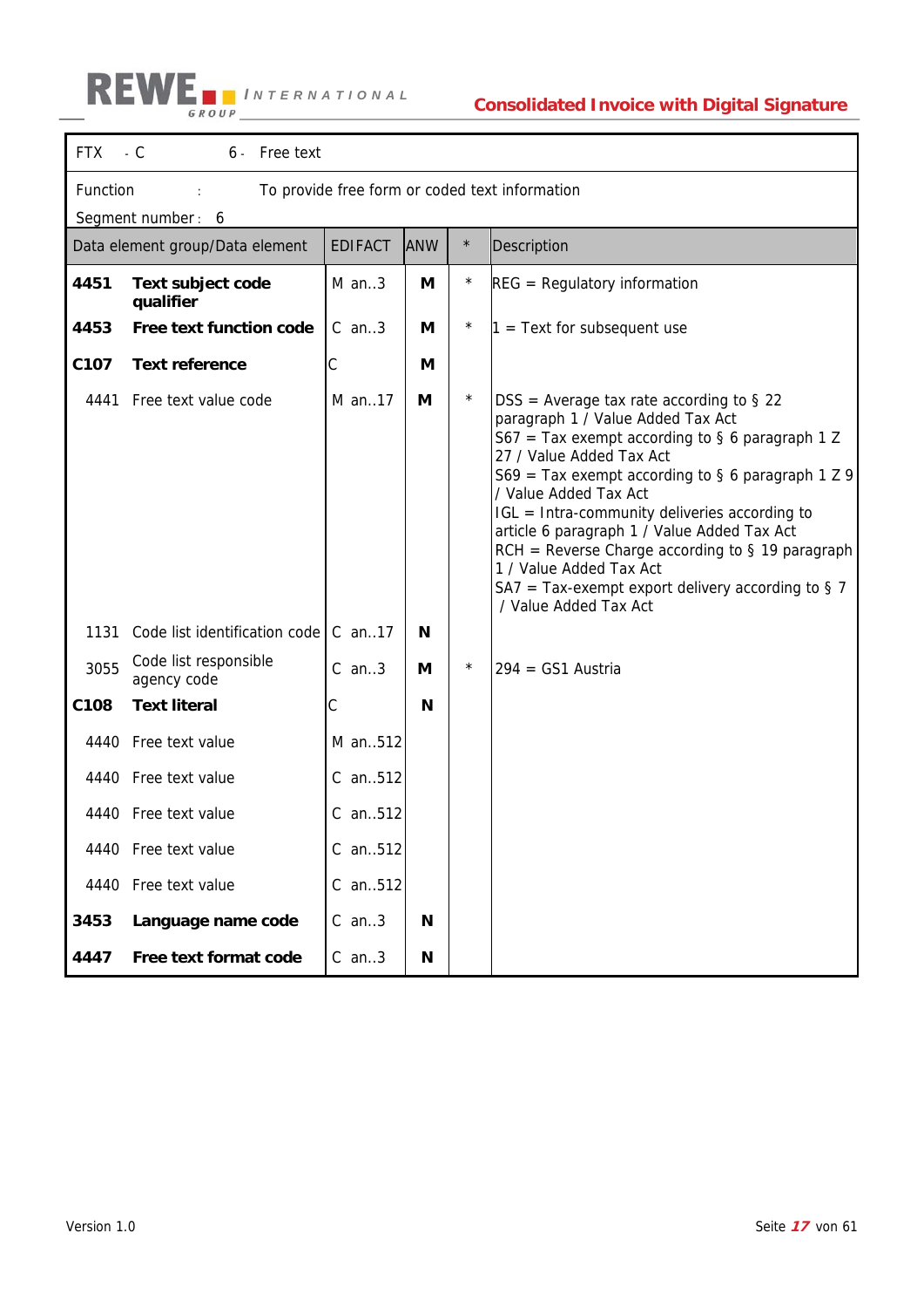| FTX | - C | 6 - | Free text |
|---|---|---|---|

Function : To provide free form or coded text information

Segment number : 6

| Data element group/Data element | | EDIFACT | ANW | * | Description |
|---|---|---|---|---|---|
| **4451** | **Text subject code qualifier** | M an..3 | **M** | * | REG = Regulatory information |
| **4453** | **Free text function code** | C an..3 | **M** | * | 1 = Text for subsequent use |
| **C107** | **Text reference** | C | **M** | | |
| 4441 | Free text value code | M an..17 | **M** | * | DSS = Average tax rate according to § 22 paragraph 1 / Value Added Tax Act<br>S67 = Tax exempt according to § 6 paragraph 1 Z 27 / Value Added Tax Act<br>S69 = Tax exempt according to § 6 paragraph 1 Z 9 / Value Added Tax Act<br>IGL = Intra-community deliveries according to article 6 paragraph 1 / Value Added Tax Act<br>RCH = Reverse Charge according to § 19 paragraph 1 / Value Added Tax Act<br>SA7 = Tax-exempt export delivery according to § 7 / Value Added Tax Act |
| 1131 | Code list identification code | C an..17 | **N** | | |
| 3055 | Code list responsible agency code | C an..3 | **M** | * | 294 = GS1 Austria |
| **C108** | **Text literal** | C | **N** | | |
| 4440 | Free text value | M an..512 | | | |
| 4440 | Free text value | C an..512 | | | |
| 4440 | Free text value | C an..512 | | | |
| 4440 | Free text value | C an..512 | | | |
| 4440 | Free text value | C an..512 | | | |
| **3453** | **Language name code** | C an..3 | **N** | | |
| **4447** | **Free text format code** | C an..3 | **N** | | |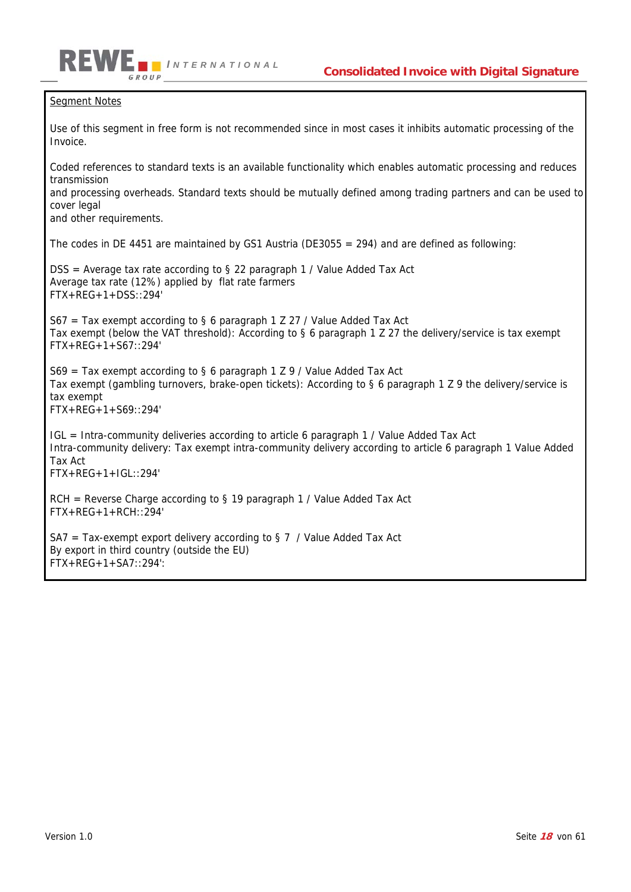Segment Notes

Use of this segment in free form is not recommended since in most cases it inhibits automatic processing of the Invoice.

Coded references to standard texts is an available functionality which enables automatic processing and reduces transmission
and processing overheads. Standard texts should be mutually defined among trading partners and can be used to cover legal
and other requirements.

The codes in DE 4451 are maintained by GS1 Austria (DE3055 = 294) and are defined as following:

DSS = Average tax rate according to § 22 paragraph 1 / Value Added Tax Act
Average tax rate (12%) applied by flat rate farmers
FTX+REG+1+DSS::294'

S67 = Tax exempt according to § 6 paragraph 1 Z 27 / Value Added Tax Act
Tax exempt (below the VAT threshold): According to § 6 paragraph 1 Z 27 the delivery/service is tax exempt
FTX+REG+1+S67::294'

S69 = Tax exempt according to § 6 paragraph 1 Z 9 / Value Added Tax Act
Tax exempt (gambling turnovers, brake-open tickets): According to § 6 paragraph 1 Z 9 the delivery/service is tax exempt
FTX+REG+1+S69::294'

IGL = Intra-community deliveries according to article 6 paragraph 1 / Value Added Tax Act
Intra-community delivery: Tax exempt intra-community delivery according to article 6 paragraph 1 Value Added Tax Act
FTX+REG+1+IGL::294'

RCH = Reverse Charge according to § 19 paragraph 1 / Value Added Tax Act
FTX+REG+1+RCH::294'

SA7 = Tax-exempt export delivery according to § 7 / Value Added Tax Act
By export in third country (outside the EU)
FTX+REG+1+SA7::294':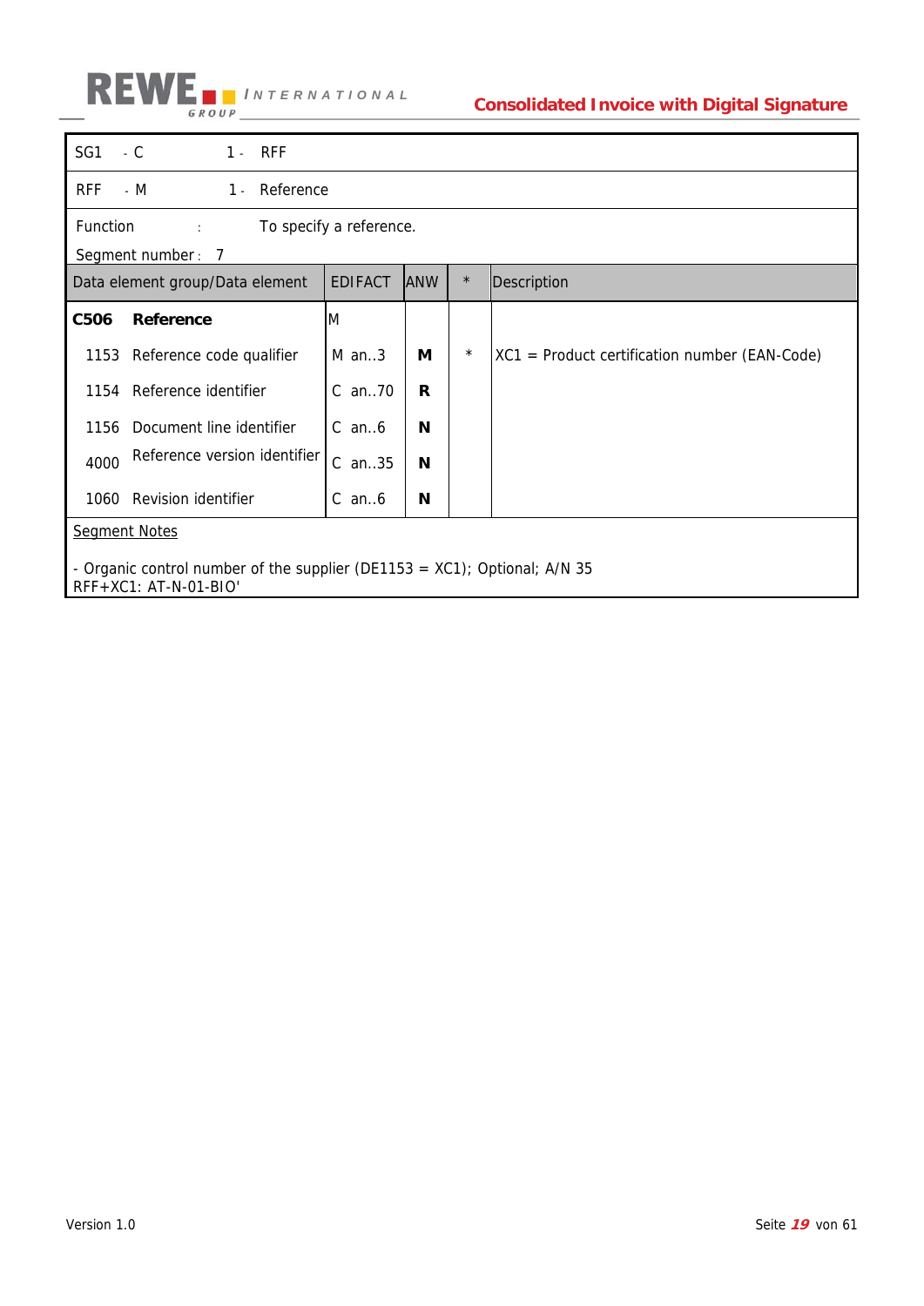| SG1 | - C | 1 - | RFF |
|---|---|---|---|
| RFF | - M | 1 - | Reference |

Function : To specify a reference.

Segment number : 7

| Data element group/Data element | EDIFACT | ANW | * | Description |
|---|---|---|---|---|
| **C506 Reference** | M | | | |
| 1153 Reference code qualifier | M an..3 | **M** | * | XC1 = Product certification number (EAN-Code) |
| 1154 Reference identifier | C an..70 | **R** | | |
| 1156 Document line identifier | C an..6 | **N** | | |
| 4000 Reference version identifier | C an..35 | **N** | | |
| 1060 Revision identifier | C an..6 | **N** | | |

Segment Notes

- Organic control number of the supplier (DE1153 = XC1); Optional; A/N 35

RFF+XC1: AT-N-01-BIO'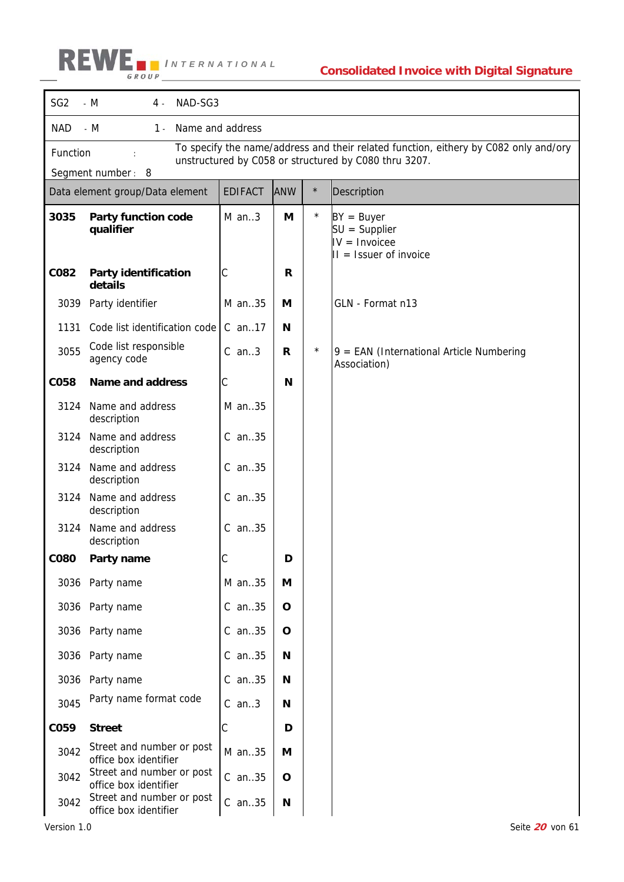| SG2 - M | 4 - NAD-SG3 | | | |
|---|---|---|---|---|
| NAD - M | 1 - Name and address | | | |
| Function : | To specify the name/address and their related function, eithery by C082 only and/ory unstructured by C058 or structured by C080 thru 3207. | | | |
| Segment number : 8 | | | | |

| Data element group/Data element | EDIFACT | ANW | * | Description |
|---|---|---|---|---|
| **3035 Party function code qualifier** | M an..3 | **M** | * | BY = Buyer<br>SU = Supplier<br>IV = Invoicee<br>II = Issuer of invoice |
| **C082 Party identification details** | C | **R** | | |
| 3039 Party identifier | M an..35 | **M** | | GLN - Format n13 |
| 1131 Code list identification code | C an..17 | **N** | | |
| 3055 Code list responsible agency code | C an..3 | **R** | * | 9 = EAN (International Article Numbering Association) |
| **C058 Name and address** | C | **N** | | |
| 3124 Name and address description | M an..35 | | | |
| 3124 Name and address description | C an..35 | | | |
| 3124 Name and address description | C an..35 | | | |
| 3124 Name and address description | C an..35 | | | |
| 3124 Name and address description | C an..35 | | | |
| **C080 Party name** | C | **D** | | |
| 3036 Party name | M an..35 | **M** | | |
| 3036 Party name | C an..35 | **O** | | |
| 3036 Party name | C an..35 | **O** | | |
| 3036 Party name | C an..35 | **N** | | |
| 3036 Party name | C an..35 | **N** | | |
| 3045 Party name format code | C an..3 | **N** | | |
| **C059 Street** | C | **D** | | |
| 3042 Street and number or post office box identifier | M an..35 | **M** | | |
| 3042 Street and number or post office box identifier | C an..35 | **O** | | |
| 3042 Street and number or post office box identifier | C an..35 | **N** | | |

Version 1.0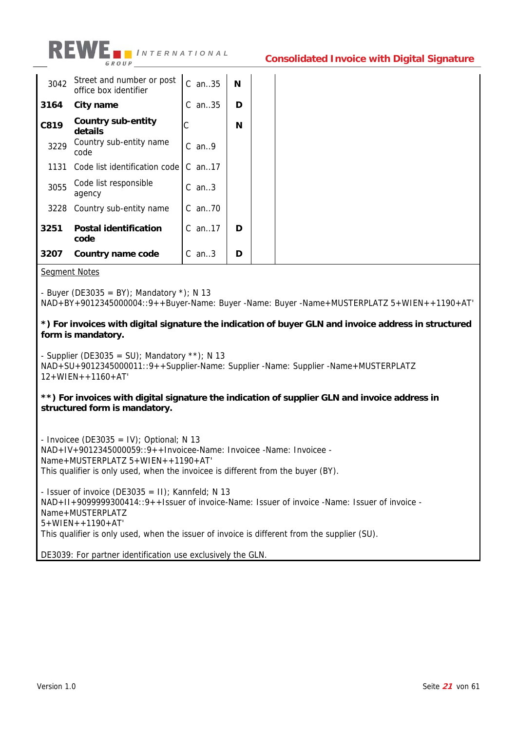| | | | | | |
|---|---|---|---|---|---|
| 3042 | Street and number or post office box identifier | C an..35 | **N** | | |
| **3164** | **City name** | C an..35 | **D** | | |
| **C819** | **Country sub-entity details** | C | **N** | | |
| 3229 | Country sub-entity name code | C an..9 | | | |
| 1131 | Code list identification code | C an..17 | | | |
| 3055 | Code list responsible agency | C an..3 | | | |
| 3228 | Country sub-entity name | C an..70 | | | |
| **3251** | **Postal identification code** | C an..17 | **D** | | |
| **3207** | **Country name code** | C an..3 | **D** | | |

Segment Notes

- Buyer (DE3035 = BY); Mandatory *); N 13
NAD+BY+9012345000004::9++Buyer-Name: Buyer -Name: Buyer -Name+MUSTERPLATZ 5+WIEN++1190+AT'

**\*) For invoices with digital signature the indication of buyer GLN and invoice address in structured form is mandatory.**

- Supplier (DE3035 = SU); Mandatory **); N 13
NAD+SU+9012345000011::9++Supplier-Name: Supplier -Name: Supplier -Name+MUSTERPLATZ 12+WIEN++1160+AT'

**\*\*) For invoices with digital signature the indication of supplier GLN and invoice address in structured form is mandatory.**

- Invoicee (DE3035 = IV); Optional; N 13
NAD+IV+9012345000059::9++Invoicee-Name: Invoicee -Name: Invoicee -Name+MUSTERPLATZ 5+WIEN++1190+AT'
This qualifier is only used, when the invoicee is different from the buyer (BY).

- Issuer of invoice (DE3035 = II); Kannfeld; N 13
NAD+II+9099999300414::9++Issuer of invoice-Name: Issuer of invoice -Name: Issuer of invoice -Name+MUSTERPLATZ 5+WIEN++1190+AT'
This qualifier is only used, when the issuer of invoice is different from the supplier (SU).

DE3039: For partner identification use exclusively the GLN.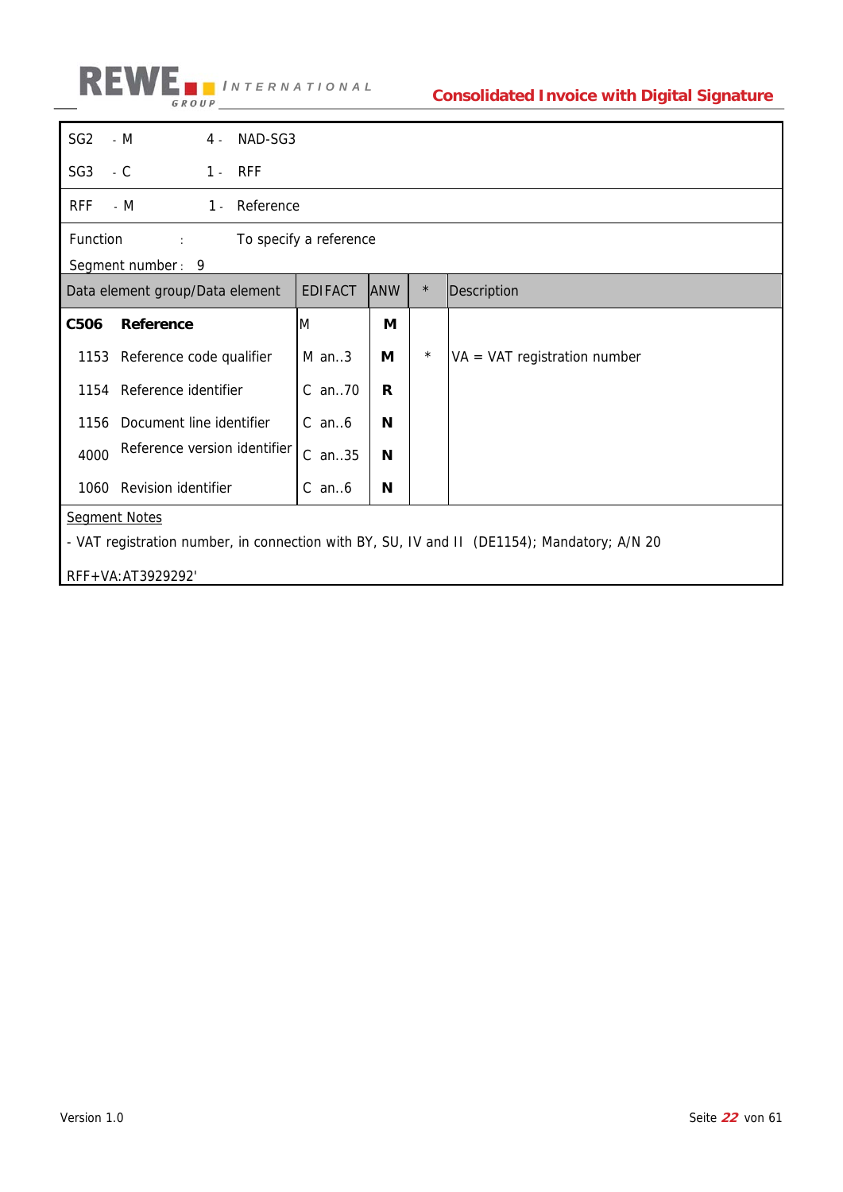| | | | |
|---|---|---|---|
| SG2 | - M | 4 - | NAD-SG3 |
| SG3 | - C | 1 - | RFF |

| | | | |
|---|---|---|---|
| RFF | - M | 1 - | Reference |

Function : To specify a reference

Segment number : 9

| Data element group/Data element | | EDIFACT | ANW | * | Description |
|---|---|---|---|---|---|
| **C506** | **Reference** | M | **M** | | |
| 1153 | Reference code qualifier | M an..3 | **M** | * | VA = VAT registration number |
| 1154 | Reference identifier | C an..70 | **R** | | |
| 1156 | Document line identifier | C an..6 | **N** | | |
| 4000 | Reference version identifier | C an..35 | **N** | | |
| 1060 | Revision identifier | C an..6 | **N** | | |

Segment Notes

- VAT registration number, in connection with BY, SU, IV and II (DE1154); Mandatory; A/N 20

RFF+VA:AT3929292'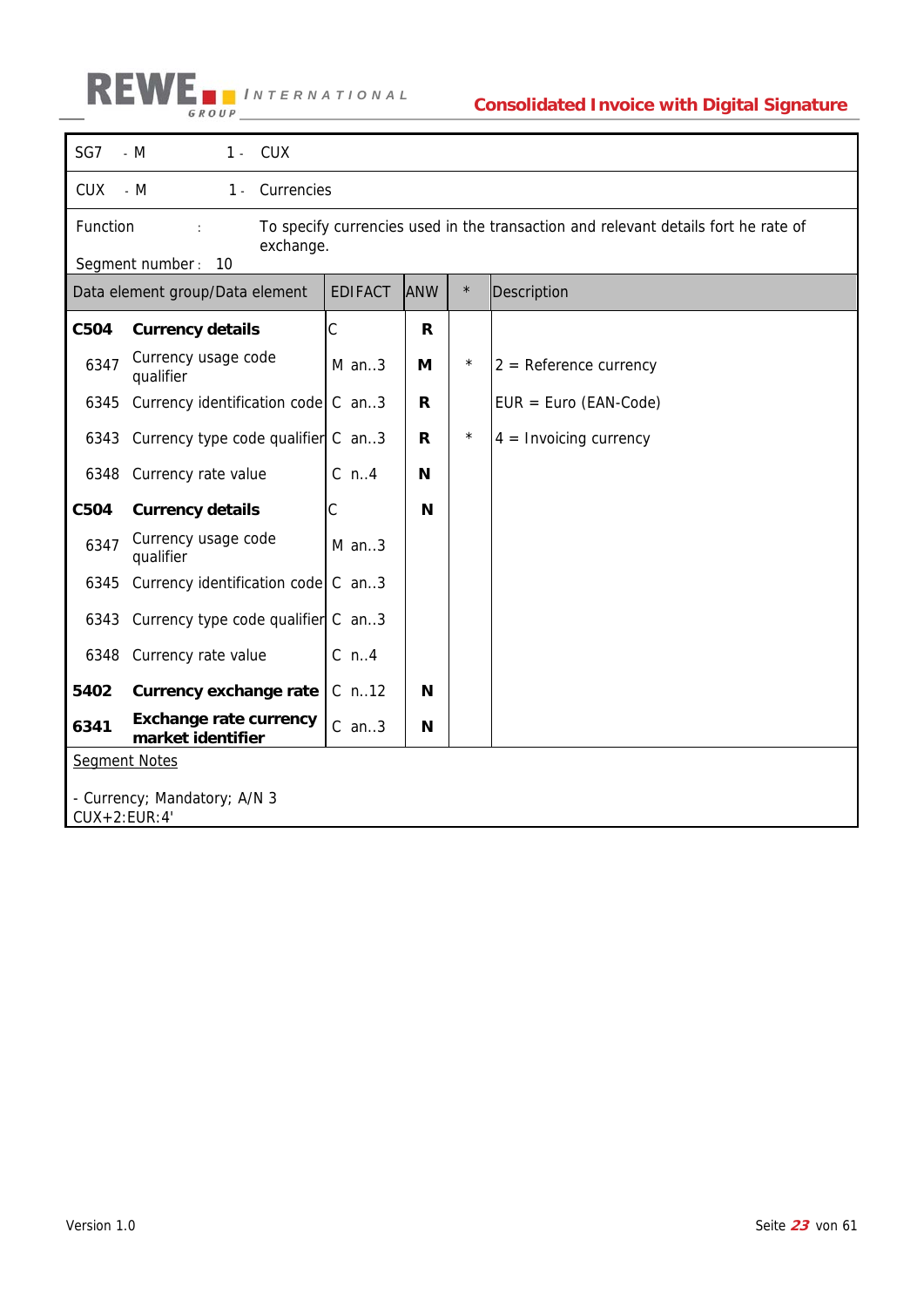| SG7 | - M | 1 - | CUX |
|---|---|---|---|
| CUX | - M | 1 - | Currencies |

Function : To specify currencies used in the transaction and relevant details fort he rate of exchange.

Segment number : 10

| Data element group/Data element | | EDIFACT | ANW | * | Description |
|---|---|---|---|---|---|
| **C504** | **Currency details** | C | **R** | | |
| 6347 | Currency usage code qualifier | M an..3 | **M** | * | 2 = Reference currency |
| 6345 | Currency identification code | C an..3 | **R** | | EUR = Euro (EAN-Code) |
| 6343 | Currency type code qualifier | C an..3 | **R** | * | 4 = Invoicing currency |
| 6348 | Currency rate value | C n..4 | **N** | | |
| **C504** | **Currency details** | C | **N** | | |
| 6347 | Currency usage code qualifier | M an..3 | | | |
| 6345 | Currency identification code | C an..3 | | | |
| 6343 | Currency type code qualifier | C an..3 | | | |
| 6348 | Currency rate value | C n..4 | | | |
| **5402** | **Currency exchange rate** | C n..12 | **N** | | |
| **6341** | **Exchange rate currency market identifier** | C an..3 | **N** | | |

Segment Notes

- Currency; Mandatory; A/N 3
CUX+2:EUR:4'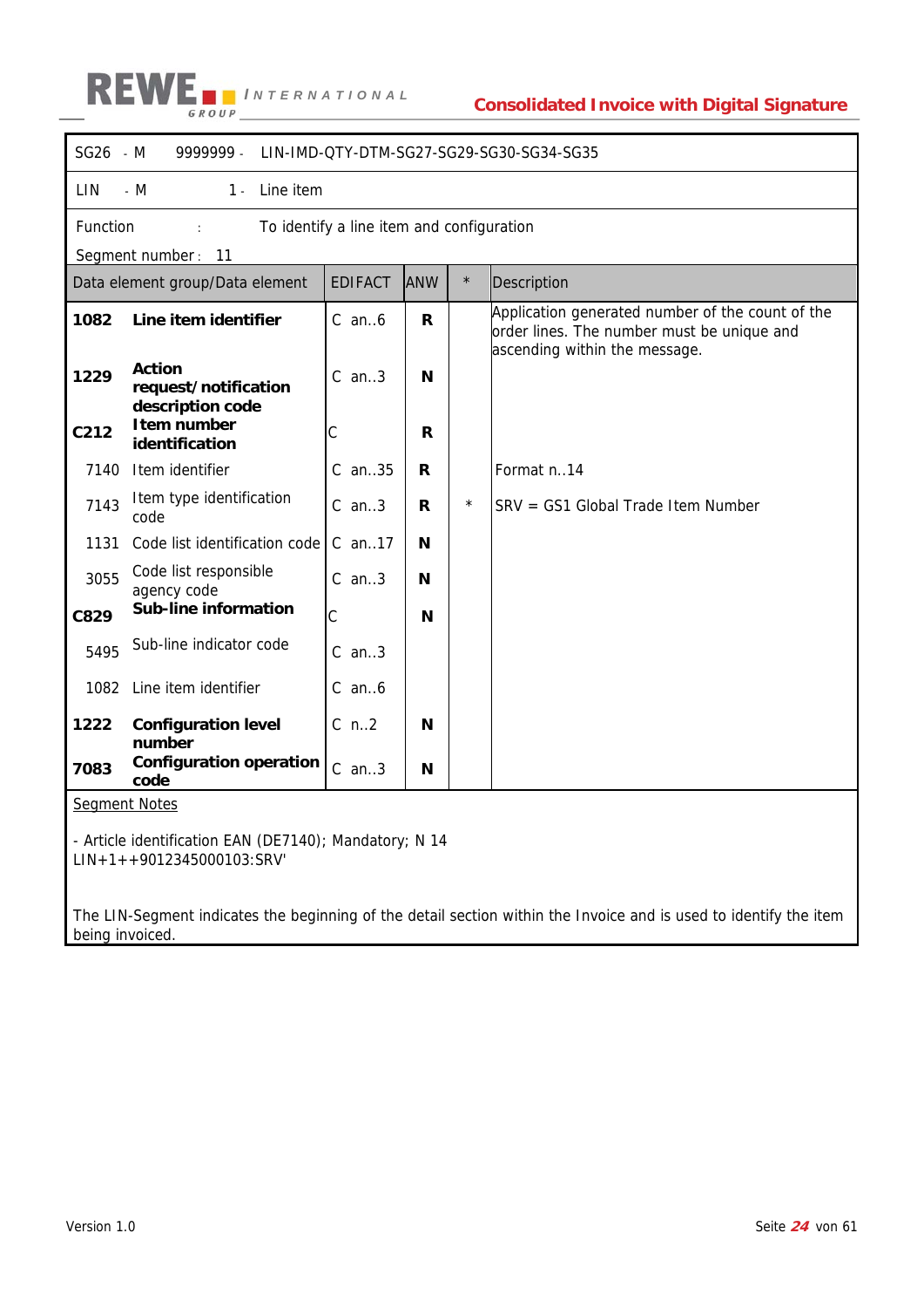| SG26 - M | 9999999 - | LIN-IMD-QTY-DTM-SG27-SG29-SG30-SG34-SG35 | | |
|---|---|---|---|---|
| LIN - M | 1 - | Line item | | |

Function : To identify a line item and configuration

Segment number : 11

| Data element group/Data element | EDIFACT | ANW | * | Description |
|---|---|---|---|---|
| **1082 Line item identifier** | C an..6 | **R** | | Application generated number of the count of the order lines. The number must be unique and ascending within the message. |
| **1229 Action request/notification description code** | C an..3 | **N** | | |
| **C212 Item number identification** | C | **R** | | |
| 7140 Item identifier | C an..35 | **R** | | Format n..14 |
| 7143 Item type identification code | C an..3 | **R** | * | SRV = GS1 Global Trade Item Number |
| 1131 Code list identification code | C an..17 | **N** | | |
| 3055 Code list responsible agency code | C an..3 | **N** | | |
| **C829 Sub-line information** | C | **N** | | |
| 5495 Sub-line indicator code | C an..3 | | | |
| 1082 Line item identifier | C an..6 | | | |
| **1222 Configuration level number** | C n..2 | **N** | | |
| **7083 Configuration operation code** | C an..3 | **N** | | |

Segment Notes

- Article identification EAN (DE7140); Mandatory; N 14
LIN+1++9012345000103:SRV'

The LIN-Segment indicates the beginning of the detail section within the Invoice and is used to identify the item being invoiced.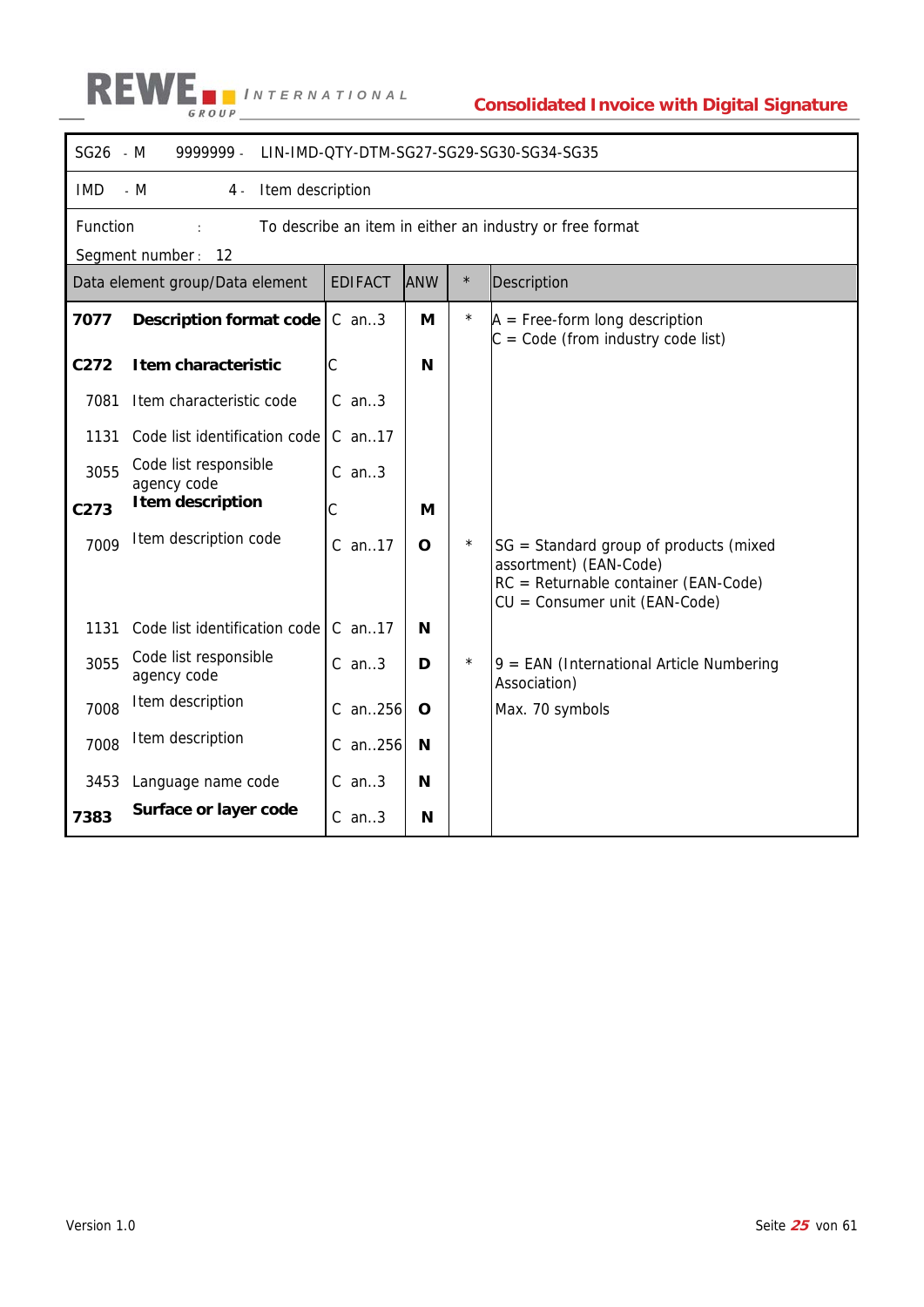| SG26 - M | 9999999 - | LIN-IMD-QTY-DTM-SG27-SG29-SG30-SG34-SG35 | | |
|---|---|---|---|---|
| **IMD - M** | **4 -** | **Item description** | | |

Function : To describe an item in either an industry or free format

Segment number : 12

| Data element group/Data element | | EDIFACT | ANW | * | Description |
|---|---|---|---|---|---|
| **7077** | **Description format code** | C an..3 | **M** | * | A = Free-form long description<br>C = Code (from industry code list) |
| **C272** | **Item characteristic** | C | **N** | | |
| 7081 | Item characteristic code | C an..3 | | | |
| 1131 | Code list identification code | C an..17 | | | |
| 3055 | Code list responsible agency code | C an..3 | | | |
| **C273** | **Item description** | C | **M** | | |
| 7009 | Item description code | C an..17 | **O** | * | SG = Standard group of products (mixed assortment) (EAN-Code)<br>RC = Returnable container (EAN-Code)<br>CU = Consumer unit (EAN-Code) |
| 1131 | Code list identification code | C an..17 | **N** | | |
| 3055 | Code list responsible agency code | C an..3 | **D** | * | 9 = EAN (International Article Numbering Association) |
| 7008 | Item description | C an..256 | **O** | | Max. 70 symbols |
| 7008 | Item description | C an..256 | **N** | | |
| 3453 | Language name code | C an..3 | **N** | | |
| **7383** | **Surface or layer code** | C an..3 | **N** | | |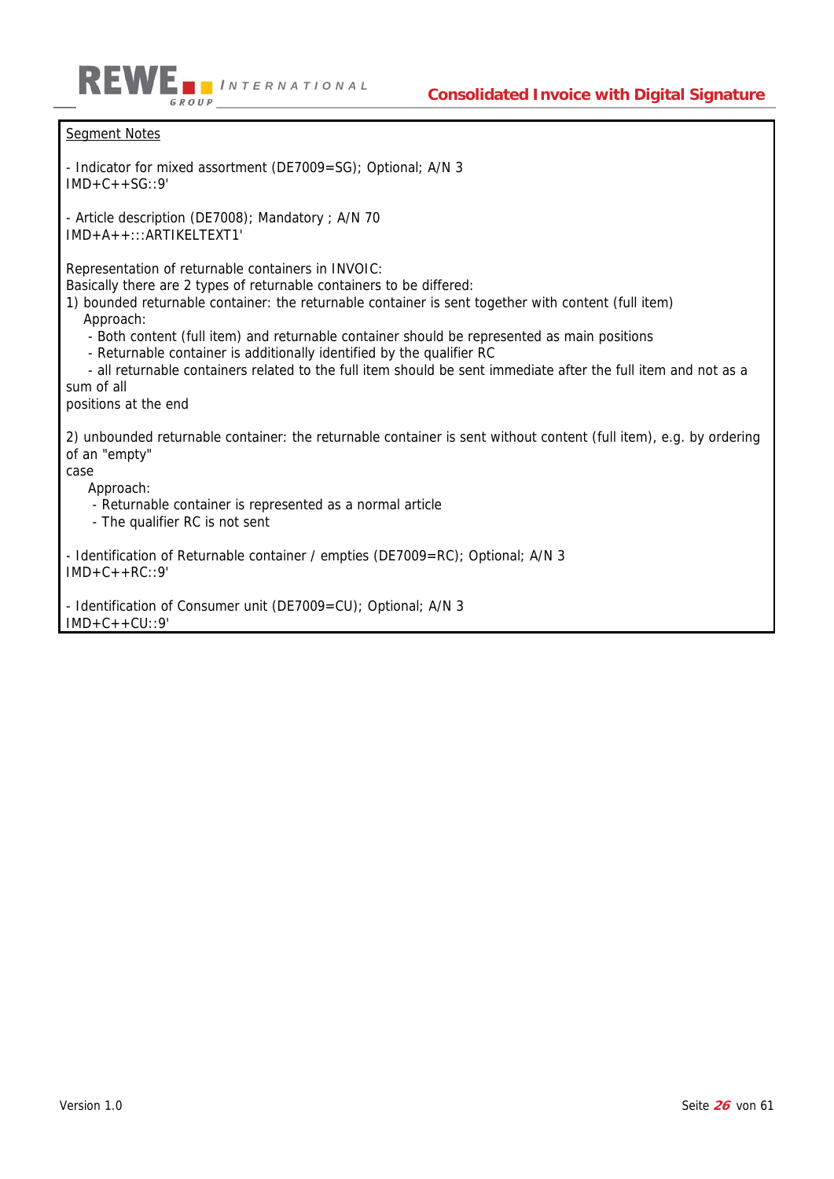Segment Notes

- Indicator for mixed assortment (DE7009=SG); Optional; A/N 3
IMD+C++SG::9'

- Article description (DE7008); Mandatory ; A/N 70
IMD+A++:::ARTIKELTEXT1'

Representation of returnable containers in INVOIC:
Basically there are 2 types of returnable containers to be differed:
1) bounded returnable container: the returnable container is sent together with content (full item)
Approach:
- Both content (full item) and returnable container should be represented as main positions
- Returnable container is additionally identified by the qualifier RC
- all returnable containers related to the full item should be sent immediate after the full item and not as a sum of all
positions at the end

2) unbounded returnable container: the returnable container is sent without content (full item), e.g. by ordering of an "empty"
case
Approach:
- Returnable container is represented as a normal article
- The qualifier RC is not sent

- Identification of Returnable container / empties (DE7009=RC); Optional; A/N 3
IMD+C++RC::9'

- Identification of Consumer unit (DE7009=CU); Optional; A/N 3
IMD+C++CU::9'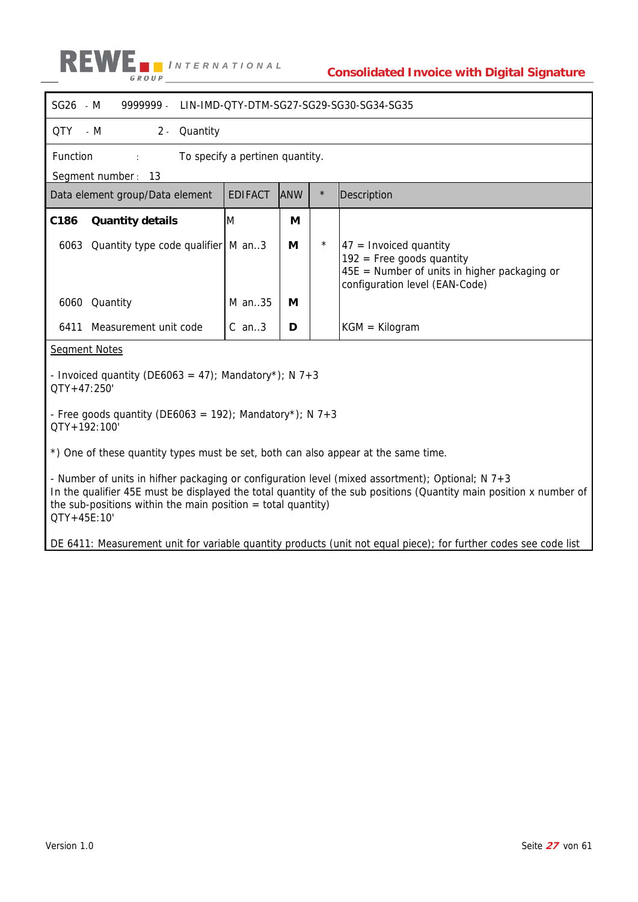| SG26 - M | 9999999 - | LIN-IMD-QTY-DTM-SG27-SG29-SG30-SG34-SG35 | | |
|---|---|---|---|---|
| QTY - M | 2 - | Quantity | | |

Function : To specify a pertinen quantity.

Segment number : 13

| Data element group/Data element | EDIFACT | ANW | * | Description |
|---|---|---|---|---|
| **C186 Quantity details** | M | **M** | | |
| 6063 Quantity type code qualifier | M an..3 | **M** | * | 47 = Invoiced quantity<br>192 = Free goods quantity<br>45E = Number of units in higher packaging or configuration level (EAN-Code) |
| 6060 Quantity | M an..35 | **M** | | |
| 6411 Measurement unit code | C an..3 | **D** | | KGM = Kilogram |

<u>Segment Notes</u>

- Invoiced quantity (DE6063 = 47); Mandatory*); N 7+3
QTY+47:250'

- Free goods quantity (DE6063 = 192); Mandatory*); N 7+3
QTY+192:100'

*) One of these quantity types must be set, both can also appear at the same time.

- Number of units in hifher packaging or configuration level (mixed assortment); Optional; N 7+3
In the qualifier 45E must be displayed the total quantity of the sub positions (Quantity main position x number of the sub-positions within the main position = total quantity)
QTY+45E:10'

DE 6411: Measurement unit for variable quantity products (unit not equal piece); for further codes see code list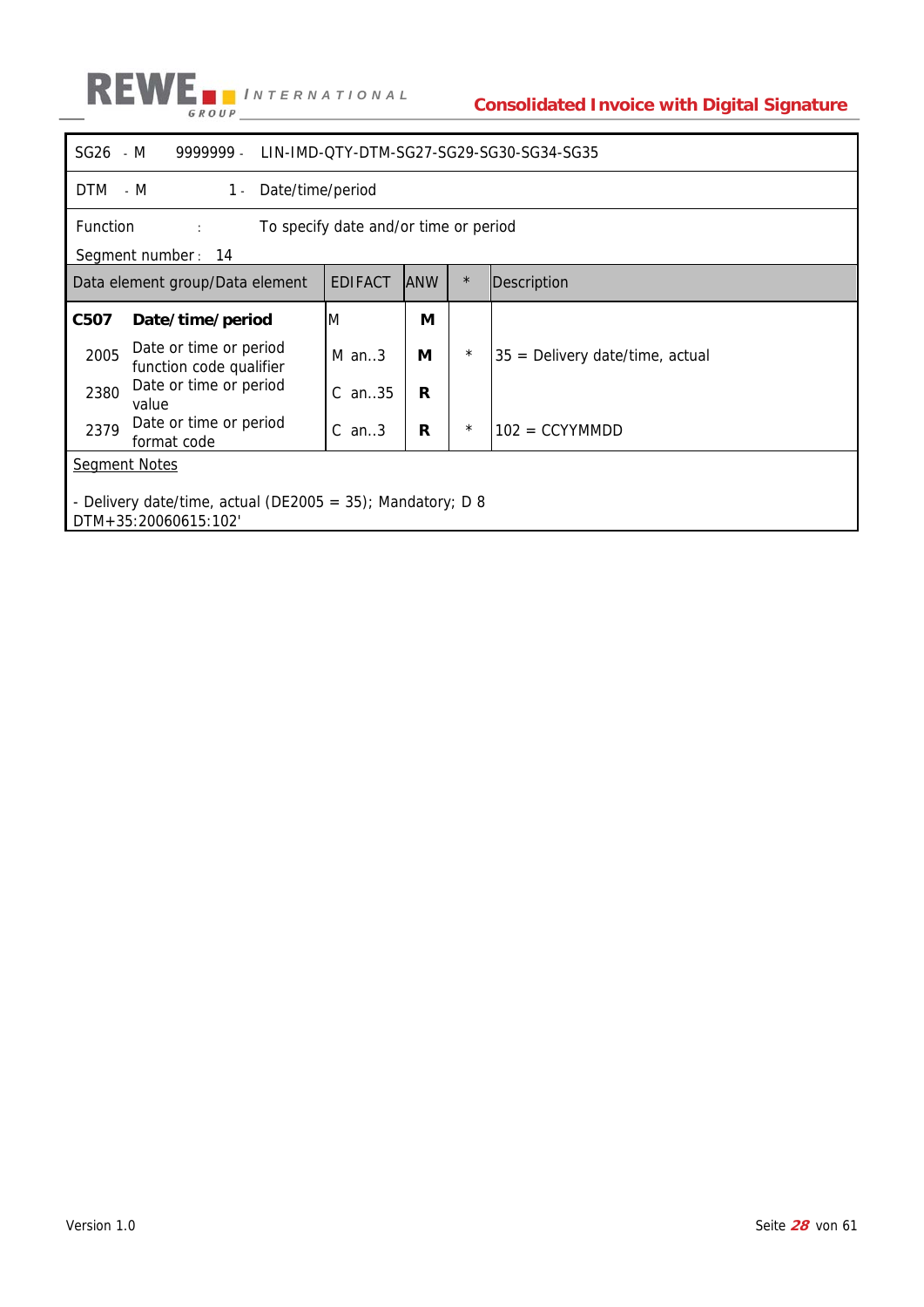| SG26 | - M | 9999999 - | LIN-IMD-QTY-DTM-SG27-SG29-SG30-SG34-SG35 |
|---|---|---|---|
| DTM | - M | 1 - | Date/time/period |

Function : To specify date and/or time or period

Segment number : 14

| Data element group/Data element | | EDIFACT | ANW | * | Description |
|---|---|---|---|---|---|
| **C507** | **Date/time/period** | M | **M** | | |
| 2005 | Date or time or period function code qualifier | M an..3 | **M** | * | 35 = Delivery date/time, actual |
| 2380 | Date or time or period value | C an..35 | **R** | | |
| 2379 | Date or time or period format code | C an..3 | **R** | * | 102 = CCYYMMDD |

Segment Notes

- Delivery date/time, actual (DE2005 = 35); Mandatory; D 8
DTM+35:20060615:102'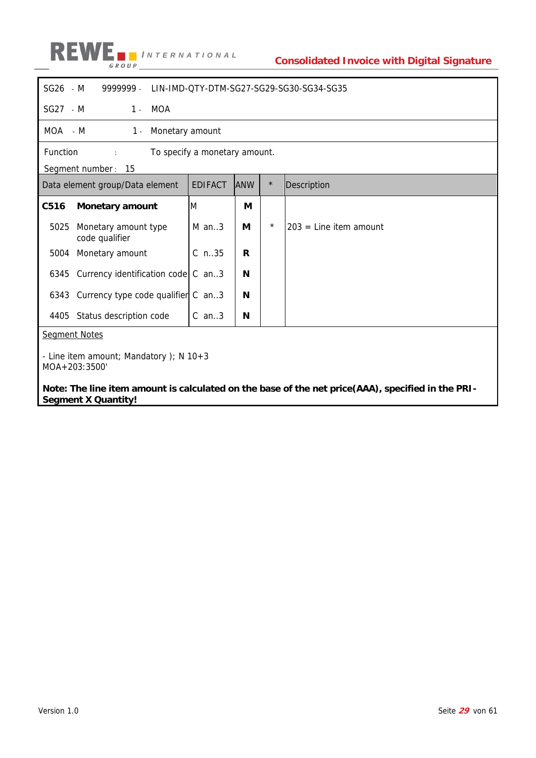SG26 - M 9999999 - LIN-IMD-QTY-DTM-SG27-SG29-SG30-SG34-SG35

SG27 - M 1 - MOA

MOA - M 1 - Monetary amount

Function : To specify a monetary amount.

Segment number : 15

| Data element group/Data element | EDIFACT | ANW | * | Description |
|---|---|---|---|---|
| **C516 Monetary amount** | M | **M** | | |
| 5025 Monetary amount type code qualifier | M an..3 | **M** | * | 203 = Line item amount |
| 5004 Monetary amount | C n..35 | **R** | | |
| 6345 Currency identification code | C an..3 | **N** | | |
| 6343 Currency type code qualifier | C an..3 | **N** | | |
| 4405 Status description code | C an..3 | **N** | | |

Segment Notes

- Line item amount; Mandatory ); N 10+3
MOA+203:3500'

**Note: The line item amount is calculated on the base of the net price(AAA), specified in the PRI-Segment X Quantity!**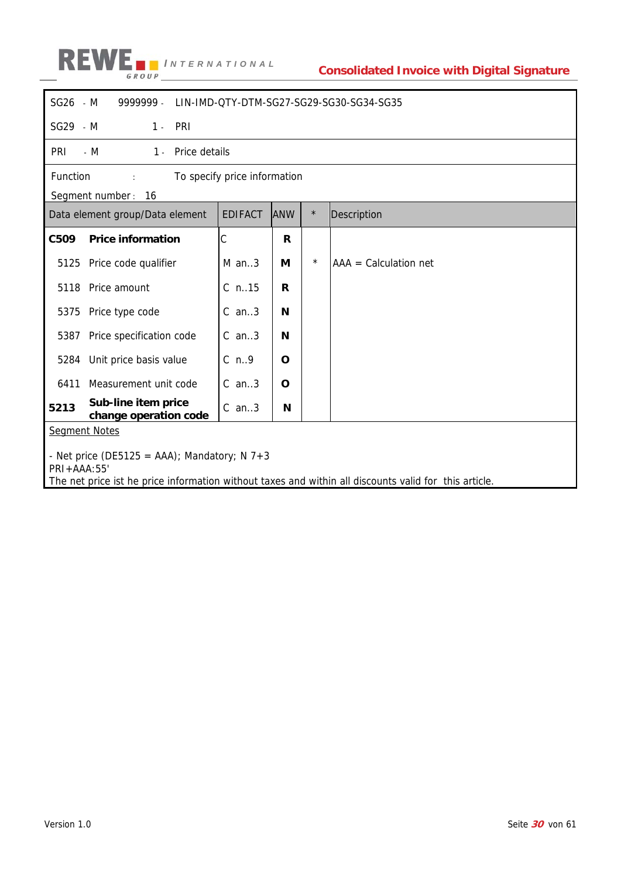| | | | |
|---|---|---|---|
| SG26 | - M | 9999999 - | LIN-IMD-QTY-DTM-SG27-SG29-SG30-SG34-SG35 |
| SG29 | - M | 1 - | PRI |

| | | | |
|---|---|---|---|
| PRI | - M | 1 - | Price details |

Function : To specify price information

Segment number : 16

| Data element group/Data element | EDIFACT | ANW | * | Description |
|---|---|---|---|---|
| **C509 Price information** | C | **R** | | |
| 5125 Price code qualifier | M an..3 | **M** | * | AAA = Calculation net |
| 5118 Price amount | C n..15 | **R** | | |
| 5375 Price type code | C an..3 | **N** | | |
| 5387 Price specification code | C an..3 | **N** | | |
| 5284 Unit price basis value | C n..9 | **O** | | |
| 6411 Measurement unit code | C an..3 | **O** | | |
| **5213 Sub-line item price change operation code** | C an..3 | **N** | | |

Segment Notes

- Net price (DE5125 = AAA); Mandatory; N 7+3
PRI+AAA:55'
The net price ist he price information without taxes and within all discounts valid for this article.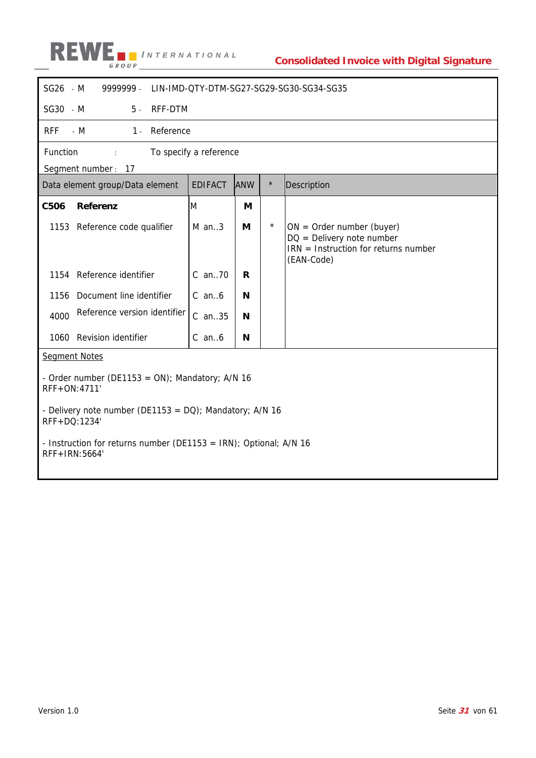| | | | |
|---|---|---|---|
| SG26 | - M | 9999999 - | LIN-IMD-QTY-DTM-SG27-SG29-SG30-SG34-SG35 |
| SG30 | - M | 5 - | RFF-DTM |

| | | | |
|---|---|---|---|
| RFF | - M | 1 - | Reference |

Function : To specify a reference

Segment number : 17

| Data element group/Data element | EDIFACT | ANW | * | Description |
|---|---|---|---|---|
| **C506 Referenz** | M | **M** | | |
| 1153 Reference code qualifier | M an..3 | **M** | * | ON = Order number (buyer)<br>DQ = Delivery note number<br>IRN = Instruction for returns number (EAN-Code) |
| 1154 Reference identifier | C an..70 | **R** | | |
| 1156 Document line identifier | C an..6 | **N** | | |
| 4000 Reference version identifier | C an..35 | **N** | | |
| 1060 Revision identifier | C an..6 | **N** | | |

Segment Notes

- Order number (DE1153 = ON); Mandatory; A/N 16
RFF+ON:4711'

- Delivery note number (DE1153 = DQ); Mandatory; A/N 16
RFF+DQ:1234'

- Instruction for returns number (DE1153 = IRN); Optional; A/N 16
RFF+IRN:5664'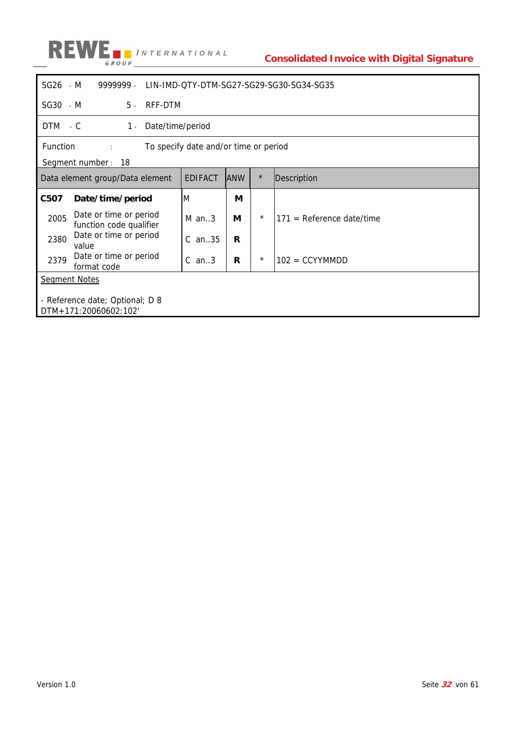| SG26 | - M | 9999999 - | LIN-IMD-QTY-DTM-SG27-SG29-SG30-SG34-SG35 |
|---|---|---|---|
| SG30 | - M | 5 - | RFF-DTM |
| DTM | - C | 1 - | Date/time/period |

Function : To specify date and/or time or period

Segment number : 18

| Data element group/Data element | | EDIFACT | ANW | * | Description |
|---|---|---|---|---|---|
| **C507** | **Date/time/period** | M | **M** | | |
| 2005 | Date or time or period function code qualifier | M an..3 | **M** | * | 171 = Reference date/time |
| 2380 | Date or time or period value | C an..35 | **R** | | |
| 2379 | Date or time or period format code | C an..3 | **R** | * | 102 = CCYYMMDD |

<u>Segment Notes</u>

- Reference date; Optional; D 8
DTM+171:20060602:102'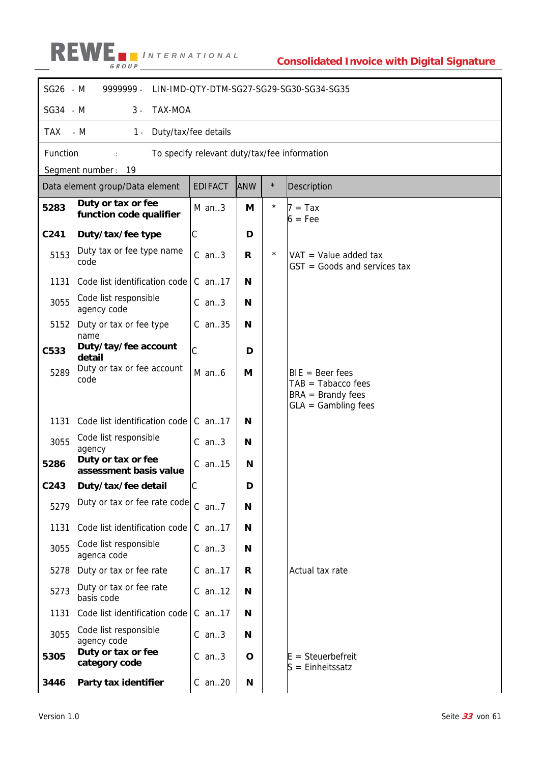SG26 - M 9999999 - LIN-IMD-QTY-DTM-SG27-SG29-SG30-SG34-SG35

SG34 - M 3 - TAX-MOA

TAX - M 1 - Duty/tax/fee details

Function : To specify relevant duty/tax/fee information

Segment number : 19

| Data element group/Data element | | EDIFACT | ANW | * | Description |
|---|---|---|---|---|---|
| **5283** | **Duty or tax or fee function code qualifier** | M an..3 | **M** | * | 7 = Tax<br>6 = Fee |
| **C241** | **Duty/tax/fee type** | C | **D** | | |
| 5153 | Duty tax or fee type name code | C an..3 | **R** | * | VAT = Value added tax<br>GST = Goods and services tax |
| 1131 | Code list identification code | C an..17 | **N** | | |
| 3055 | Code list responsible agency code | C an..3 | **N** | | |
| 5152 | Duty or tax or fee type name | C an..35 | **N** | | |
| **C533** | **Duty/tay/fee account detail** | C | **D** | | |
| 5289 | Duty or tax or fee account code | M an..6 | **M** | | BIE = Beer fees<br>TAB = Tabacco fees<br>BRA = Brandy fees<br>GLA = Gambling fees |
| 1131 | Code list identification code | C an..17 | **N** | | |
| 3055 | Code list responsible agency | C an..3 | **N** | | |
| **5286** | **Duty or tax or fee assessment basis value** | C an..15 | **N** | | |
| **C243** | **Duty/tax/fee detail** | C | **D** | | |
| 5279 | Duty or tax or fee rate code | C an..7 | **N** | | |
| 1131 | Code list identification code | C an..17 | **N** | | |
| 3055 | Code list responsible agenca code | C an..3 | **N** | | |
| 5278 | Duty or tax or fee rate | C an..17 | **R** | | Actual tax rate |
| 5273 | Duty or tax or fee rate basis code | C an..12 | **N** | | |
| 1131 | Code list identification code | C an..17 | **N** | | |
| 3055 | Code list responsible agency code | C an..3 | **N** | | |
| **5305** | **Duty or tax or fee category code** | C an..3 | **O** | | E = Steuerbefreit<br>S = Einheitssatz |
| **3446** | **Party tax identifier** | C an..20 | **N** | | |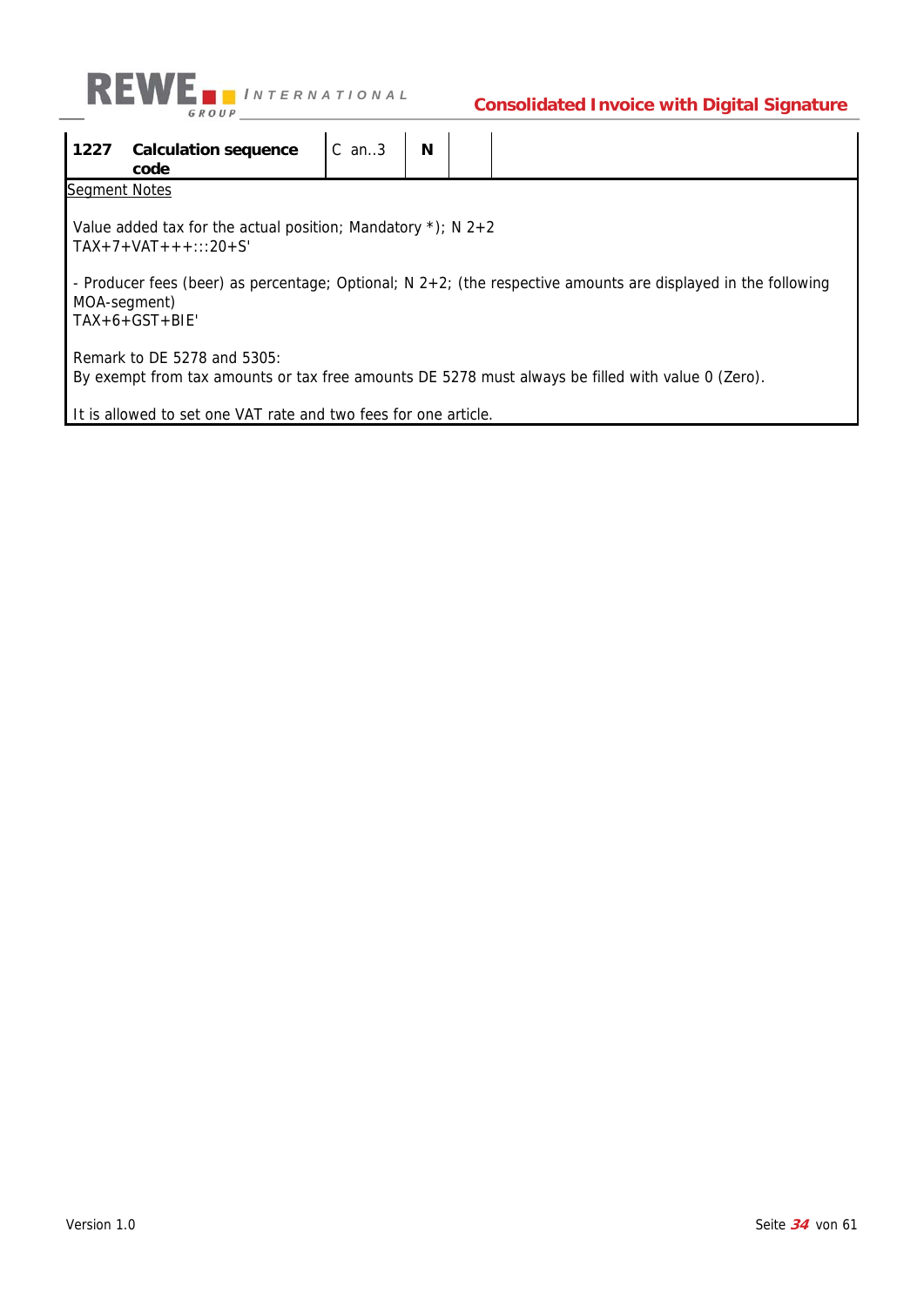| 1227 | Calculation sequence code | C an..3 | N | | |
|---|---|---|---|---|---|

Segment Notes

Value added tax for the actual position; Mandatory *); N 2+2
TAX+7+VAT+++:::20+S'

- Producer fees (beer) as percentage; Optional; N 2+2; (the respective amounts are displayed in the following MOA-segment)
TAX+6+GST+BIE'

Remark to DE 5278 and 5305:
By exempt from tax amounts or tax free amounts DE 5278 must always be filled with value 0 (Zero).

It is allowed to set one VAT rate and two fees for one article.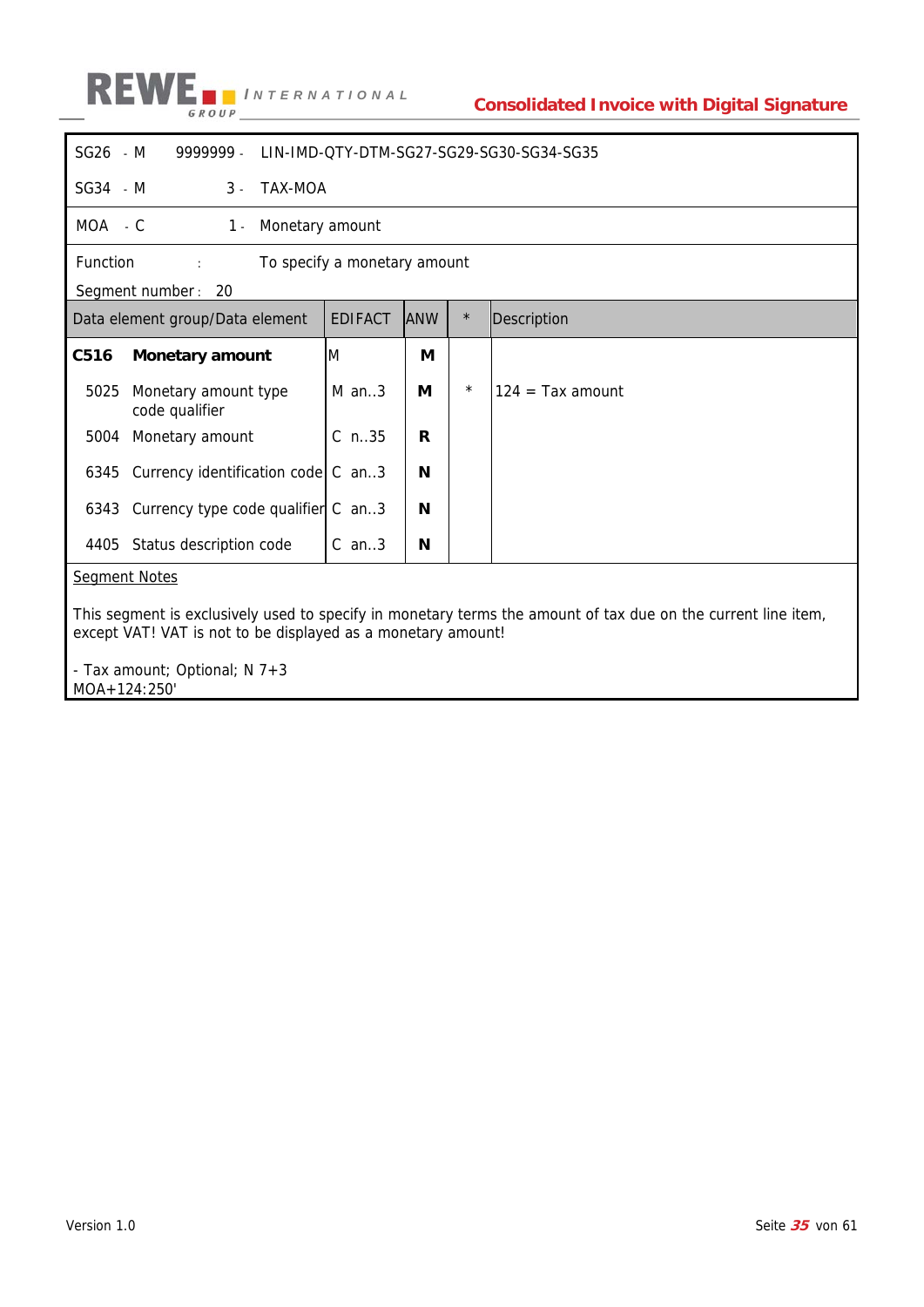SG26 - M 9999999 - LIN-IMD-QTY-DTM-SG27-SG29-SG30-SG34-SG35

SG34 - M 3 - TAX-MOA

MOA - C 1 - Monetary amount

Function : To specify a monetary amount

Segment number : 20

| Data element group/Data element | EDIFACT | ANW | * | Description |
|---|---|---|---|---|
| **C516 Monetary amount** | M | **M** | | |
| 5025 Monetary amount type code qualifier | M an..3 | **M** | * | 124 = Tax amount |
| 5004 Monetary amount | C n..35 | **R** | | |
| 6345 Currency identification code | C an..3 | **N** | | |
| 6343 Currency type code qualifier | C an..3 | **N** | | |
| 4405 Status description code | C an..3 | **N** | | |

Segment Notes

This segment is exclusively used to specify in monetary terms the amount of tax due on the current line item, except VAT! VAT is not to be displayed as a monetary amount!

- Tax amount; Optional; N 7+3
MOA+124:250'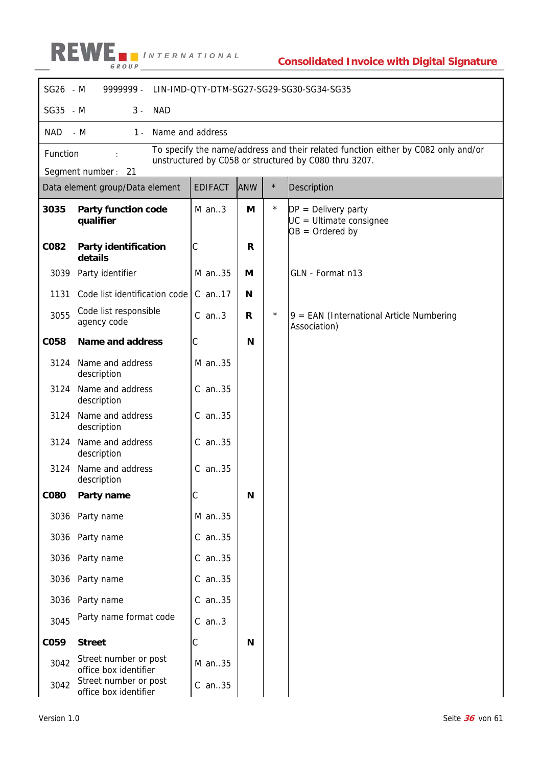| | | | |
|---|---|---|---|
| SG26 | - M | 9999999 - | LIN-IMD-QTY-DTM-SG27-SG29-SG30-SG34-SG35 |
| SG35 | - M | 3 - | NAD |

| | | | |
|---|---|---|---|
| NAD | - M | 1 - | Name and address |

Function : To specify the name/address and their related function either by C082 only and/or unstructured by C058 or structured by C080 thru 3207.

Segment number : 21

| Data element group/Data element | | EDIFACT | ANW | * | Description |
|---|---|---|---|---|---|
| **3035** | **Party function code qualifier** | M an..3 | **M** | * | DP = Delivery party<br>UC = Ultimate consignee<br>OB = Ordered by |
| **C082** | **Party identification details** | C | **R** | | |
| 3039 | Party identifier | M an..35 | **M** | | GLN - Format n13 |
| 1131 | Code list identification code | C an..17 | **N** | | |
| 3055 | Code list responsible agency code | C an..3 | **R** | * | 9 = EAN (International Article Numbering Association) |
| **C058** | **Name and address** | C | **N** | | |
| 3124 | Name and address description | M an..35 | | | |
| 3124 | Name and address description | C an..35 | | | |
| 3124 | Name and address description | C an..35 | | | |
| 3124 | Name and address description | C an..35 | | | |
| 3124 | Name and address description | C an..35 | | | |
| **C080** | **Party name** | C | **N** | | |
| 3036 | Party name | M an..35 | | | |
| 3036 | Party name | C an..35 | | | |
| 3036 | Party name | C an..35 | | | |
| 3036 | Party name | C an..35 | | | |
| 3036 | Party name | C an..35 | | | |
| 3045 | Party name format code | C an..3 | | | |
| **C059** | **Street** | C | **N** | | |
| 3042 | Street number or post office box identifier | M an..35 | | | |
| 3042 | Street number or post office box identifier | C an..35 | | | |

Version 1.0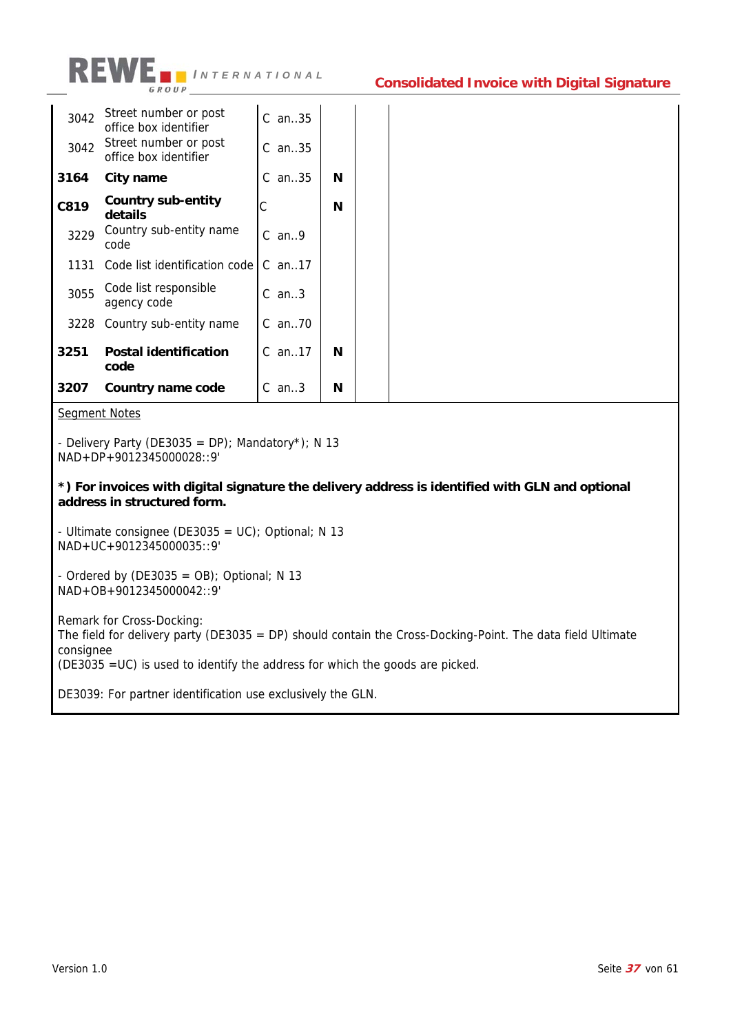| | | | | | |
|---|---|---|---|---|---|
| 3042 | Street number or post office box identifier | C an..35 | | | |
| 3042 | Street number or post office box identifier | C an..35 | | | |
| **3164** | **City name** | C an..35 | **N** | | |
| **C819** | **Country sub-entity details** | C | **N** | | |
| 3229 | Country sub-entity name code | C an..9 | | | |
| 1131 | Code list identification code | C an..17 | | | |
| 3055 | Code list responsible agency code | C an..3 | | | |
| 3228 | Country sub-entity name | C an..70 | | | |
| **3251** | **Postal identification code** | C an..17 | **N** | | |
| **3207** | **Country name code** | C an..3 | **N** | | |

Segment Notes

- Delivery Party (DE3035 = DP); Mandatory*); N 13
NAD+DP+9012345000028::9'

***) For invoices with digital signature the delivery address is identified with GLN and optional address in structured form.**

- Ultimate consignee (DE3035 = UC); Optional; N 13
NAD+UC+9012345000035::9'

- Ordered by (DE3035 = OB); Optional; N 13
NAD+OB+9012345000042::9'

Remark for Cross-Docking:
The field for delivery party (DE3035 = DP) should contain the Cross-Docking-Point. The data field Ultimate consignee
(DE3035 =UC) is used to identify the address for which the goods are picked.

DE3039: For partner identification use exclusively the GLN.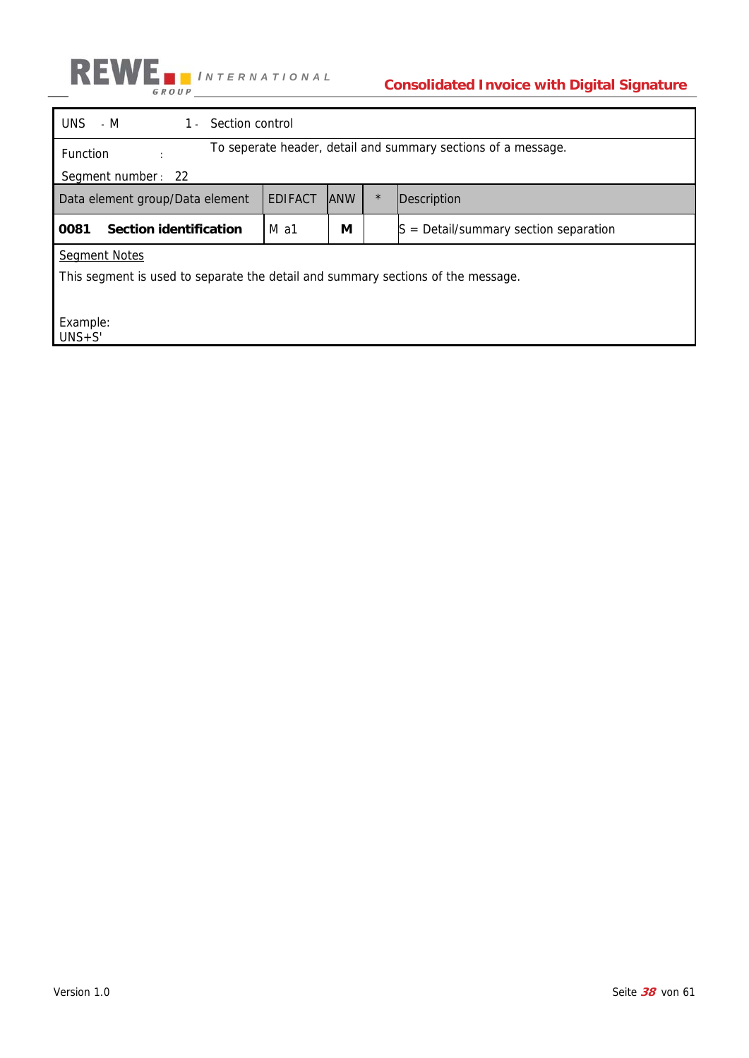| UNS - M | 1 - Section control | | | |
|---|---|---|---|---|
| Function : | To seperate header, detail and summary sections of a message. | | | |
| Segment number : 22 | | | | |
| Data element group/Data element | EDIFACT | ANW | * | Description |
| **0081 Section identification** | M a1 | **M** | | S = Detail/summary section separation |

Segment Notes

This segment is used to separate the detail and summary sections of the message.

Example:
UNS+S'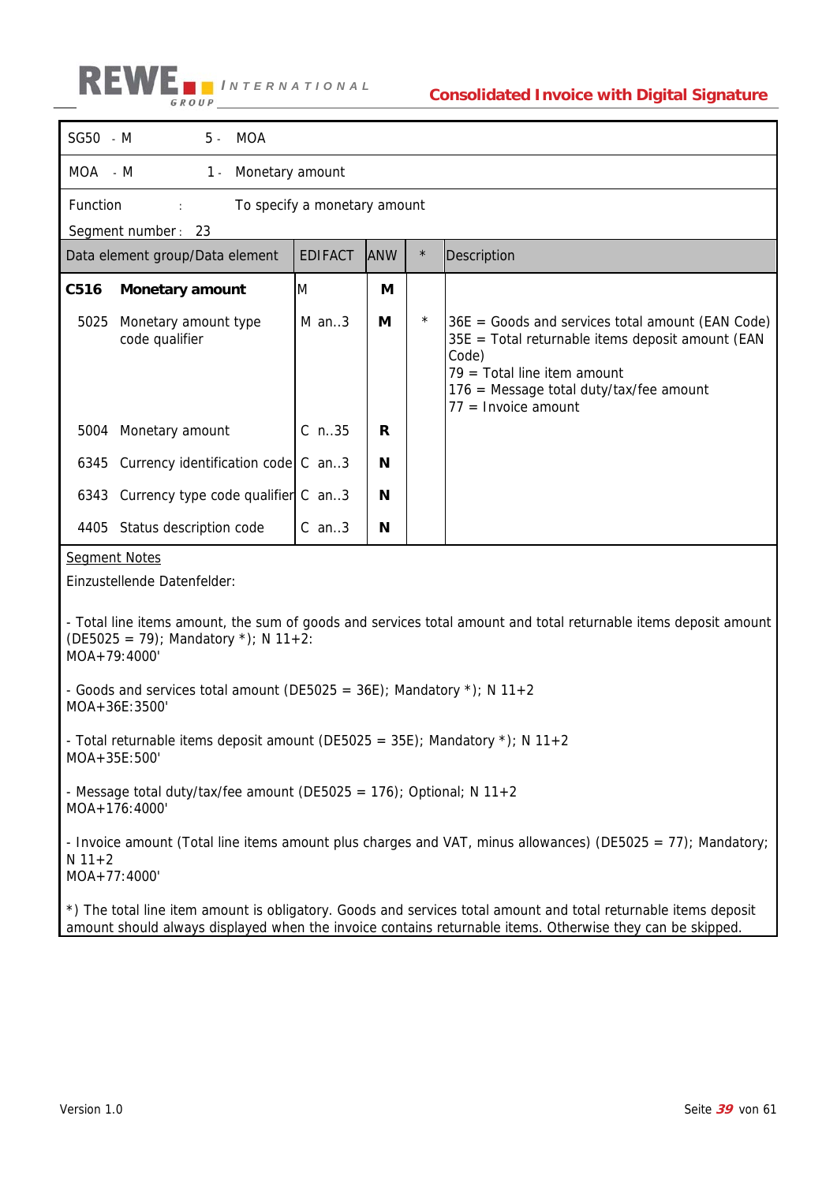| SG50 - M | 5 - | MOA |
|---|---|---|
| MOA - M | 1 - | Monetary amount |

Function : To specify a monetary amount

Segment number : 23

| Data element group/Data element | | EDIFACT | ANW | * | Description |
|---|---|---|---|---|---|
| **C516** | **Monetary amount** | M | **M** | | |
| 5025 | Monetary amount type code qualifier | M an..3 | **M** | * | 36E = Goods and services total amount (EAN Code)<br>35E = Total returnable items deposit amount (EAN Code)<br>79 = Total line item amount<br>176 = Message total duty/tax/fee amount<br>77 = Invoice amount |
| 5004 | Monetary amount | C n..35 | **R** | | |
| 6345 | Currency identification code | C an..3 | **N** | | |
| 6343 | Currency type code qualifier | C an..3 | **N** | | |
| 4405 | Status description code | C an..3 | **N** | | |

<u>Segment Notes</u>

Einzustellende Datenfelder:

- Total line items amount, the sum of goods and services total amount and total returnable items deposit amount (DE5025 = 79); Mandatory *); N 11+2:
MOA+79:4000'

- Goods and services total amount (DE5025 = 36E); Mandatory *); N 11+2
MOA+36E:3500'

- Total returnable items deposit amount (DE5025 = 35E); Mandatory *); N 11+2
MOA+35E:500'

- Message total duty/tax/fee amount (DE5025 = 176); Optional; N 11+2
MOA+176:4000'

- Invoice amount (Total line items amount plus charges and VAT, minus allowances) (DE5025 = 77); Mandatory; N 11+2
MOA+77:4000'

*) The total line item amount is obligatory. Goods and services total amount and total returnable items deposit amount should always displayed when the invoice contains returnable items. Otherwise they can be skipped.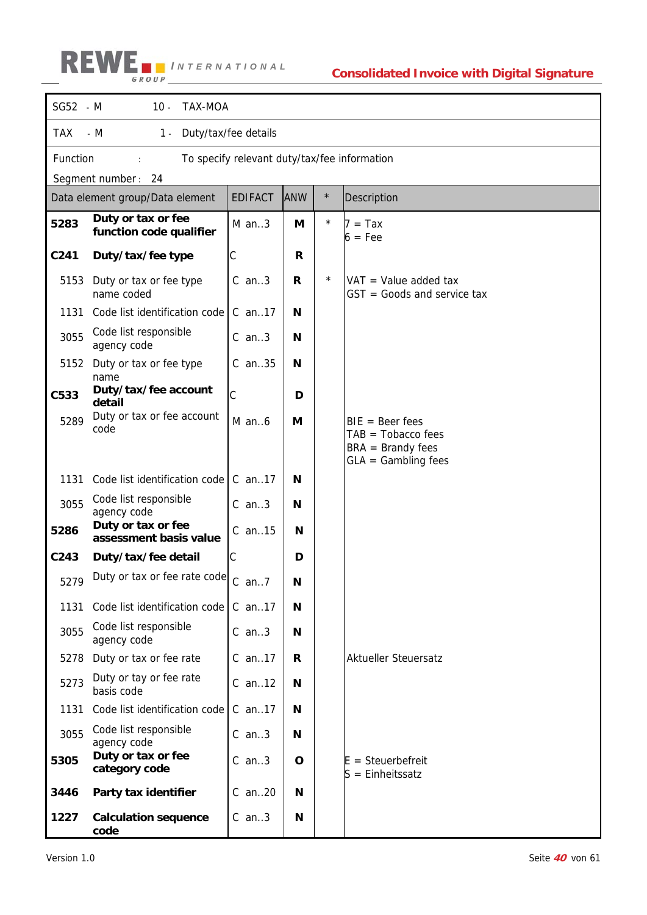| SG52 - M | 10 - | TAX-MOA | | | |
|---|---|---|---|---|---|
| TAX - M | 1 - | Duty/tax/fee details | | | |

Function : To specify relevant duty/tax/fee information

Segment number : 24

| Data element group/Data element | | EDIFACT | ANW | * | Description |
|---|---|---|---|---|---|
| **5283** | **Duty or tax or fee function code qualifier** | M an..3 | **M** | * | 7 = Tax<br>6 = Fee |
| **C241** | **Duty/tax/fee type** | C | **R** | | |
| 5153 | Duty or tax or fee type name coded | C an..3 | **R** | * | VAT = Value added tax<br>GST = Goods and service tax |
| 1131 | Code list identification code | C an..17 | **N** | | |
| 3055 | Code list responsible agency code | C an..3 | **N** | | |
| 5152 | Duty or tax or fee type name | C an..35 | **N** | | |
| **C533** | **Duty/tax/fee account detail** | C | **D** | | |
| 5289 | Duty or tax or fee account code | M an..6 | **M** | | BIE = Beer fees<br>TAB = Tobacco fees<br>BRA = Brandy fees<br>GLA = Gambling fees |
| 1131 | Code list identification code | C an..17 | **N** | | |
| 3055 | Code list responsible agency code | C an..3 | **N** | | |
| **5286** | **Duty or tax or fee assessment basis value** | C an..15 | **N** | | |
| **C243** | **Duty/tax/fee detail** | C | **D** | | |
| 5279 | Duty or tax or fee rate code | C an..7 | **N** | | |
| 1131 | Code list identification code | C an..17 | **N** | | |
| 3055 | Code list responsible agency code | C an..3 | **N** | | |
| 5278 | Duty or tax or fee rate | C an..17 | **R** | | Aktueller Steuersatz |
| 5273 | Duty or tay or fee rate basis code | C an..12 | **N** | | |
| 1131 | Code list identification code | C an..17 | **N** | | |
| 3055 | Code list responsible agency code | C an..3 | **N** | | |
| **5305** | **Duty or tax or fee category code** | C an..3 | **O** | | E = Steuerbefreit<br>S = Einheitssatz |
| **3446** | **Party tax identifier** | C an..20 | **N** | | |
| **1227** | **Calculation sequence code** | C an..3 | **N** | | |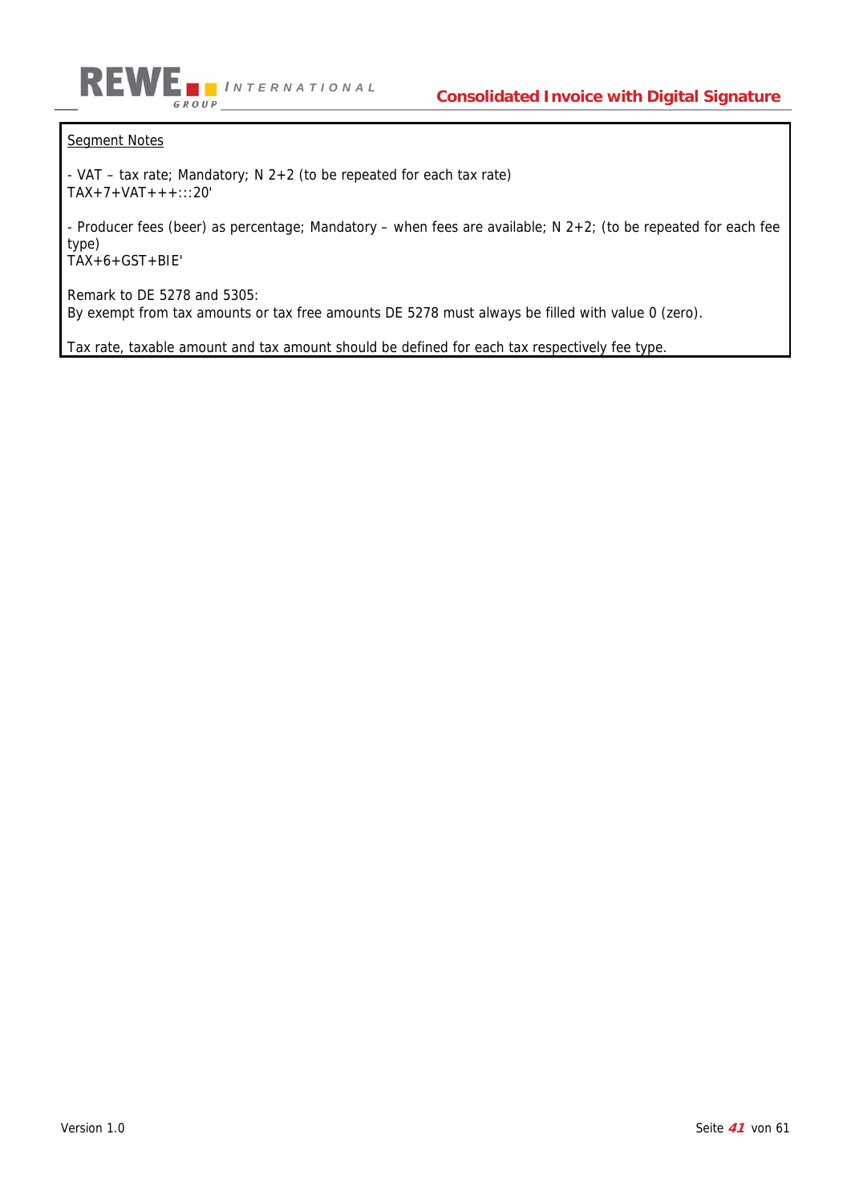Segment Notes

- VAT – tax rate; Mandatory; N 2+2 (to be repeated for each tax rate)
TAX+7+VAT+++:::20'

- Producer fees (beer) as percentage; Mandatory – when fees are available; N 2+2; (to be repeated for each fee type)
TAX+6+GST+BIE'

Remark to DE 5278 and 5305:
By exempt from tax amounts or tax free amounts DE 5278 must always be filled with value 0 (zero).

Tax rate, taxable amount and tax amount should be defined for each tax respectively fee type.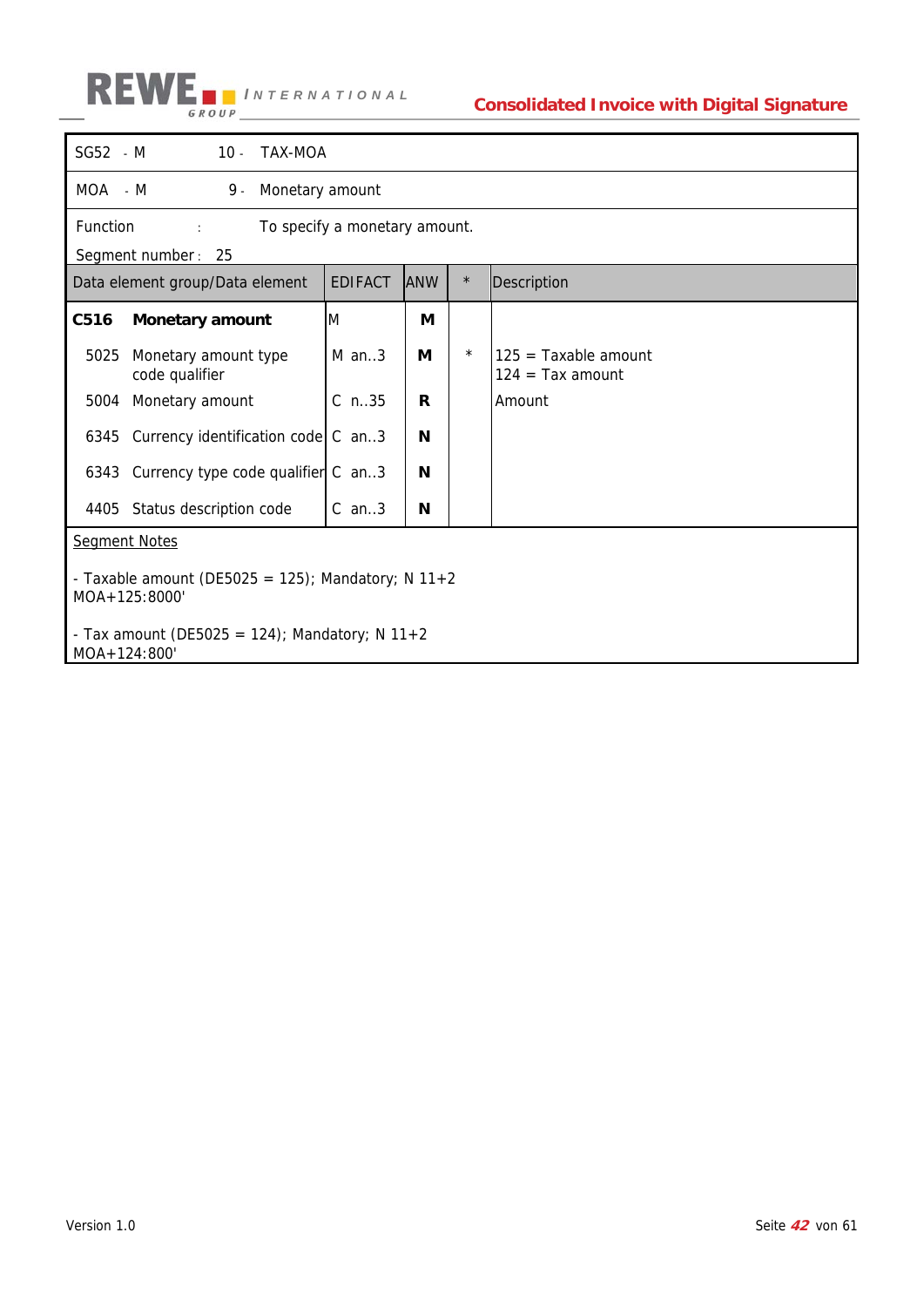SG52 - M 10 - TAX-MOA

MOA - M 9 - Monetary amount

Function : To specify a monetary amount.

Segment number : 25

| Data element group/Data element | EDIFACT | ANW | * | Description |
| --- | --- | --- | --- | --- |
| **C516 Monetary amount** | M | **M** | | |
| 5025 Monetary amount type code qualifier | M an..3 | **M** | * | 125 = Taxable amount<br>124 = Tax amount |
| 5004 Monetary amount | C n..35 | **R** | | Amount |
| 6345 Currency identification code | C an..3 | **N** | | |
| 6343 Currency type code qualifier | C an..3 | **N** | | |
| 4405 Status description code | C an..3 | **N** | | |

Segment Notes

- Taxable amount (DE5025 = 125); Mandatory; N 11+2
MOA+125:8000'

- Tax amount (DE5025 = 124); Mandatory; N 11+2
MOA+124:800'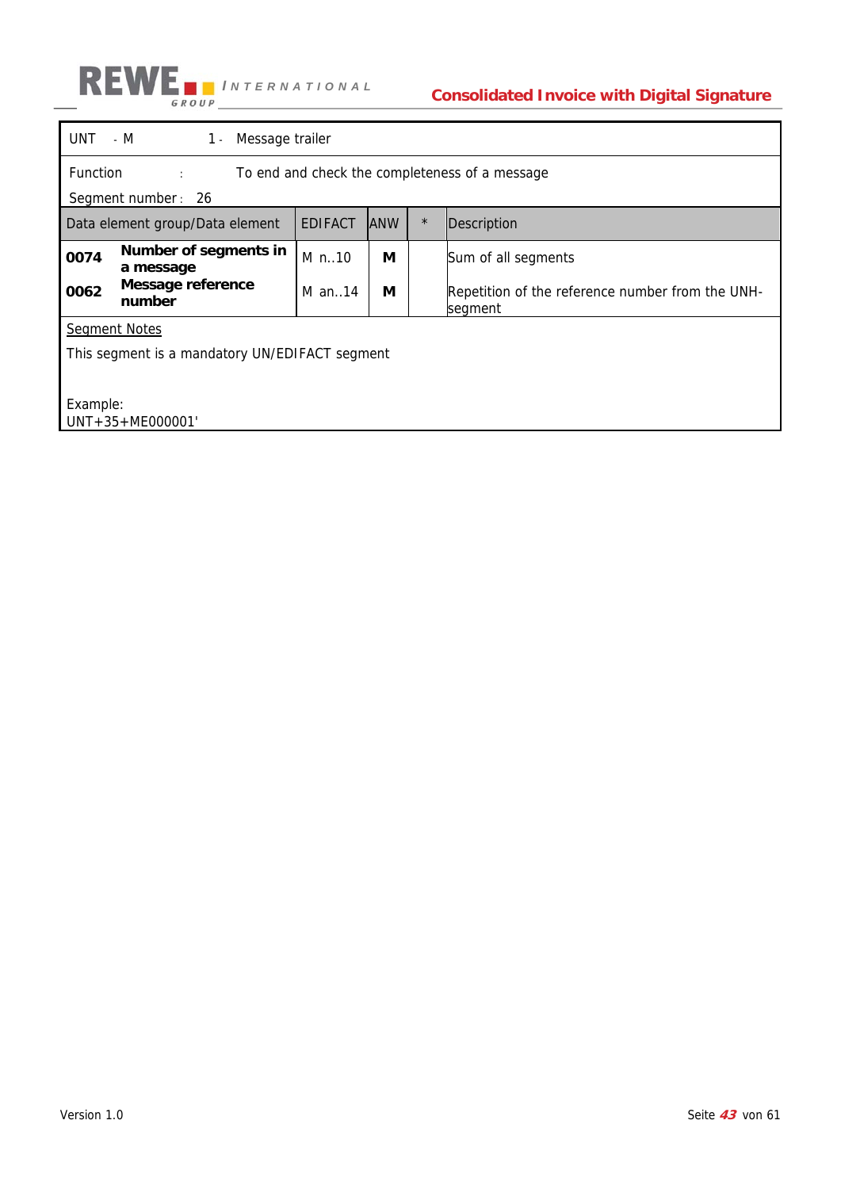| UNT - M | 1 - | Message trailer | | | |
|---|---|---|---|---|---|
| Function : To end and check the completeness of a message<br>Segment number : 26 | | | | | |
| **Data element group/Data element** | | **EDIFACT** | **ANW** | **\*** | **Description** |
| **0074** | **Number of segments in a message** | M n..10 | **M** | | Sum of all segments |
| **0062** | **Message reference number** | M an..14 | **M** | | Repetition of the reference number from the UNH-segment |

Segment Notes

This segment is a mandatory UN/EDIFACT segment

Example:
UNT+35+ME000001'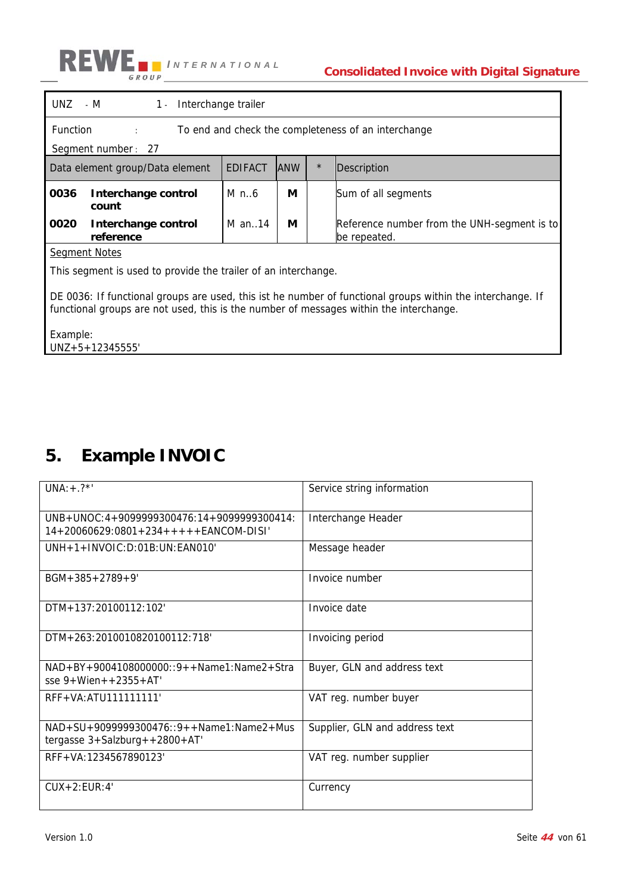| UNZ - M | 1 - Interchange trailer | | | |
|---|---|---|---|---|
| Function : | To end and check the completeness of an interchange | | | |
| Segment number : 27 | | | | |
| Data element group/Data element | EDIFACT | ANW | * | Description |
| **0036 Interchange control count** | M n..6 | **M** | | Sum of all segments |
| **0020 Interchange control reference** | M an..14 | **M** | | Reference number from the UNH-segment is to be repeated. |

Segment Notes

This segment is used to provide the trailer of an interchange.

DE 0036: If functional groups are used, this ist he number of functional groups within the interchange. If functional groups are not used, this is the number of messages within the interchange.

Example:
UNZ+5+12345555'

## 5. Example INVOIC

| | |
|---|---|
| UNA:+.?*' | Service string information |
| UNB+UNOC:4+9099999300476:14+9099999300414:14+20060629:0801+234+++++EANCOM-DISI' | Interchange Header |
| UNH+1+INVOIC:D:01B:UN:EAN010' | Message header |
| BGM+385+2789+9' | Invoice number |
| DTM+137:20100112:102' | Invoice date |
| DTM+263:2010010820100112:718' | Invoicing period |
| NAD+BY+9004108000000::9++Name1:Name2+Strasse 9+Wien++2355+AT' | Buyer, GLN and address text |
| RFF+VA:ATU111111111' | VAT reg. number buyer |
| NAD+SU+9099999300476::9++Name1:Name2+Mustergasse 3+Salzburg++2800+AT' | Supplier, GLN and address text |
| RFF+VA:1234567890123' | VAT reg. number supplier |
| CUX+2:EUR:4' | Currency |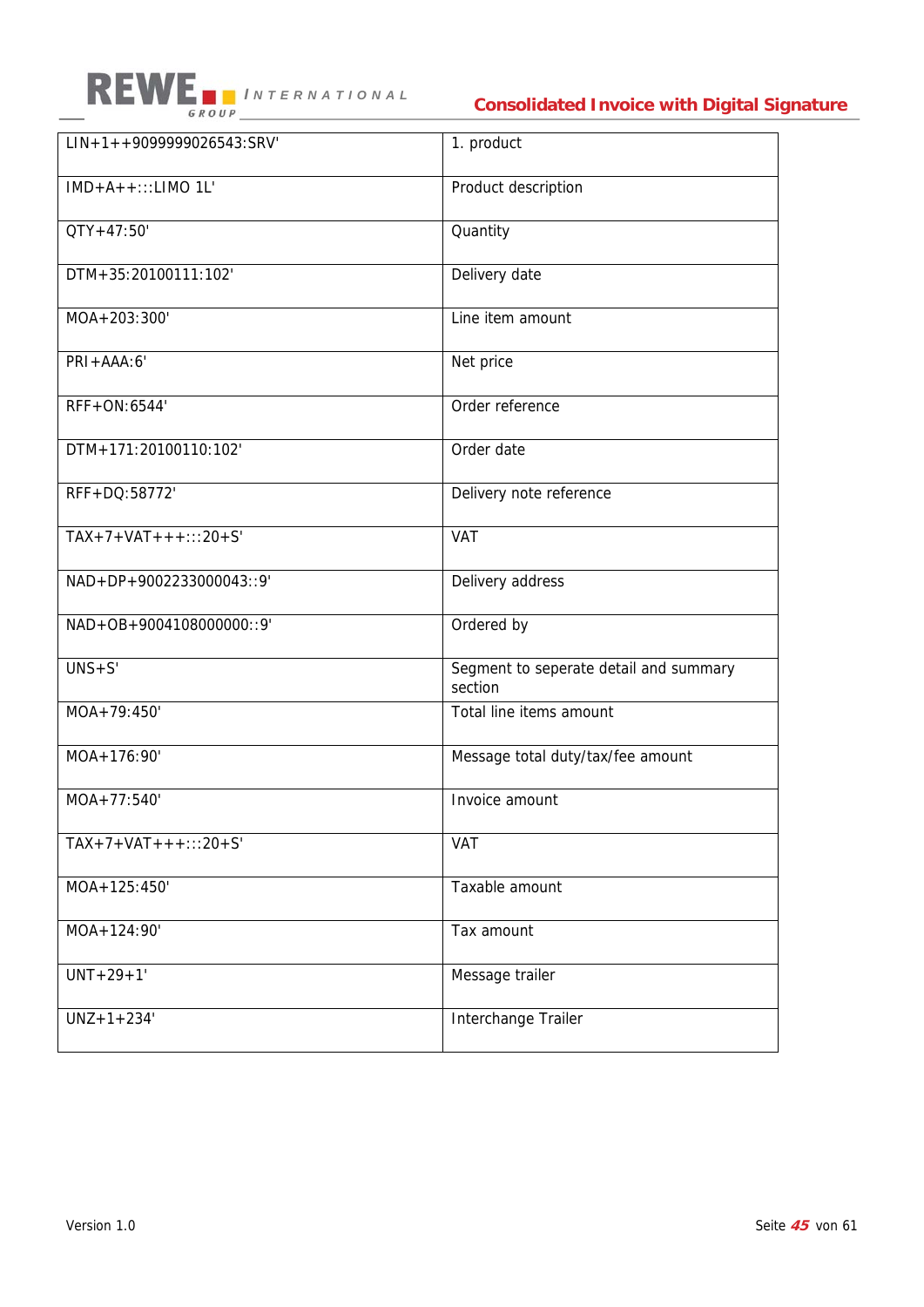| | |
|---|---|
| LIN+1++9099999026543:SRV' | 1. product |
| IMD+A++:::LIMO 1L' | Product description |
| QTY+47:50' | Quantity |
| DTM+35:20100111:102' | Delivery date |
| MOA+203:300' | Line item amount |
| PRI+AAA:6' | Net price |
| RFF+ON:6544' | Order reference |
| DTM+171:20100110:102' | Order date |
| RFF+DQ:58772' | Delivery note reference |
| TAX+7+VAT+++:::20+S' | VAT |
| NAD+DP+9002233000043::9' | Delivery address |
| NAD+OB+9004108000000::9' | Ordered by |
| UNS+S' | Segment to seperate detail and summary section |
| MOA+79:450' | Total line items amount |
| MOA+176:90' | Message total duty/tax/fee amount |
| MOA+77:540' | Invoice amount |
| TAX+7+VAT+++:::20+S' | VAT |
| MOA+125:450' | Taxable amount |
| MOA+124:90' | Tax amount |
| UNT+29+1' | Message trailer |
| UNZ+1+234' | Interchange Trailer |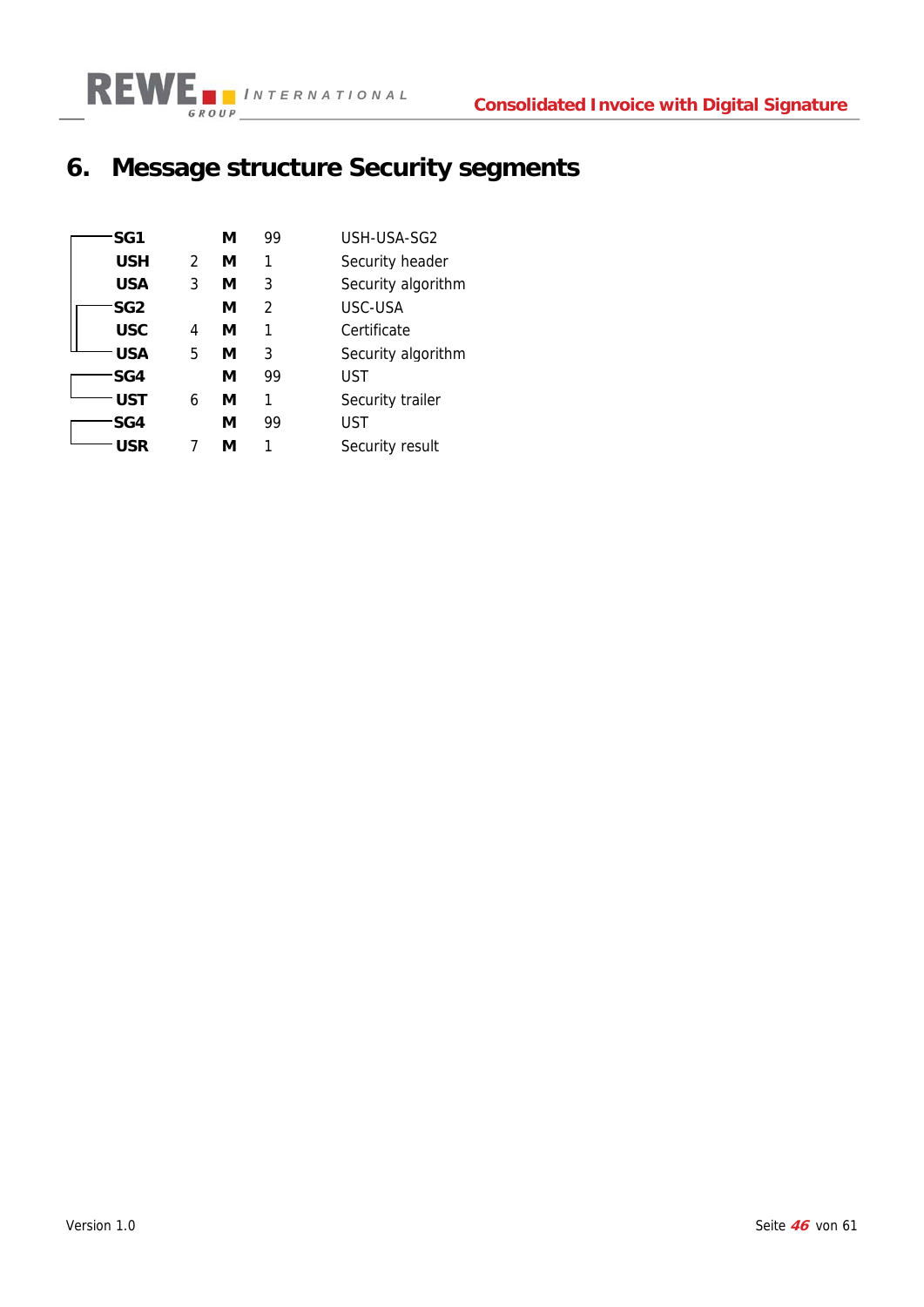# 6. Message structure Security segments

| Segment | Pos | Status | Rep | Description |
|---|---|---|---|---|
| **SG1** | | **M** | 99 | USH-USA-SG2 |
| **USH** | 2 | **M** | 1 | Security header |
| **USA** | 3 | **M** | 3 | Security algorithm |
| **SG2** | | **M** | 2 | USC-USA |
| **USC** | 4 | **M** | 1 | Certificate |
| **USA** | 5 | **M** | 3 | Security algorithm |
| **SG4** | | **M** | 99 | UST |
| **UST** | 6 | **M** | 1 | Security trailer |
| **SG4** | | **M** | 99 | UST |
| **USR** | 7 | **M** | 1 | Security result |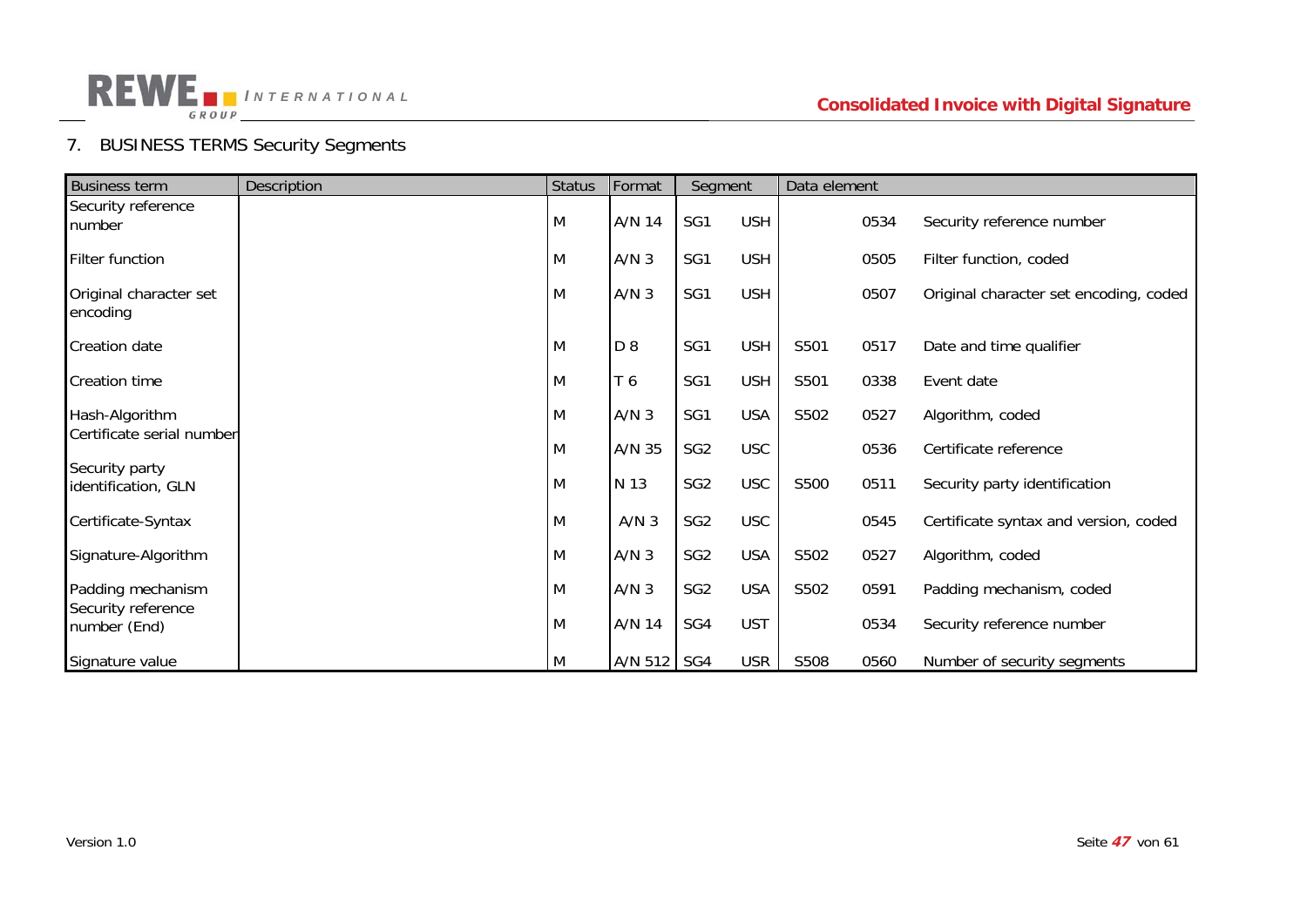## 7. BUSINESS TERMS Security Segments

| Business term | Description | Status | Format | Segment | | Data element | | |
|---|---|---|---|---|---|---|---|---|
| Security reference number | | M | A/N 14 | SG1 | USH | | 0534 | Security reference number |
| Filter function | | M | A/N 3 | SG1 | USH | | 0505 | Filter function, coded |
| Original character set encoding | | M | A/N 3 | SG1 | USH | | 0507 | Original character set encoding, coded |
| Creation date | | M | D 8 | SG1 | USH | S501 | 0517 | Date and time qualifier |
| Creation time | | M | T 6 | SG1 | USH | S501 | 0338 | Event date |
| Hash-Algorithm | | M | A/N 3 | SG1 | USA | S502 | 0527 | Algorithm, coded |
| Certificate serial number | | M | A/N 35 | SG2 | USC | | 0536 | Certificate reference |
| Security party identification, GLN | | M | N 13 | SG2 | USC | S500 | 0511 | Security party identification |
| Certificate-Syntax | | M | A/N 3 | SG2 | USC | | 0545 | Certificate syntax and version, coded |
| Signature-Algorithm | | M | A/N 3 | SG2 | USA | S502 | 0527 | Algorithm, coded |
| Padding mechanism | | M | A/N 3 | SG2 | USA | S502 | 0591 | Padding mechanism, coded |
| Security reference number (End) | | M | A/N 14 | SG4 | UST | | 0534 | Security reference number |
| Signature value | | M | A/N 512 | SG4 | USR | S508 | 0560 | Number of security segments |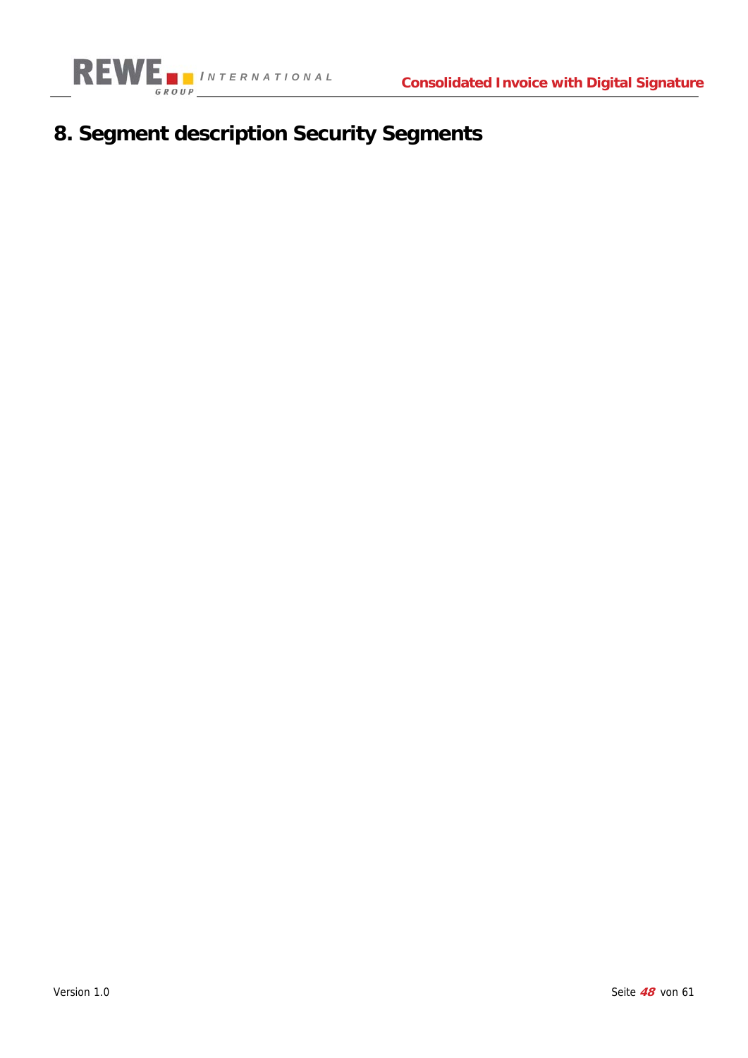# 8. Segment description Security Segments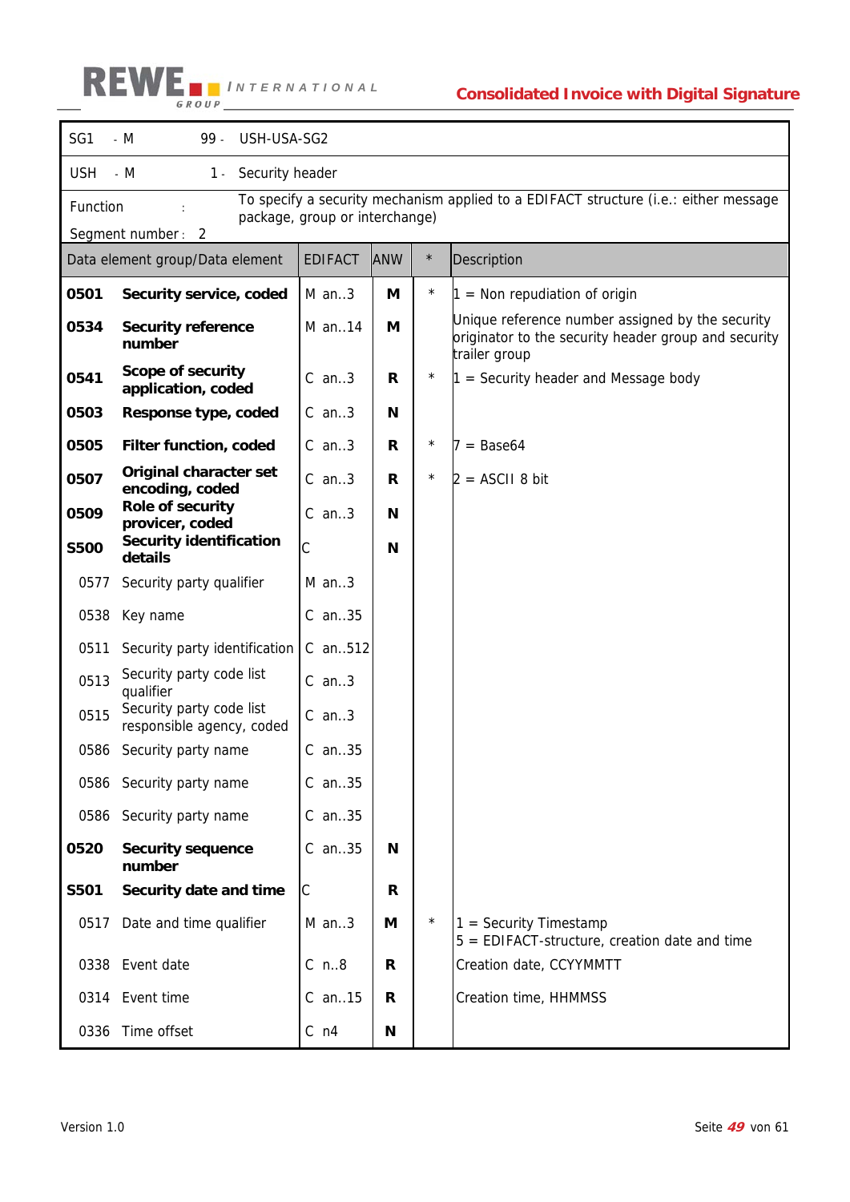| SG1 - M | 99 - | USH-USA-SG2 | | | |
|---|---|---|---|---|---|
| USH - M | 1 - | Security header | | | |
| Function : | | To specify a security mechanism applied to a EDIFACT structure (i.e.: either message package, group or interchange) | | | |
| Segment number : 2 | | | | | |
| **Data element group/Data element** | | **EDIFACT** | **ANW** | **\*** | **Description** |
| **0501** | **Security service, coded** | M an..3 | **M** | * | 1 = Non repudiation of origin |
| **0534** | **Security reference number** | M an..14 | **M** | | Unique reference number assigned by the security originator to the security header group and security trailer group |
| **0541** | **Scope of security application, coded** | C an..3 | **R** | * | 1 = Security header and Message body |
| **0503** | **Response type, coded** | C an..3 | **N** | | |
| **0505** | **Filter function, coded** | C an..3 | **R** | * | 7 = Base64 |
| **0507** | **Original character set encoding, coded** | C an..3 | **R** | * | 2 = ASCII 8 bit |
| **0509** | **Role of security provicer, coded** | C an..3 | **N** | | |
| **S500** | **Security identification details** | C | **N** | | |
| 0577 | Security party qualifier | M an..3 | | | |
| 0538 | Key name | C an..35 | | | |
| 0511 | Security party identification | C an..512 | | | |
| 0513 | Security party code list qualifier | C an..3 | | | |
| 0515 | Security party code list responsible agency, coded | C an..3 | | | |
| 0586 | Security party name | C an..35 | | | |
| 0586 | Security party name | C an..35 | | | |
| 0586 | Security party name | C an..35 | | | |
| **0520** | **Security sequence number** | C an..35 | **N** | | |
| **S501** | **Security date and time** | C | **R** | | |
| 0517 | Date and time qualifier | M an..3 | **M** | * | 1 = Security Timestamp<br>5 = EDIFACT-structure, creation date and time |
| 0338 | Event date | C n..8 | **R** | | Creation date, CCYYMMTT |
| 0314 | Event time | C an..15 | **R** | | Creation time, HHMMSS |
| 0336 | Time offset | C n4 | **N** | | |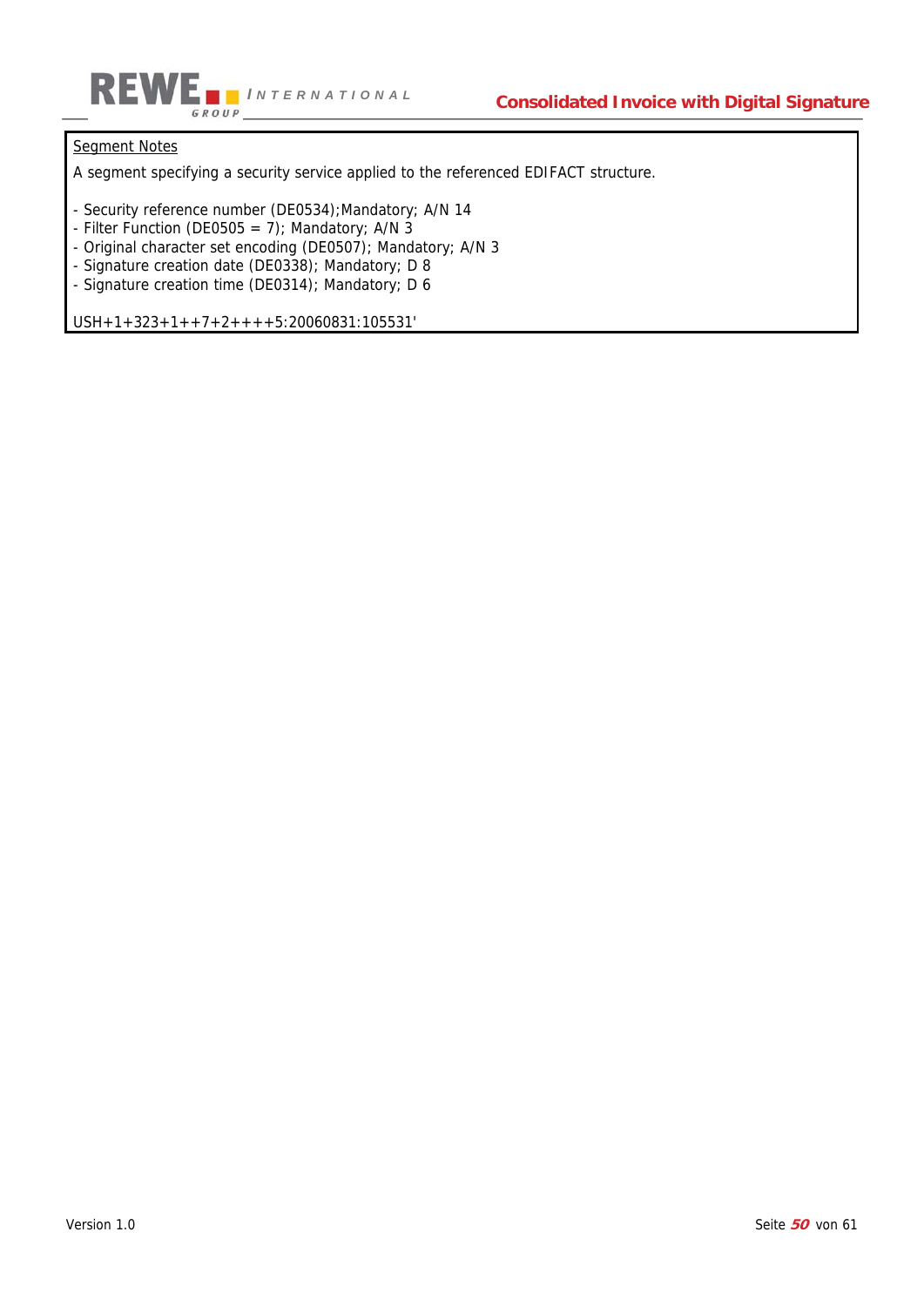Segment Notes

A segment specifying a security service applied to the referenced EDIFACT structure.

- Security reference number (DE0534);Mandatory; A/N 14
- Filter Function (DE0505 = 7); Mandatory; A/N 3
- Original character set encoding (DE0507); Mandatory; A/N 3
- Signature creation date (DE0338); Mandatory; D 8
- Signature creation time (DE0314); Mandatory; D 6

USH+1+323+1++7+2++++5:20060831:105531'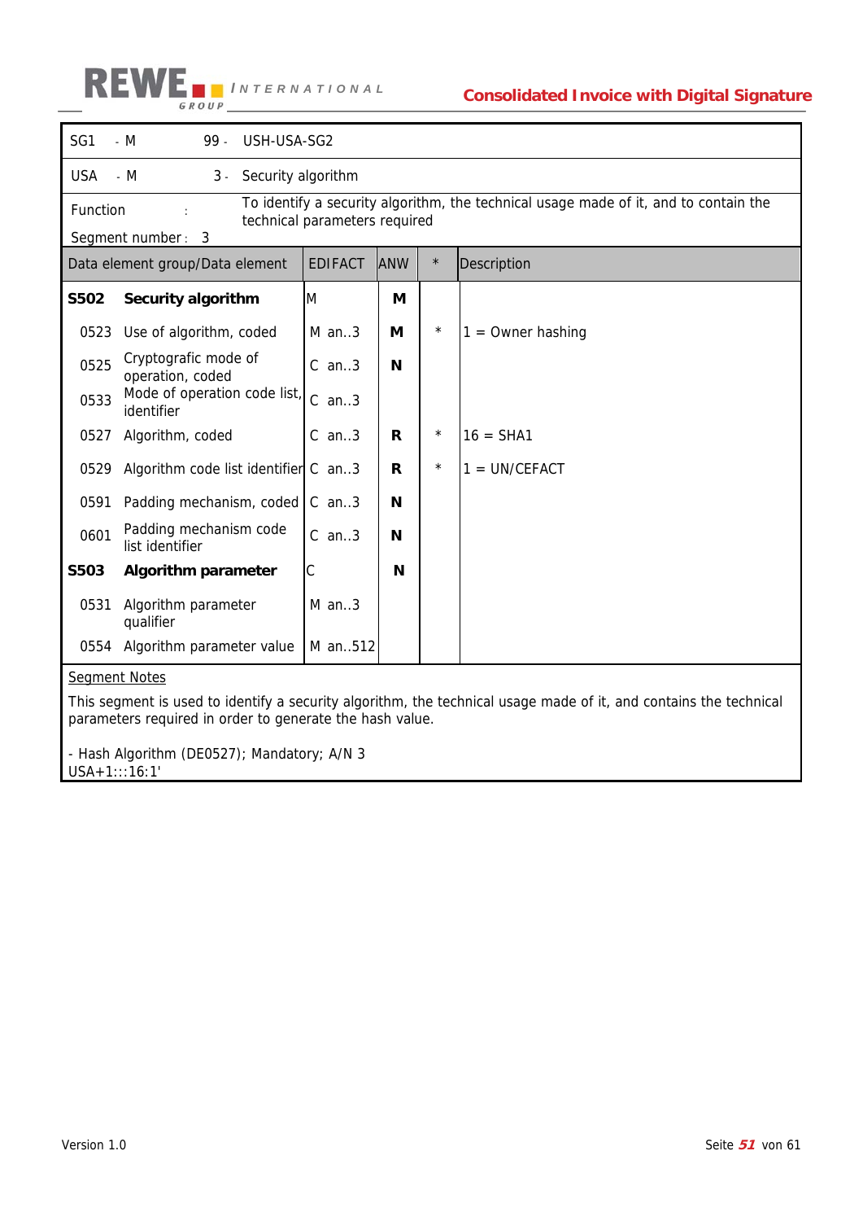| SG1 | - M | 99 - | USH-USA-SG2 |
|---|---|---|---|
| USA | - M | 3 - | Security algorithm |

Function : To identify a security algorithm, the technical usage made of it, and to contain the technical parameters required

Segment number : 3

| Data element group/Data element | | EDIFACT | ANW | * | Description |
|---|---|---|---|---|---|
| **S502** | **Security algorithm** | M | **M** | | |
| 0523 | Use of algorithm, coded | M an..3 | **M** | * | 1 = Owner hashing |
| 0525 | Cryptografic mode of operation, coded | C an..3 | **N** | | |
| 0533 | Mode of operation code list, identifier | C an..3 | | | |
| 0527 | Algorithm, coded | C an..3 | **R** | * | 16 = SHA1 |
| 0529 | Algorithm code list identifier | C an..3 | **R** | * | 1 = UN/CEFACT |
| 0591 | Padding mechanism, coded | C an..3 | **N** | | |
| 0601 | Padding mechanism code list identifier | C an..3 | **N** | | |
| **S503** | **Algorithm parameter** | C | **N** | | |
| 0531 | Algorithm parameter qualifier | M an..3 | | | |
| 0554 | Algorithm parameter value | M an..512 | | | |

Segment Notes

This segment is used to identify a security algorithm, the technical usage made of it, and contains the technical parameters required in order to generate the hash value.

- Hash Algorithm (DE0527); Mandatory; A/N 3

USA+1:::16:1'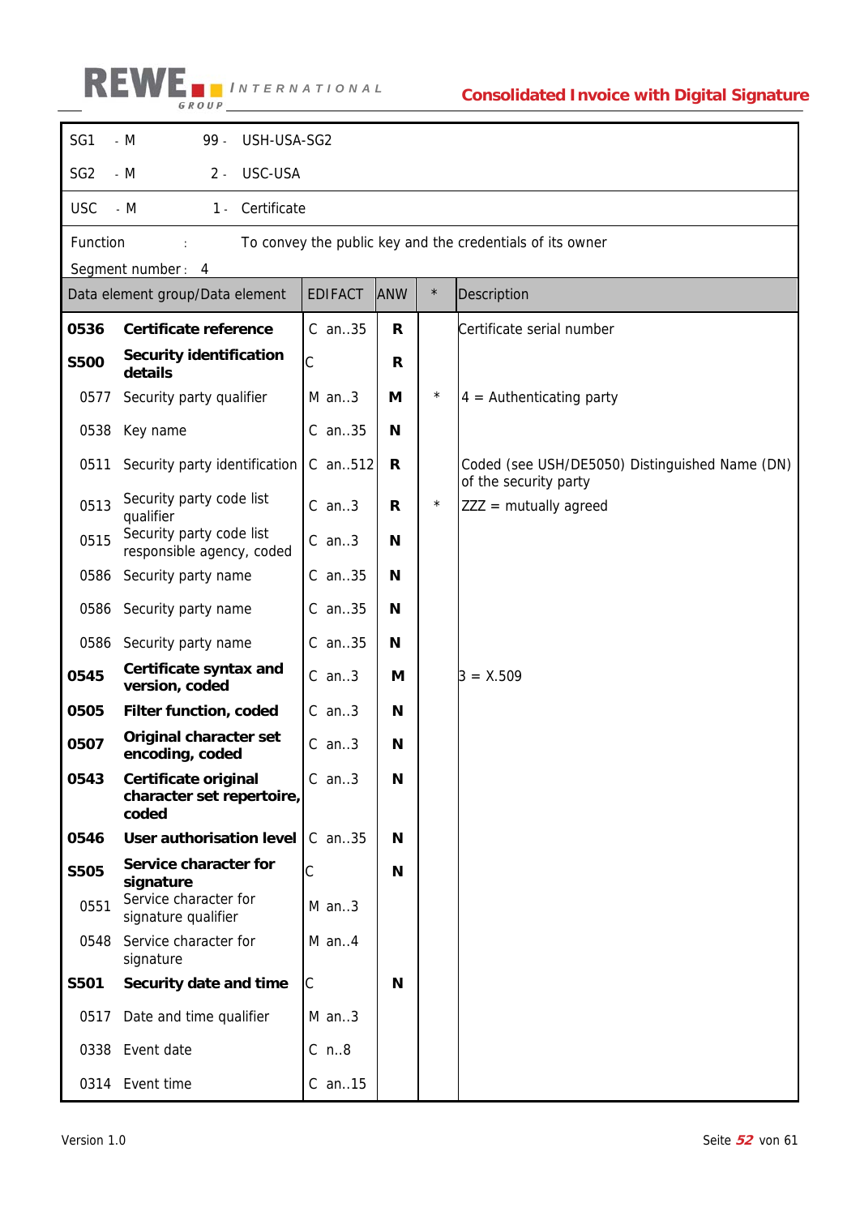| | | | |
|---|---|---|---|
| SG1 | - M | 99 - | USH-USA-SG2 |
| SG2 | - M | 2 - | USC-USA |
| USC | - M | 1 - | Certificate |

Function : To convey the public key and the credentials of its owner

Segment number : 4

| Data element group/Data element | | EDIFACT | ANW | * | Description |
|---|---|---|---|---|---|
| **0536** | **Certificate reference** | C an..35 | **R** | | Certificate serial number |
| **S500** | **Security identification details** | C | **R** | | |
| 0577 | Security party qualifier | M an..3 | **M** | * | 4 = Authenticating party |
| 0538 | Key name | C an..35 | **N** | | |
| 0511 | Security party identification | C an..512 | **R** | | Coded (see USH/DE5050) Distinguished Name (DN) of the security party |
| 0513 | Security party code list qualifier | C an..3 | **R** | * | ZZZ = mutually agreed |
| 0515 | Security party code list responsible agency, coded | C an..3 | **N** | | |
| 0586 | Security party name | C an..35 | **N** | | |
| 0586 | Security party name | C an..35 | **N** | | |
| 0586 | Security party name | C an..35 | **N** | | |
| **0545** | **Certificate syntax and version, coded** | C an..3 | **M** | | 3 = X.509 |
| **0505** | **Filter function, coded** | C an..3 | **N** | | |
| **0507** | **Original character set encoding, coded** | C an..3 | **N** | | |
| **0543** | **Certificate original character set repertoire, coded** | C an..3 | **N** | | |
| **0546** | **User authorisation level** | C an..35 | **N** | | |
| **S505** | **Service character for signature** | C | **N** | | |
| 0551 | Service character for signature qualifier | M an..3 | | | |
| 0548 | Service character for signature | M an..4 | | | |
| **S501** | **Security date and time** | C | **N** | | |
| 0517 | Date and time qualifier | M an..3 | | | |
| 0338 | Event date | C n..8 | | | |
| 0314 | Event time | C an..15 | | | |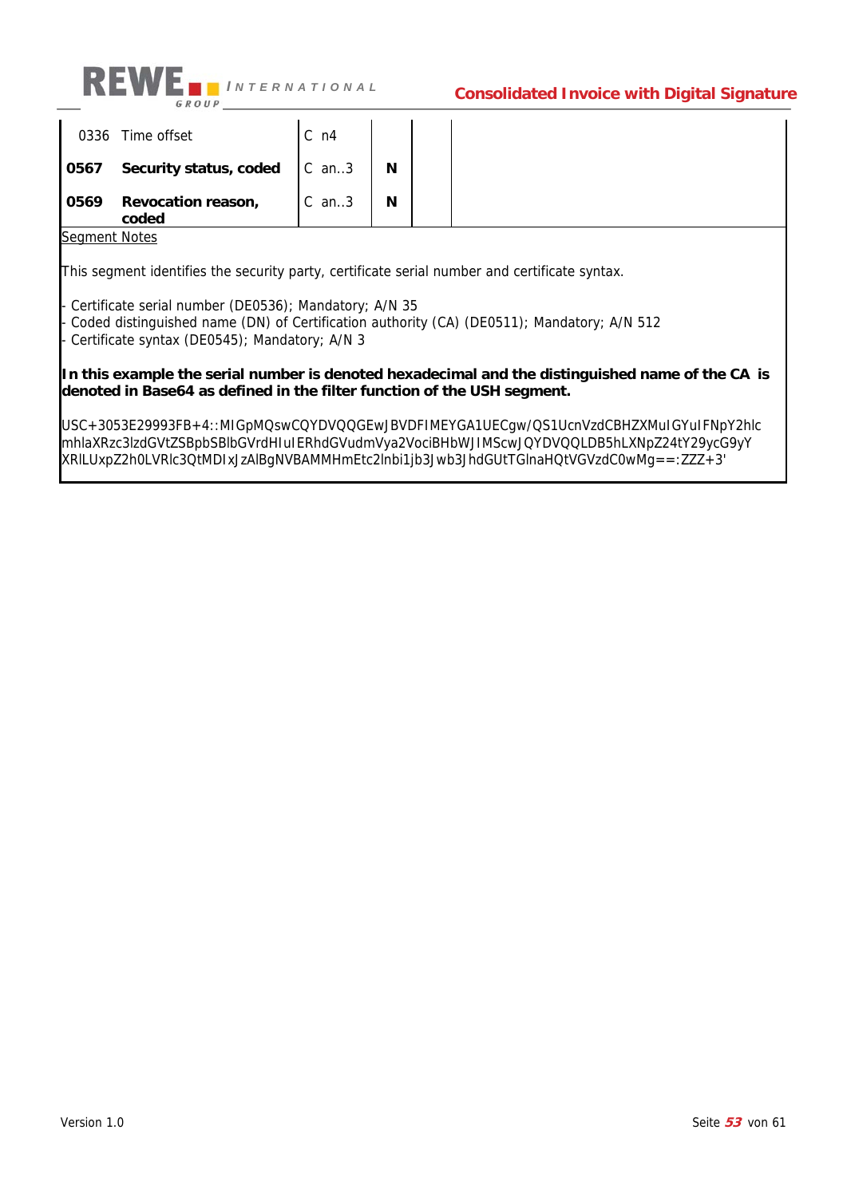| | | | | | |
|---|---|---|---|---|---|
| 0336 | Time offset | C n4 | | | |
| **0567** | **Security status, coded** | C an..3 | **N** | | |
| **0569** | **Revocation reason, coded** | C an..3 | **N** | | |

Segment Notes

This segment identifies the security party, certificate serial number and certificate syntax.

- Certificate serial number (DE0536); Mandatory; A/N 35
- Coded distinguished name (DN) of Certification authority (CA) (DE0511); Mandatory; A/N 512
- Certificate syntax (DE0545); Mandatory; A/N 3

**In this example the serial number is denoted hexadecimal and the distinguished name of the CA is denoted in Base64 as defined in the filter function of the USH segment.**

USC+3053E29993FB+4::MIGpMQswCQYDVQQGEwJBVDFIMEYGA1UECgw/QS1UcnVzdCBHZXMuIGYuIFNpY2hlc mhlaXRzc3lzdGVtZSBpbSBlbGVrdHIuIERhdGVudmVya2VociBHbWJIMScwJQYDVQQLDB5hLXNpZ24tY29ycG9yY XRlLUxpZ2h0LVRlc3QtMDIxJzAlBgNVBAMMHmEtc2lnbi1jb3Jwb3JhdGUtTGlnaHQtVGVzdC0wMg==:ZZZ+3'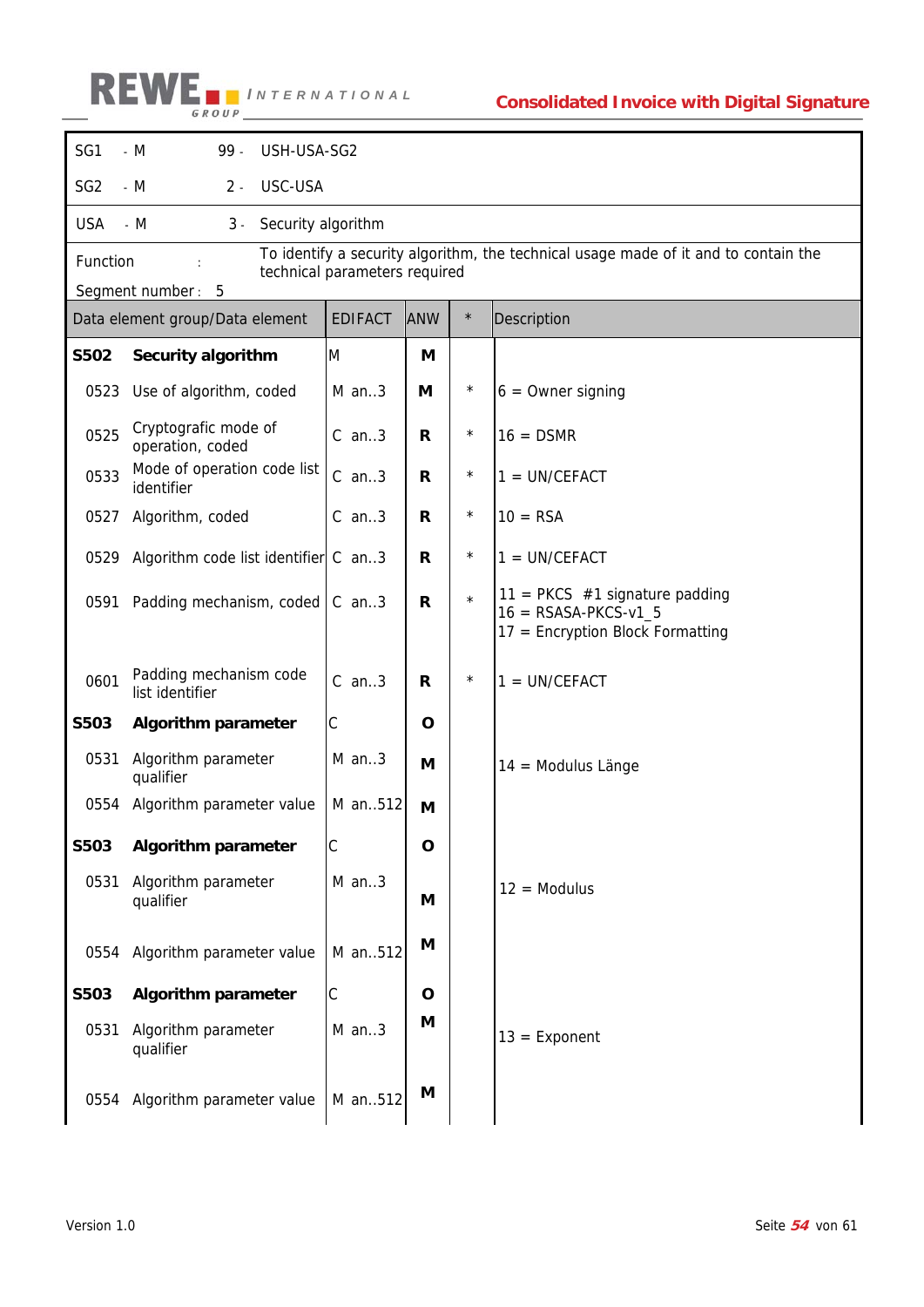| | | | |
|---|---|---|---|
| SG1 | - M | 99 - | USH-USA-SG2 |
| SG2 | - M | 2 - | USC-USA |
| USA | - M | 3 - | Security algorithm |

Function : To identify a security algorithm, the technical usage made of it and to contain the technical parameters required

Segment number : 5

| Data element group/Data element | | EDIFACT | ANW | * | Description |
|---|---|---|---|---|---|
| **S502** | **Security algorithm** | M | **M** | | |
| 0523 | Use of algorithm, coded | M an..3 | **M** | * | 6 = Owner signing |
| 0525 | Cryptografic mode of operation, coded | C an..3 | **R** | * | 16 = DSMR |
| 0533 | Mode of operation code list identifier | C an..3 | **R** | * | 1 = UN/CEFACT |
| 0527 | Algorithm, coded | C an..3 | **R** | * | 10 = RSA |
| 0529 | Algorithm code list identifier | C an..3 | **R** | * | 1 = UN/CEFACT |
| 0591 | Padding mechanism, coded | C an..3 | **R** | * | 11 = PKCS #1 signature padding<br>16 = RSASA-PKCS-v1_5<br>17 = Encryption Block Formatting |
| 0601 | Padding mechanism code list identifier | C an..3 | **R** | * | 1 = UN/CEFACT |
| **S503** | **Algorithm parameter** | C | **O** | | |
| 0531 | Algorithm parameter qualifier | M an..3 | **M** | | 14 = Modulus Länge |
| 0554 | Algorithm parameter value | M an..512 | **M** | | |
| **S503** | **Algorithm parameter** | C | **O** | | |
| 0531 | Algorithm parameter qualifier | M an..3 | **M** | | 12 = Modulus |
| 0554 | Algorithm parameter value | M an..512 | **M** | | |
| **S503** | **Algorithm parameter** | C | **O** | | |
| 0531 | Algorithm parameter qualifier | M an..3 | **M** | | 13 = Exponent |
| 0554 | Algorithm parameter value | M an..512 | **M** | | |

Version 1.0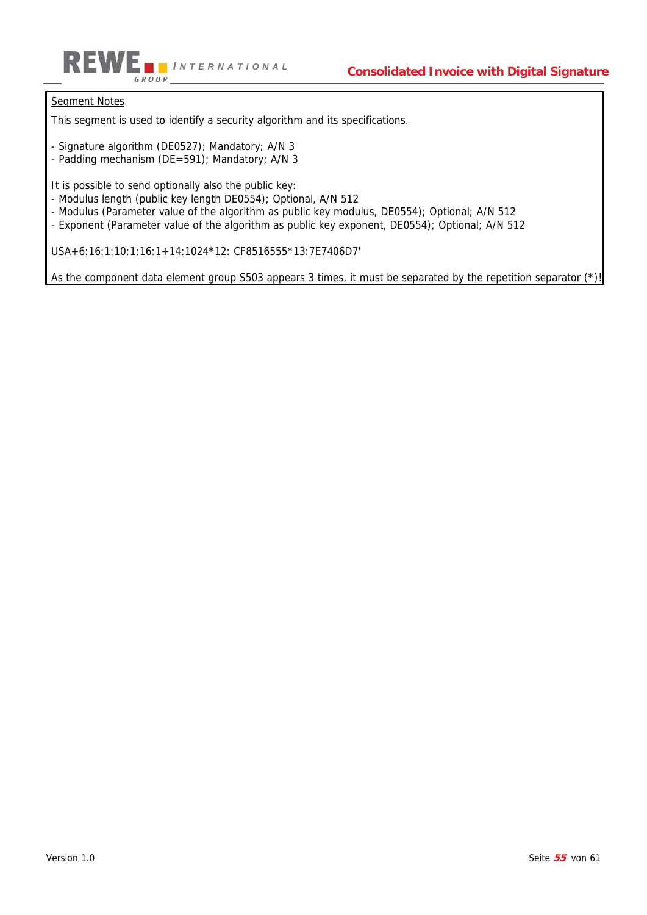<u>Segment Notes</u>

This segment is used to identify a security algorithm and its specifications.

- Signature algorithm (DE0527); Mandatory; A/N 3
- Padding mechanism (DE=591); Mandatory; A/N 3

It is possible to send optionally also the public key:
- Modulus length (public key length DE0554); Optional, A/N 512
- Modulus (Parameter value of the algorithm as public key modulus, DE0554); Optional; A/N 512
- Exponent (Parameter value of the algorithm as public key exponent, DE0554); Optional; A/N 512

USA+6:16:1:10:1:16:1+14:1024*12: CF8516555*13:7E7406D7'

As the component data element group S503 appears 3 times, it must be separated by the repetition separator (*)!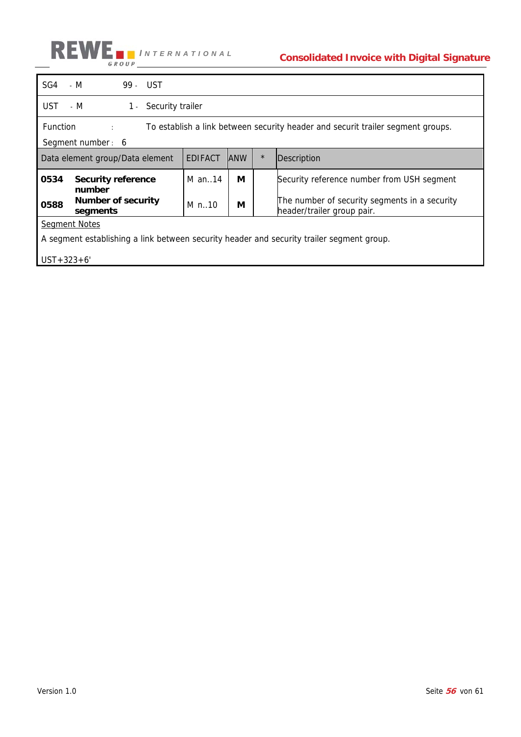| SG4 | - M | 99 - | UST |
|---|---|---|---|
| UST | - M | 1 - | Security trailer |

Function : To establish a link between security header and securit trailer segment groups.

Segment number : 6

| Data element group/Data element | | EDIFACT | ANW | * | Description |
|---|---|---|---|---|---|
| **0534** | **Security reference number** | M an..14 | **M** | | Security reference number from USH segment |
| **0588** | **Number of security segments** | M n..10 | **M** | | The number of security segments in a security header/trailer group pair. |

Segment Notes

A segment establishing a link between security header and security trailer segment group.

UST+323+6'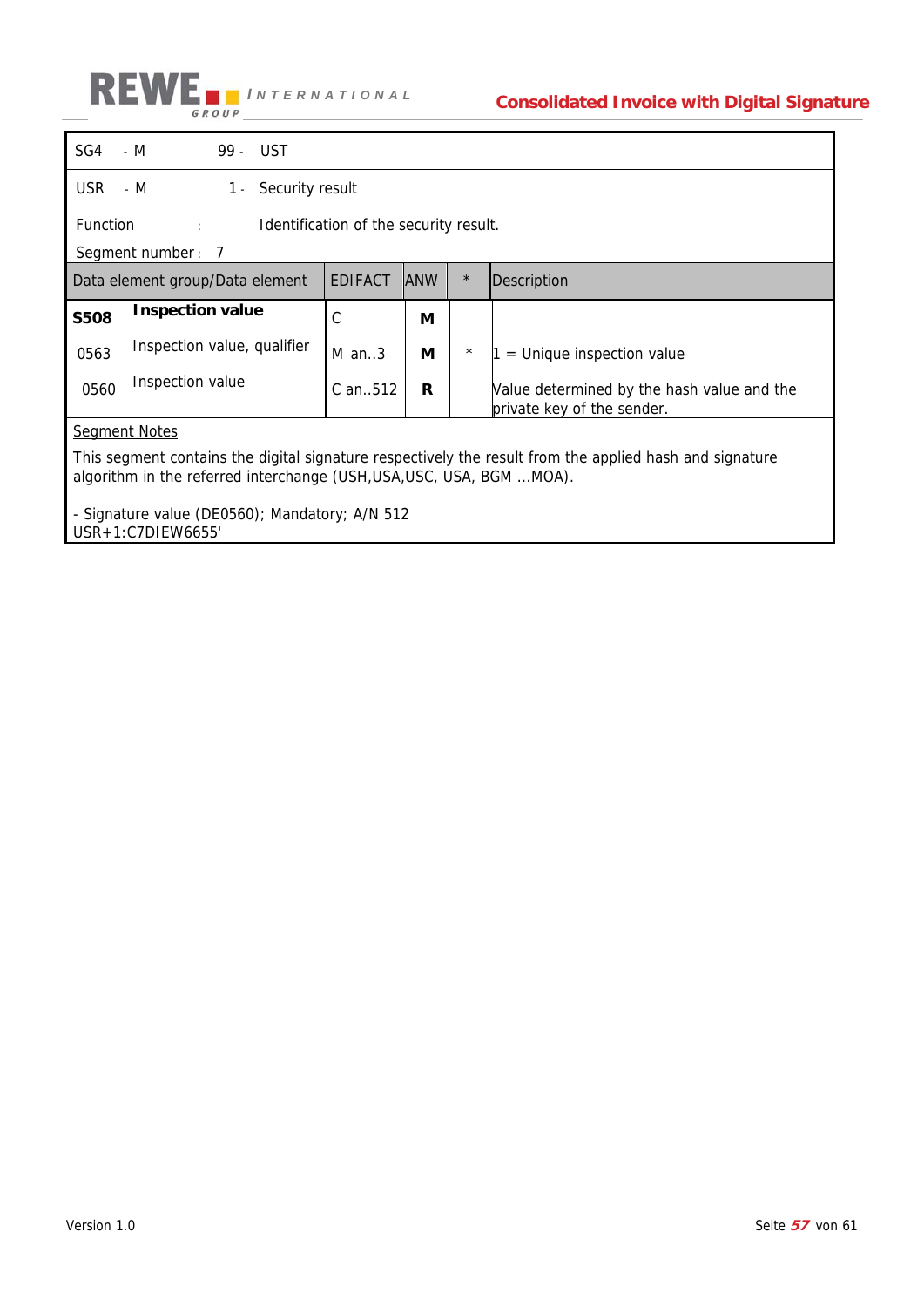| SG4 | - M | 99 - | UST |
|---|---|---|---|
| USR | - M | 1 - | Security result |

Function : Identification of the security result.

Segment number : 7

| Data element group/Data element | | EDIFACT | ANW | * | Description |
|---|---|---|---|---|---|
| **S508** | **Inspection value** | C | **M** | | |
| 0563 | Inspection value, qualifier | M an..3 | **M** | * | 1 = Unique inspection value |
| 0560 | Inspection value | C an..512 | **R** | | Value determined by the hash value and the private key of the sender. |

Segment Notes

This segment contains the digital signature respectively the result from the applied hash and signature algorithm in the referred interchange (USH,USA,USC, USA, BGM ...MOA).

- Signature value (DE0560); Mandatory; A/N 512

USR+1:C7DIEW6655'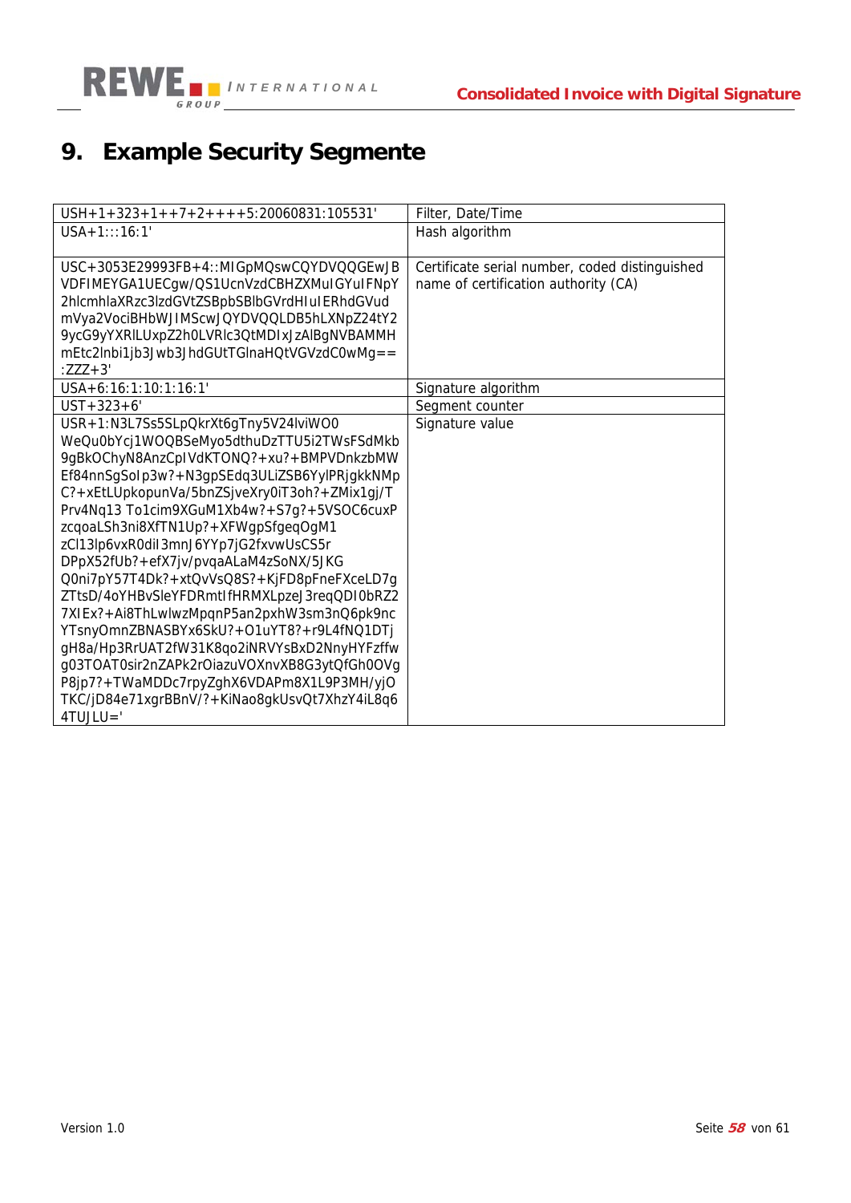# 9. Example Security Segmente

| | |
|---|---|
| USH+1+323+1++7+2++++5:20060831:105531' | Filter, Date/Time |
| USA+1:::16:1' | Hash algorithm |
| USC+3053E29993FB+4::MIGpMQswCQYDVQQGEwJBVDFIMEYGA1UECgw/QS1UcnVzdCBHZXMuIGYuIFNpY2hlcmhlaXRzc3lzdGVtZSBpbSBlbGVrdHIuIERhdGVudmVya2VociBHbWJIMScwJQYDVQQLDB5hLXNpZ24tY29ycG9yYXRlLUxpZ2h0LVRlc3QtMDIxJzAlBgNVBAMMHmEtc2lnbi1jb3Jwb3JhdGUtTGlnaHQtVGVzdC0wMg==:ZZZ+3' | Certificate serial number, coded distinguished name of certification authority (CA) |
| USA+6:16:1:10:1:16:1' | Signature algorithm |
| UST+323+6' | Segment counter |
| USR+1:N3L7Ss5SLpQkrXt6gTny5V24lviWO0WeQu0bYcj1WOQBSeMyo5dthuDzTTU5i2TWsFSdMkb9gBkOChyN8AnzCpIVdKTONQ?+xu?+BMPVDnkzbMWEf84nnSgSoIp3w?+N3gpSEdq3ULiZSB6YylPRjgkkNMpC?+xEtLUpkopunVa/5bnZSjveXry0iT3oh?+ZMix1gj/TPrv4Nq13 To1cim9XGuM1Xb4w?+S7g?+5VSOC6cuxPzcqoaLSh3ni8XfTN1Up?+XFWgpSfgeqOgM1zCl13lp6vxR0diI3mnJ6YYp7jG2fxvwUsCS5rDPpX52fUb?+efX7jv/pvqaALaM4zSoNX/5JKGQ0ni7pY57T4Dk?+xtQvVsQ8S?+KjFD8pFneFXceLD7gZTtsD/4oYHBvSleYFDRmtIfHRMXLpzeJ3reqQDI0bRZ27XIEx?+Ai8ThLwlwzMpqnP5an2pxhW3sm3nQ6pk9ncYTsnyOmnZBNASBYx6SkU?+O1uYT8?+r9L4fNQ1DTjgH8a/Hp3RrUAT2fW31K8qo2iNRVYsBxD2NnyHYFzffwg03TOAT0sir2nZAPk2rOiazuVOXnvXB8G3ytQfGh0OVgP8jp7?+TWaMDDc7rpyZghX6VDAPm8X1L9P3MH/yjOTKC/jD84e71xgrBBnV/?+KiNao8gkUsvQt7XhzY4iL8q64TUJLU=' | Signature value |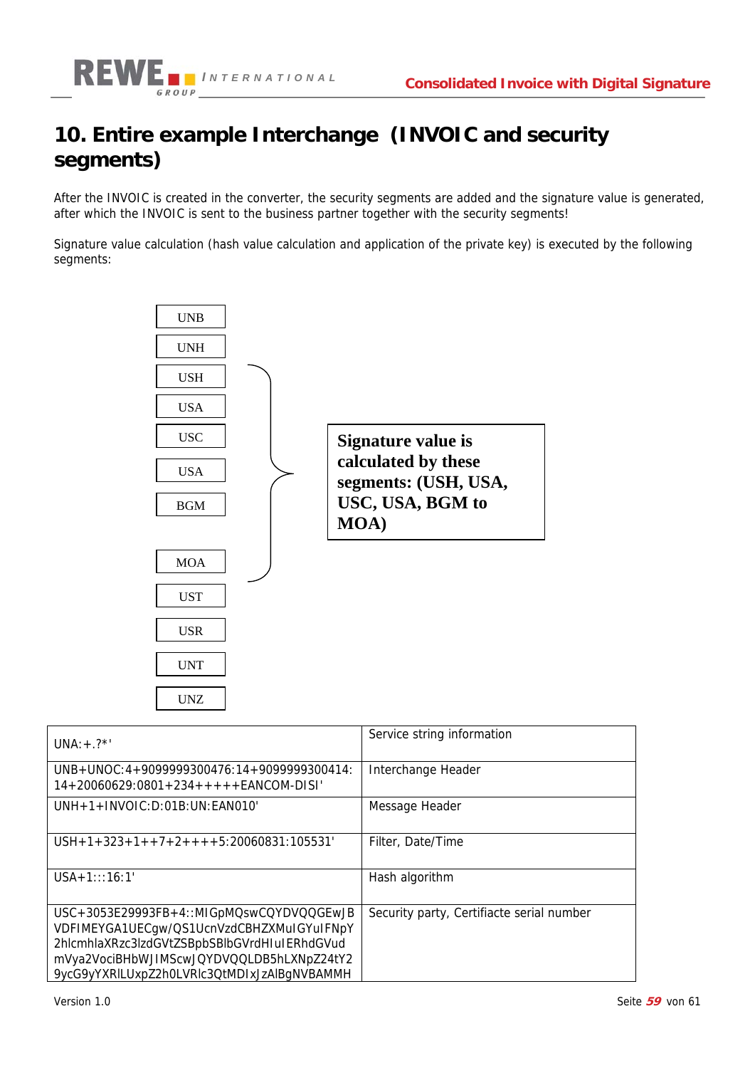# 10. Entire example Interchange (INVOIC and security segments)

After the INVOIC is created in the converter, the security segments are added and the signature value is generated, after which the INVOIC is sent to the business partner together with the security segments!

Signature value calculation (hash value calculation and application of the private key) is executed by the following segments:

UNB
UNH
USH
USA
USC
USA
BGM

MOA
UST
USR
UNT
UNZ

**Signature value is calculated by these segments: (USH, USA, USC, USA, BGM to MOA)**

| | |
|---|---|
| UNA:+.?*' | Service string information |
| UNB+UNOC:4+9099999300476:14+9099999300414:14+20060629:0801+234+++++EANCOM-DISI' | Interchange Header |
| UNH+1+INVOIC:D:01B:UN:EAN010' | Message Header |
| USH+1+323+1++7+2++++5:20060831:105531' | Filter, Date/Time |
| USA+1:::16:1' | Hash algorithm |
| USC+3053E29993FB+4::MIGpMQswCQYDVQQGEwJBVDFIMEYGA1UECgw/QS1UcnVzdCBHZXMuIGYuIFNpY2hlcmhlaXRzc3lzdGVtZSBpbSBlbGVrdHIuIERhdGVudmVya2VociBHbWJIMScwJQYDVQQLDB5hLXNpZ24tY29ycG9yYXRlLUxpZ2h0LVRlc3QtMDIxJzAlBgNVBAMMH | Security party, Certifiacte serial number |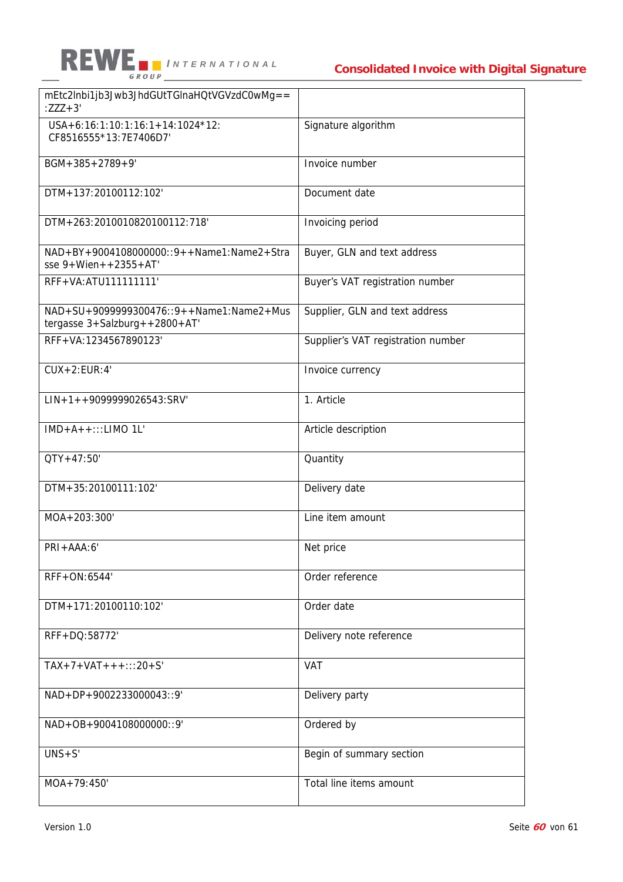| | |
|---|---|
| mEtc2lnbi1jb3Jwb3JhdGUtTGlnaHQtVGVzdC0wMg==:ZZZ+3' | |
| USA+6:16:1:10:1:16:1+14:1024*12:CF8516555*13:7E7406D7' | Signature algorithm |
| BGM+385+2789+9' | Invoice number |
| DTM+137:20100112:102' | Document date |
| DTM+263:2010010820100112:718' | Invoicing period |
| NAD+BY+9004108000000::9++Name1:Name2+Strasse 9+Wien++2355+AT' | Buyer, GLN and text address |
| RFF+VA:ATU111111111' | Buyer's VAT registration number |
| NAD+SU+9099999300476::9++Name1:Name2+Mustergasse 3+Salzburg++2800+AT' | Supplier, GLN and text address |
| RFF+VA:1234567890123' | Supplier's VAT registration number |
| CUX+2:EUR:4' | Invoice currency |
| LIN+1++9099999026543:SRV' | 1. Article |
| IMD+A++:::LIMO 1L' | Article description |
| QTY+47:50' | Quantity |
| DTM+35:20100111:102' | Delivery date |
| MOA+203:300' | Line item amount |
| PRI+AAA:6' | Net price |
| RFF+ON:6544' | Order reference |
| DTM+171:20100110:102' | Order date |
| RFF+DQ:58772' | Delivery note reference |
| TAX+7+VAT+++:::20+S' | VAT |
| NAD+DP+9002233000043::9' | Delivery party |
| NAD+OB+9004108000000::9' | Ordered by |
| UNS+S' | Begin of summary section |
| MOA+79:450' | Total line items amount |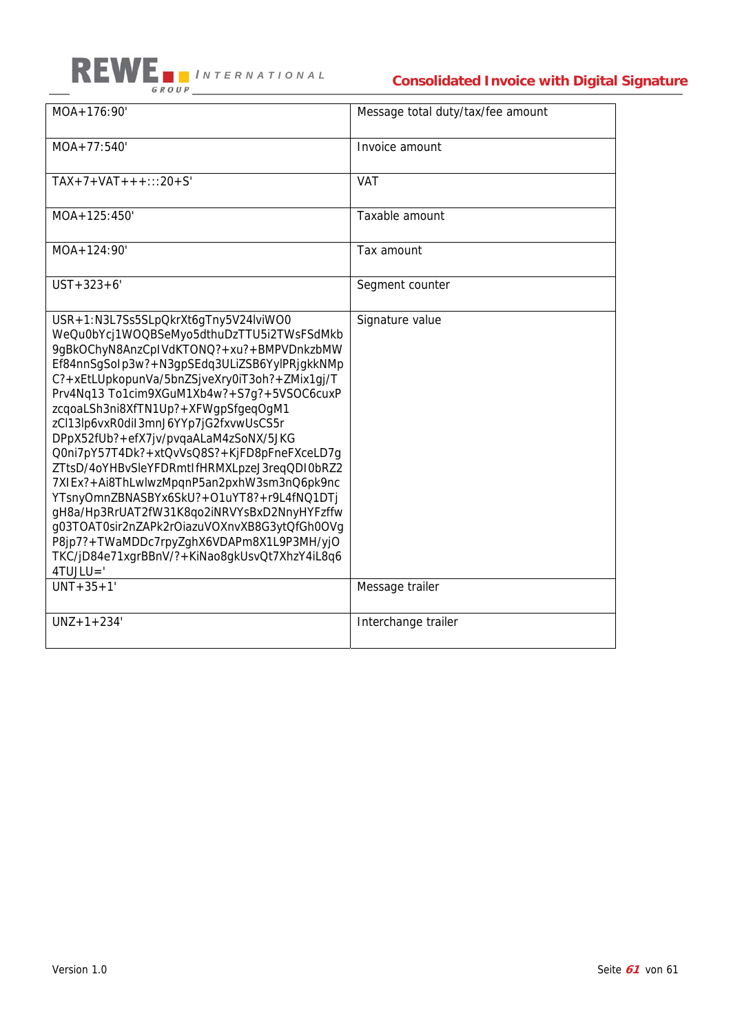| | |
|---|---|
| MOA+176:90' | Message total duty/tax/fee amount |
| MOA+77:540' | Invoice amount |
| TAX+7+VAT+++:::20+S' | VAT |
| MOA+125:450' | Taxable amount |
| MOA+124:90' | Tax amount |
| UST+323+6' | Segment counter |
| USR+1:N3L7Ss5SLpQkrXt6gTny5V24lviWO0 WeQu0bYcj1WOQBSeMyo5dthuDzTTU5i2TWsFSdMkb 9gBkOChyN8AnzCpIVdKTONQ?+xu?+BMPVDnkzbMW Ef84nnSgSoIp3w?+N3gpSEdq3ULiZSB6YylPRjgkkNMp C?+xEtLUpkopunVa/5bnZSjveXry0iT3oh?+ZMix1gj/T Prv4Nq13 To1cim9XGuM1Xb4w?+S7g?+5VSOC6cuxP zcqoaLSh3ni8XfTN1Up?+XFWgpSfgeqOgM1 zCl13lp6vxR0diI3mnJ6YYp7jG2fxvwUsCS5r DPpX52fUb?+efX7jv/pvqaALaM4zSoNX/5JKG Q0ni7pY57T4Dk?+xtQvVsQ8S?+KjFD8pFneFXceLD7g ZTtsD/4oYHBvSleYFDRmtIfHRMXLpzeJ3reqQDI0bRZ2 7XIEx?+Ai8ThLwlwzMpqnP5an2pxhW3sm3nQ6pk9nc YTsnyOmnZBNASBYx6SkU?+O1uYT8?+r9L4fNQ1DTj gH8a/Hp3RrUAT2fW31K8qo2iNRVYsBxD2NnyHYFzffw g03TOAT0sir2nZAPk2rOiazuVOXnvXB8G3ytQfGh0OVg P8jp7?+TWaMDDc7rpyZghX6VDAPm8X1L9P3MH/yjO TKC/jD84e71xgrBBnV/?+KiNao8gkUsvQt7XhzY4iL8q6 4TUJLU=' | Signature value |
| UNT+35+1' | Message trailer |
| UNZ+1+234' | Interchange trailer |